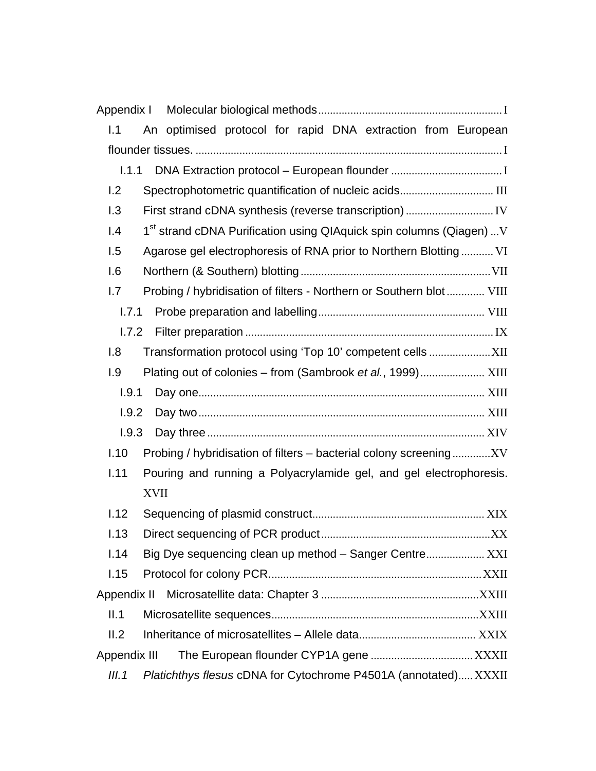Appendix I Molecular biological methods .............................................................. I

- I.1 An optimised protocol for rapid DNA extraction from European flounder tissues. ........................................................................................................ I
  - I.1.1 DNA Extraction protocol – European flounder ..................................... I
- I.2 Spectrophotometric quantification of nucleic acids................................ III
- I.3 First strand cDNA synthesis (reverse transcription) .............................. IV
- I.4 1st strand cDNA Purification using QIAquick spin columns (Qiagen) ...V
- I.5 Agarose gel electrophoresis of RNA prior to Northern Blotting ........... VI
- I.6 Northern (& Southern) blotting ................................................................VII
- I.7 Probing / hybridisation of filters - Northern or Southern blot ............. VIII
  - I.7.1 Probe preparation and labelling........................................................ VIII
  - I.7.2 Filter preparation .................................................................................... IX
- I.8 Transformation protocol using 'Top 10' competent cells .....................XII
- I.9 Plating out of colonies – from (Sambrook *et al.*, 1999)...................... XIII
  - I.9.1 Day one................................................................................................. XIII
  - I.9.2 Day two ................................................................................................. XIII
  - I.9.3 Day three .............................................................................................. XIV
- I.10 Probing / hybridisation of filters – bacterial colony screening .............XV
- I.11 Pouring and running a Polyacrylamide gel, and gel electrophoresis. XVII
- I.12 Sequencing of plasmid construct........................................................... XIX
- I.13 Direct sequencing of PCR product ..........................................................XX
- I.14 Big Dye sequencing clean up method – Sanger Centre.................... XXI
- I.15 Protocol for colony PCR........................................................................ XXII

Appendix II Microsatellite data: Chapter 3 ......................................................XXIII

- II.1 Microsatellite sequences.......................................................................XXIII
- II.2 Inheritance of microsatellites – Allele data........................................ XXIX

Appendix III The European flounder CYP1A gene ................................... XXXII

- *III.1* *Platichthys flesus* cDNA for Cytochrome P4501A (annotated)..... XXXII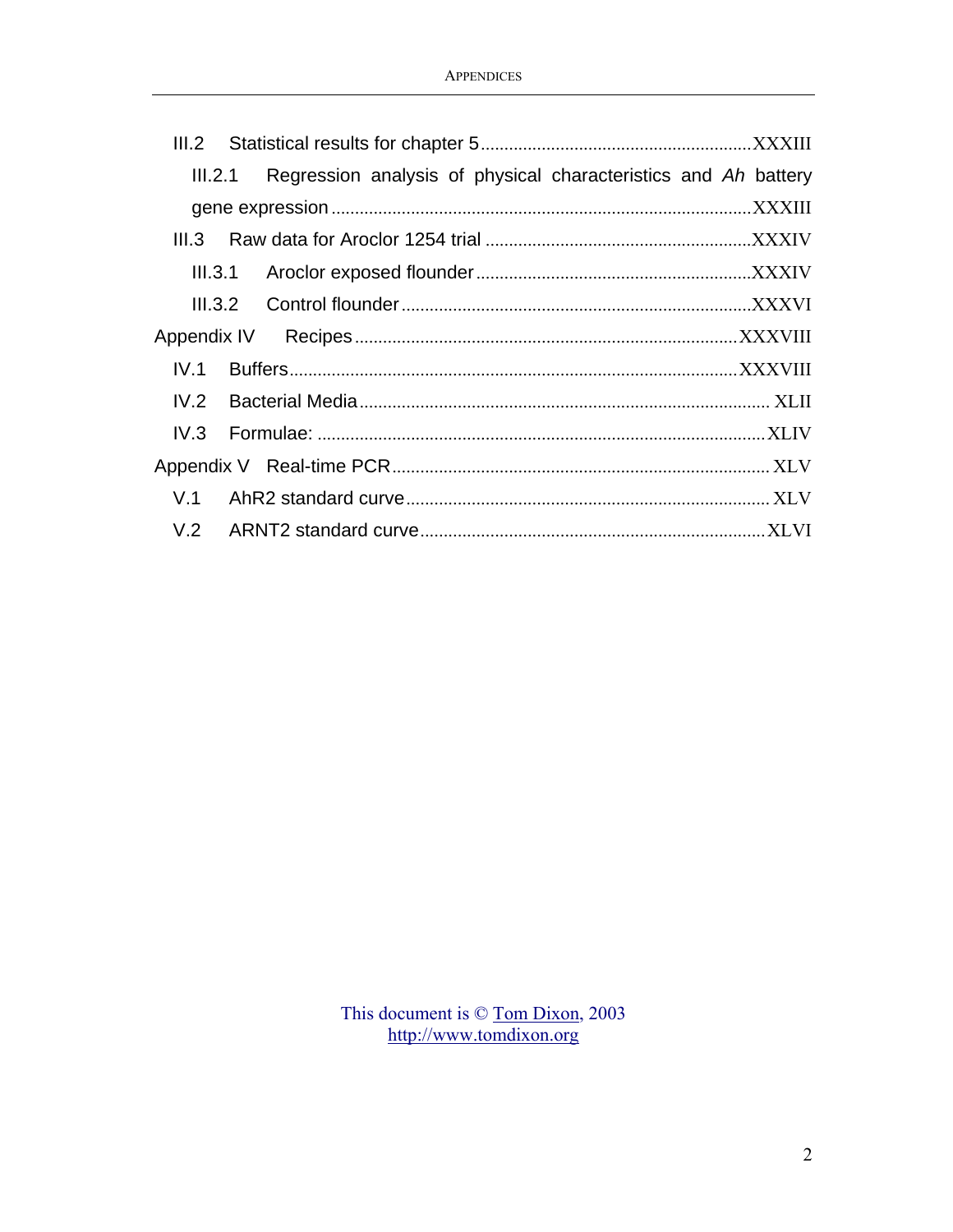III.2 Statistical results for chapter 5 .......................................................... XXXIII

III.2.1 Regression analysis of physical characteristics and *Ah* battery gene expression .......................................................................................... XXXIII

III.3 Raw data for Aroclor 1254 trial ......................................................... XXXIV

III.3.1 Aroclor exposed flounder ........................................................... XXXIV

III.3.2 Control flounder ........................................................................... XXXVI

Appendix IV Recipes .................................................................................. XXXVIII

IV.1 Buffers ................................................................................................ XXXVIII

IV.2 Bacterial Media ....................................................................................... XLII

IV.3 Formulae: ............................................................................................... XLIV

Appendix V Real-time PCR .................................................................................. XLV

V.1 AhR2 standard curve ............................................................................. XLV

V.2 ARNT2 standard curve .......................................................................... XLVI

This document is © Tom Dixon, 2003
http://www.tomdixon.org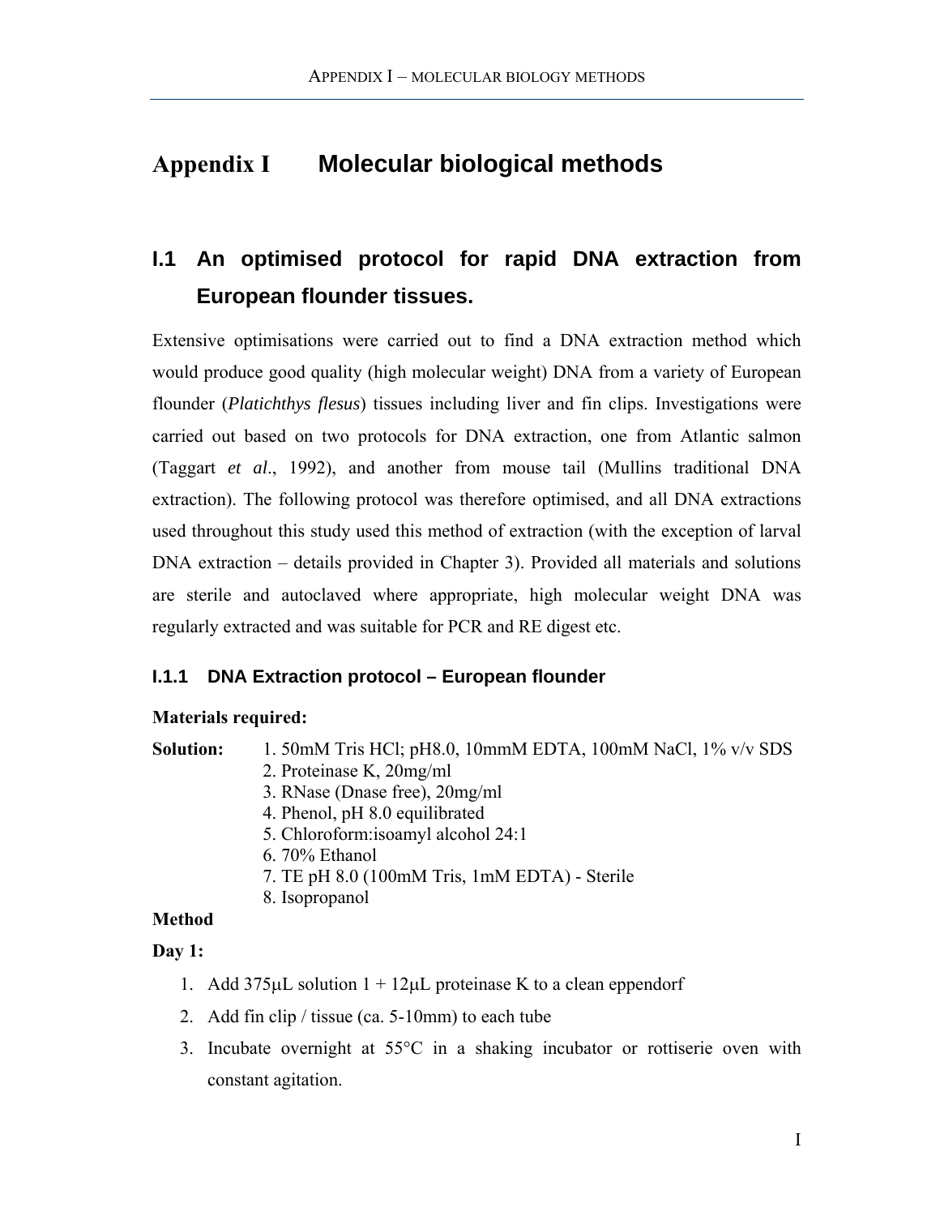# Appendix I Molecular biological methods

## I.1 An optimised protocol for rapid DNA extraction from European flounder tissues.

Extensive optimisations were carried out to find a DNA extraction method which would produce good quality (high molecular weight) DNA from a variety of European flounder (*Platichthys flesus*) tissues including liver and fin clips. Investigations were carried out based on two protocols for DNA extraction, one from Atlantic salmon (Taggart *et al*., 1992), and another from mouse tail (Mullins traditional DNA extraction). The following protocol was therefore optimised, and all DNA extractions used throughout this study used this method of extraction (with the exception of larval DNA extraction – details provided in Chapter 3). Provided all materials and solutions are sterile and autoclaved where appropriate, high molecular weight DNA was regularly extracted and was suitable for PCR and RE digest etc.

### I.1.1 DNA Extraction protocol – European flounder

**Materials required:**

**Solution:**
1. 50mM Tris HCl; pH8.0, 10mmM EDTA, 100mM NaCl, 1% v/v SDS
2. Proteinase K, 20mg/ml
3. RNase (Dnase free), 20mg/ml
4. Phenol, pH 8.0 equilibrated
5. Chloroform:isoamyl alcohol 24:1
6. 70% Ethanol
7. TE pH 8.0 (100mM Tris, 1mM EDTA) - Sterile
8. Isopropanol

**Method**

**Day 1:**

1. Add 375μL solution 1 + 12μL proteinase K to a clean eppendorf
2. Add fin clip / tissue (ca. 5-10mm) to each tube
3. Incubate overnight at 55°C in a shaking incubator or rottiserie oven with constant agitation.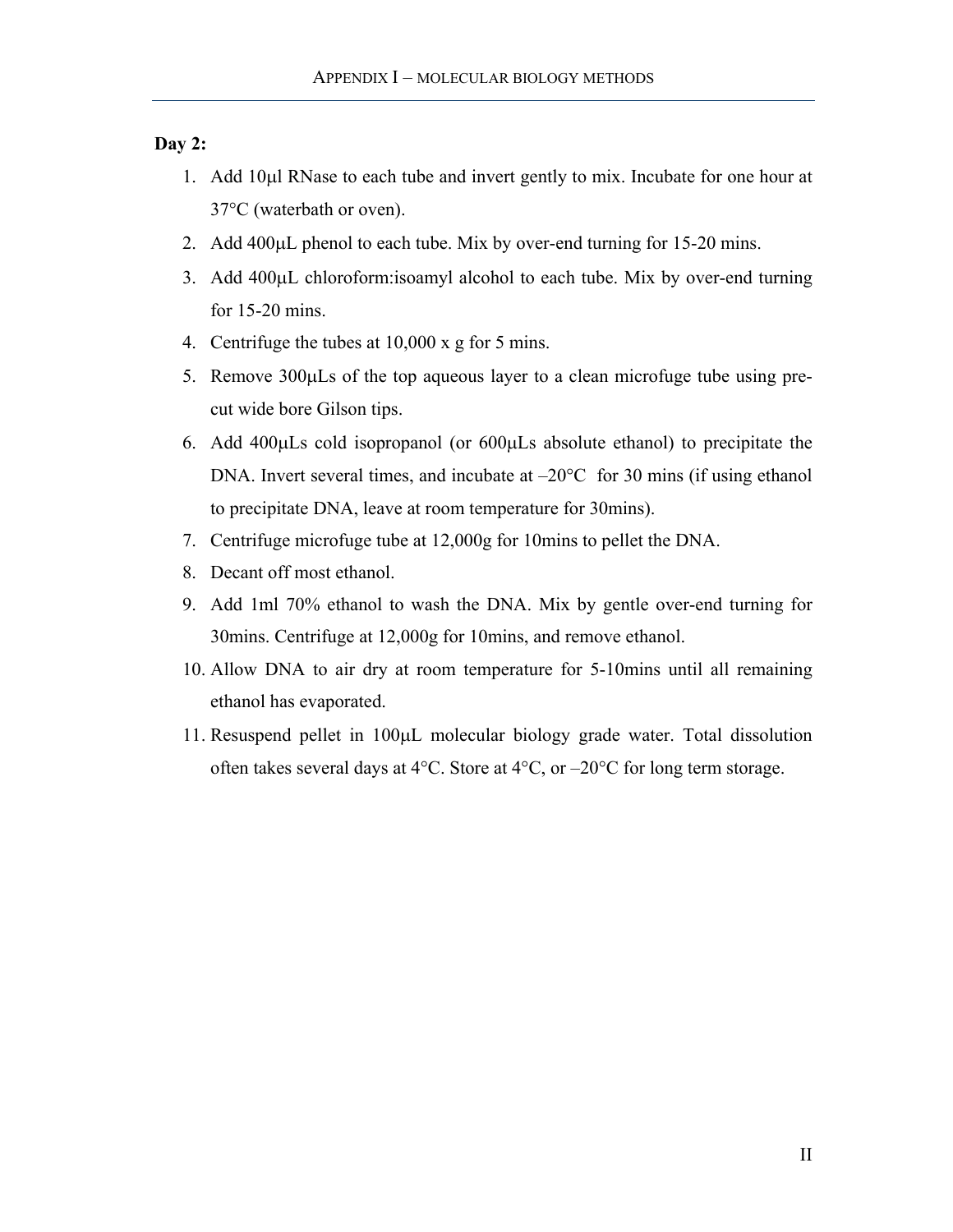**Day 2:**

1. Add 10μl RNase to each tube and invert gently to mix. Incubate for one hour at 37°C (waterbath or oven).
2. Add 400μL phenol to each tube. Mix by over-end turning for 15-20 mins.
3. Add 400μL chloroform:isoamyl alcohol to each tube. Mix by over-end turning for 15-20 mins.
4. Centrifuge the tubes at 10,000 x g for 5 mins.
5. Remove 300μLs of the top aqueous layer to a clean microfuge tube using pre-cut wide bore Gilson tips.
6. Add 400μLs cold isopropanol (or 600μLs absolute ethanol) to precipitate the DNA. Invert several times, and incubate at –20°C for 30 mins (if using ethanol to precipitate DNA, leave at room temperature for 30mins).
7. Centrifuge microfuge tube at 12,000g for 10mins to pellet the DNA.
8. Decant off most ethanol.
9. Add 1ml 70% ethanol to wash the DNA. Mix by gentle over-end turning for 30mins. Centrifuge at 12,000g for 10mins, and remove ethanol.
10. Allow DNA to air dry at room temperature for 5-10mins until all remaining ethanol has evaporated.
11. Resuspend pellet in 100μL molecular biology grade water. Total dissolution often takes several days at 4°C. Store at 4°C, or –20°C for long term storage.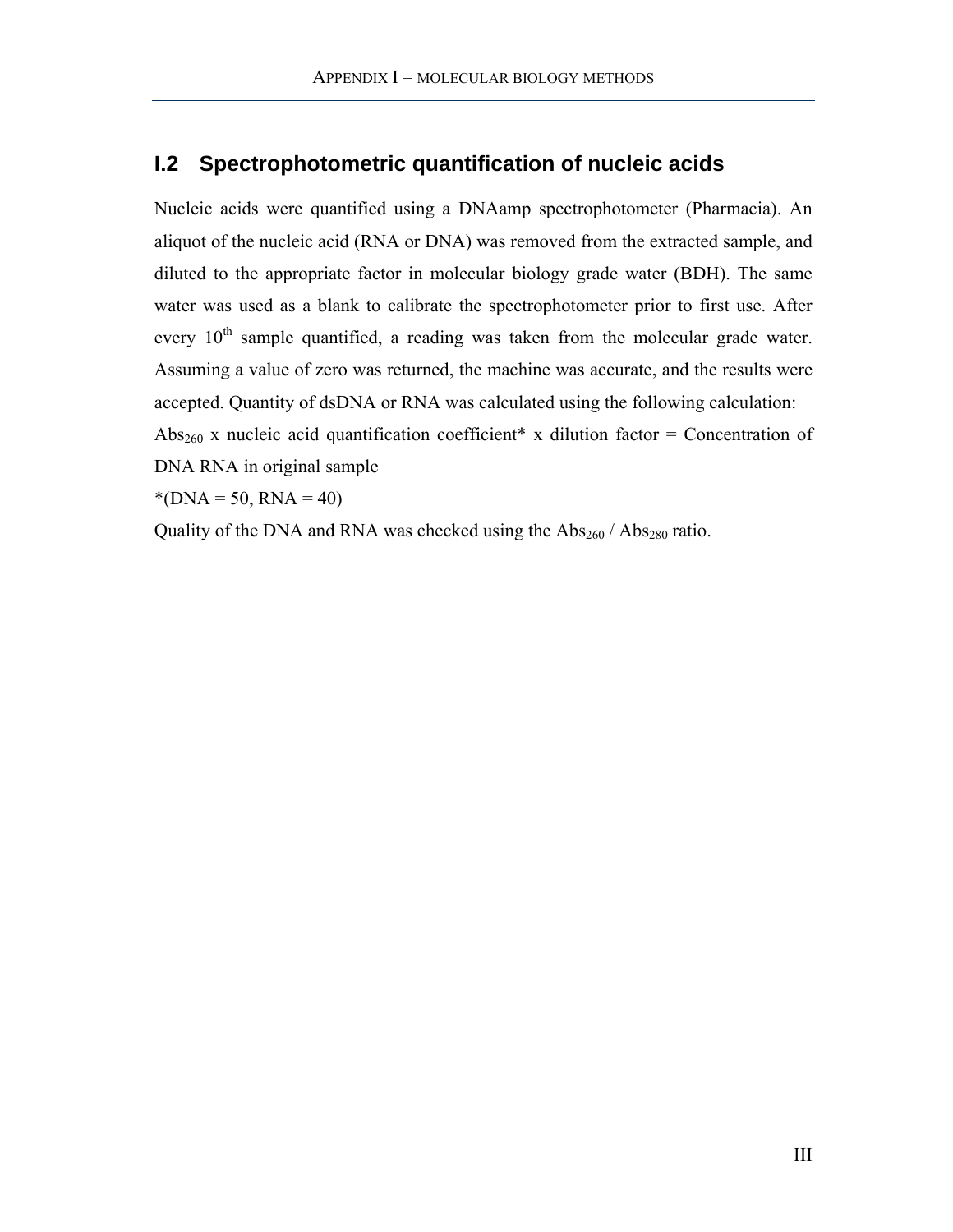## I.2 Spectrophotometric quantification of nucleic acids

Nucleic acids were quantified using a DNAamp spectrophotometer (Pharmacia). An aliquot of the nucleic acid (RNA or DNA) was removed from the extracted sample, and diluted to the appropriate factor in molecular biology grade water (BDH). The same water was used as a blank to calibrate the spectrophotometer prior to first use. After every $10^{th}$ sample quantified, a reading was taken from the molecular grade water. Assuming a value of zero was returned, the machine was accurate, and the results were accepted. Quantity of dsDNA or RNA was calculated using the following calculation:

$Abs_{260}$ x nucleic acid quantification coefficient* x dilution factor = Concentration of DNA RNA in original sample

*(DNA = 50, RNA = 40)

Quality of the DNA and RNA was checked using the $Abs_{260}$ / $Abs_{280}$ ratio.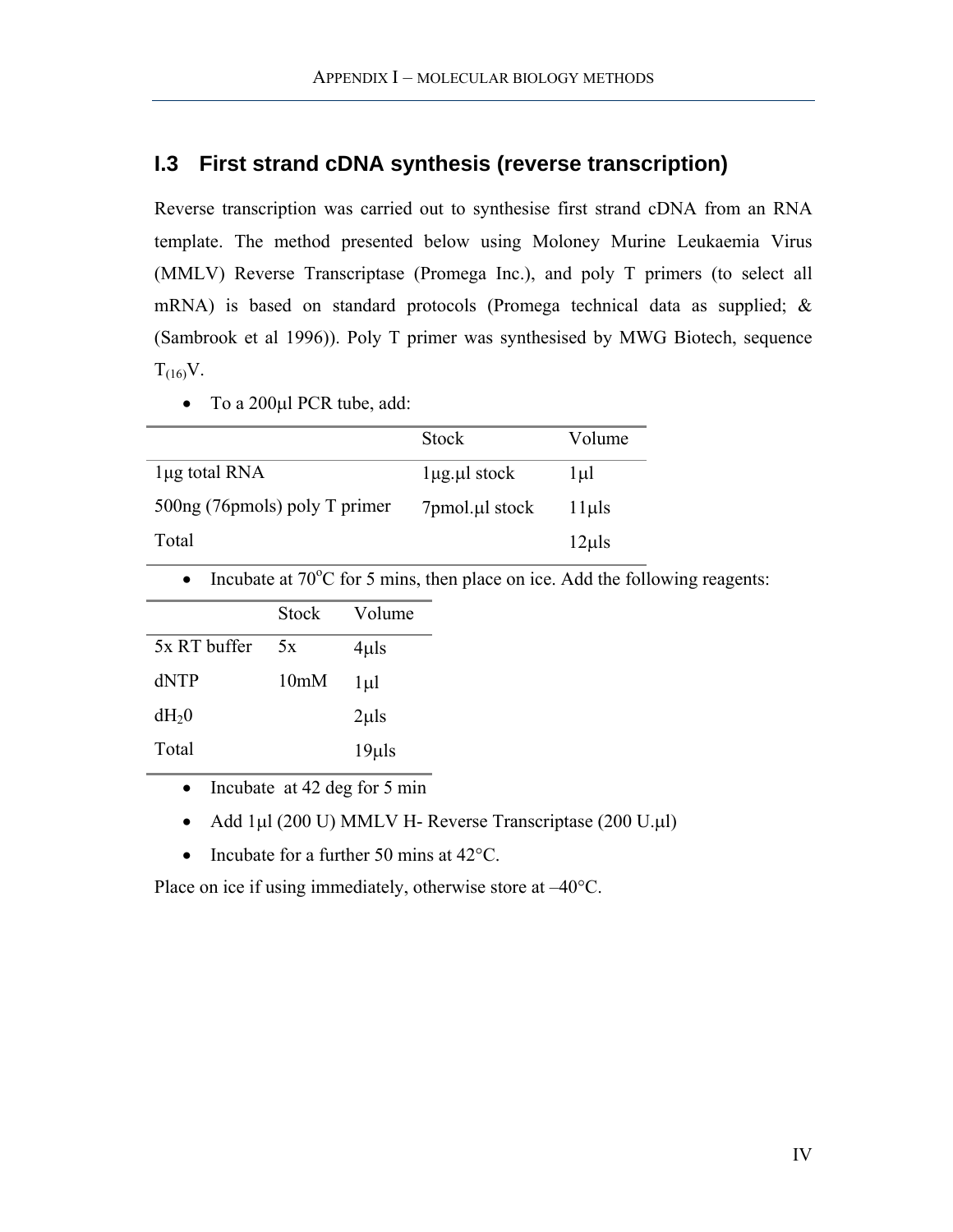## I.3 First strand cDNA synthesis (reverse transcription)

Reverse transcription was carried out to synthesise first strand cDNA from an RNA template. The method presented below using Moloney Murine Leukaemia Virus (MMLV) Reverse Transcriptase (Promega Inc.), and poly T primers (to select all mRNA) is based on standard protocols (Promega technical data as supplied; & (Sambrook et al 1996)). Poly T primer was synthesised by MWG Biotech, sequence $T_{(16)}V$.

- To a 200µl PCR tube, add:

| | Stock | Volume |
|---|---|---|
| 1µg total RNA | 1µg.µl stock | 1µl |
| 500ng (76pmols) poly T primer | 7pmol.µl stock | 11µls |
| Total | | 12µls |

- Incubate at 70$^{o}$C for 5 mins, then place on ice. Add the following reagents:

| | Stock | Volume |
|---|---|---|
| 5x RT buffer | 5x | 4µls |
| dNTP | 10mM | 1µl |
| $dH_20$ | | 2µls |
| Total | | 19µls |

- Incubate at 42 deg for 5 min
- Add 1µl (200 U) MMLV H- Reverse Transcriptase (200 U.µl)
- Incubate for a further 50 mins at 42°C.

Place on ice if using immediately, otherwise store at –40°C.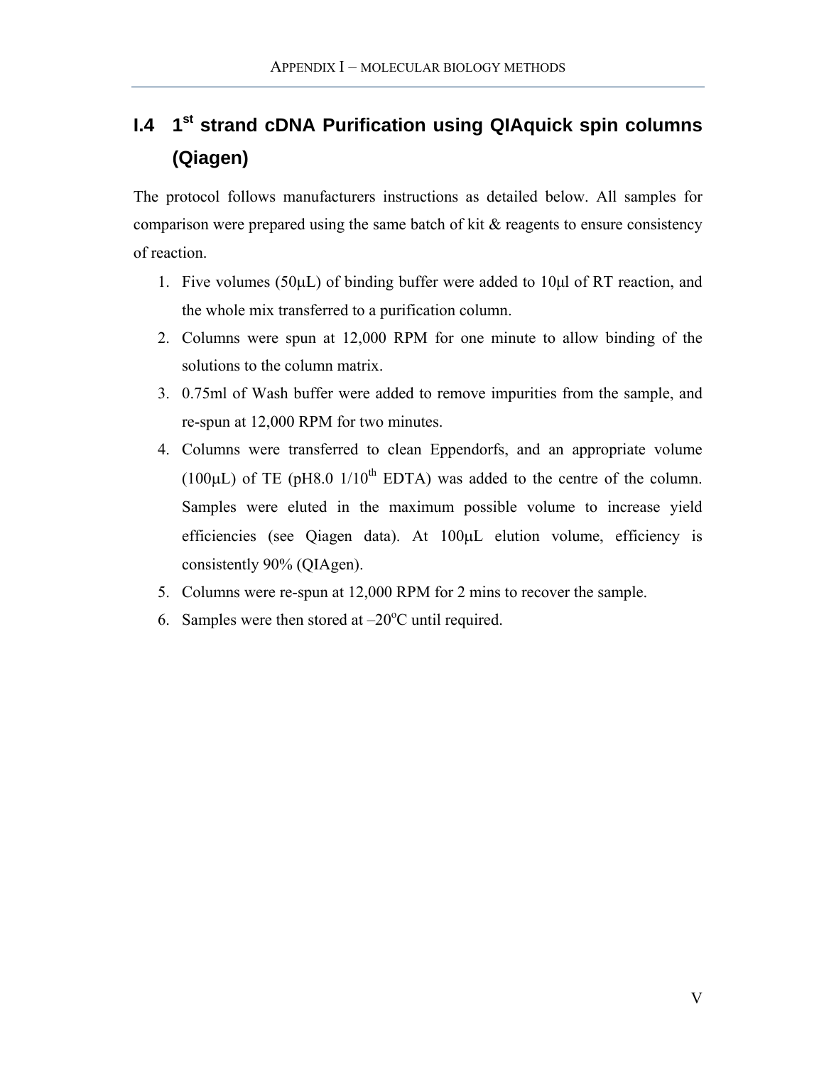## I.4 1st strand cDNA Purification using QIAquick spin columns (Qiagen)

The protocol follows manufacturers instructions as detailed below. All samples for comparison were prepared using the same batch of kit & reagents to ensure consistency of reaction.

1. Five volumes (50µL) of binding buffer were added to 10µl of RT reaction, and the whole mix transferred to a purification column.
2. Columns were spun at 12,000 RPM for one minute to allow binding of the solutions to the column matrix.
3. 0.75ml of Wash buffer were added to remove impurities from the sample, and re-spun at 12,000 RPM for two minutes.
4. Columns were transferred to clean Eppendorfs, and an appropriate volume (100µL) of TE (pH8.0 1/10$^{th}$ EDTA) was added to the centre of the column. Samples were eluted in the maximum possible volume to increase yield efficiencies (see Qiagen data). At 100µL elution volume, efficiency is consistently 90% (QIAgen).
5. Columns were re-spun at 12,000 RPM for 2 mins to recover the sample.
6. Samples were then stored at –20$^{o}$C until required.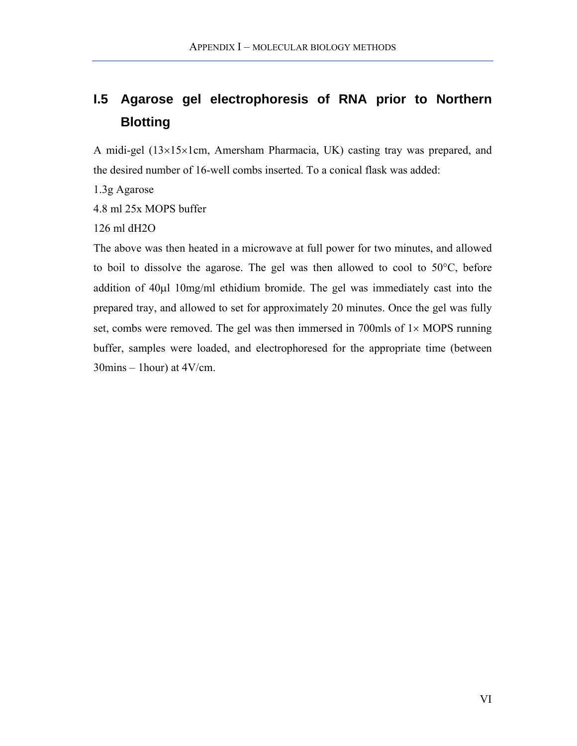## I.5 Agarose gel electrophoresis of RNA prior to Northern Blotting

A midi-gel (13×15×1cm, Amersham Pharmacia, UK) casting tray was prepared, and the desired number of 16-well combs inserted. To a conical flask was added:

1.3g Agarose

4.8 ml 25x MOPS buffer

126 ml dH2O

The above was then heated in a microwave at full power for two minutes, and allowed to boil to dissolve the agarose. The gel was then allowed to cool to 50°C, before addition of 40μl 10mg/ml ethidium bromide. The gel was immediately cast into the prepared tray, and allowed to set for approximately 20 minutes. Once the gel was fully set, combs were removed. The gel was then immersed in 700mls of 1× MOPS running buffer, samples were loaded, and electrophoresed for the appropriate time (between 30mins – 1hour) at 4V/cm.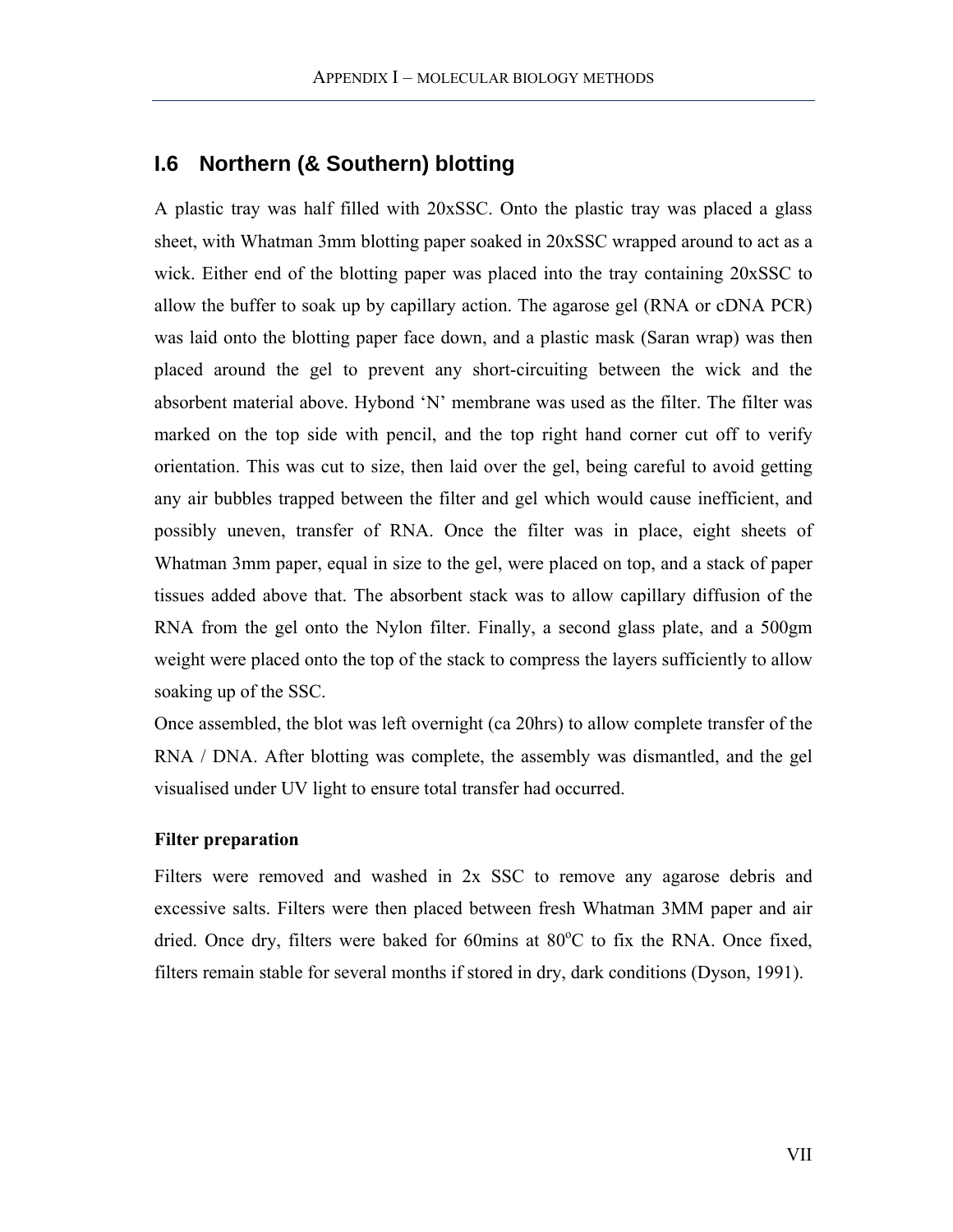## I.6 Northern (& Southern) blotting

A plastic tray was half filled with 20xSSC. Onto the plastic tray was placed a glass sheet, with Whatman 3mm blotting paper soaked in 20xSSC wrapped around to act as a wick. Either end of the blotting paper was placed into the tray containing 20xSSC to allow the buffer to soak up by capillary action. The agarose gel (RNA or cDNA PCR) was laid onto the blotting paper face down, and a plastic mask (Saran wrap) was then placed around the gel to prevent any short-circuiting between the wick and the absorbent material above. Hybond 'N' membrane was used as the filter. The filter was marked on the top side with pencil, and the top right hand corner cut off to verify orientation. This was cut to size, then laid over the gel, being careful to avoid getting any air bubbles trapped between the filter and gel which would cause inefficient, and possibly uneven, transfer of RNA. Once the filter was in place, eight sheets of Whatman 3mm paper, equal in size to the gel, were placed on top, and a stack of paper tissues added above that. The absorbent stack was to allow capillary diffusion of the RNA from the gel onto the Nylon filter. Finally, a second glass plate, and a 500gm weight were placed onto the top of the stack to compress the layers sufficiently to allow soaking up of the SSC.

Once assembled, the blot was left overnight (ca 20hrs) to allow complete transfer of the RNA / DNA. After blotting was complete, the assembly was dismantled, and the gel visualised under UV light to ensure total transfer had occurred.

**Filter preparation**

Filters were removed and washed in 2x SSC to remove any agarose debris and excessive salts. Filters were then placed between fresh Whatman 3MM paper and air dried. Once dry, filters were baked for 60mins at 80$^{o}$C to fix the RNA. Once fixed, filters remain stable for several months if stored in dry, dark conditions (Dyson, 1991).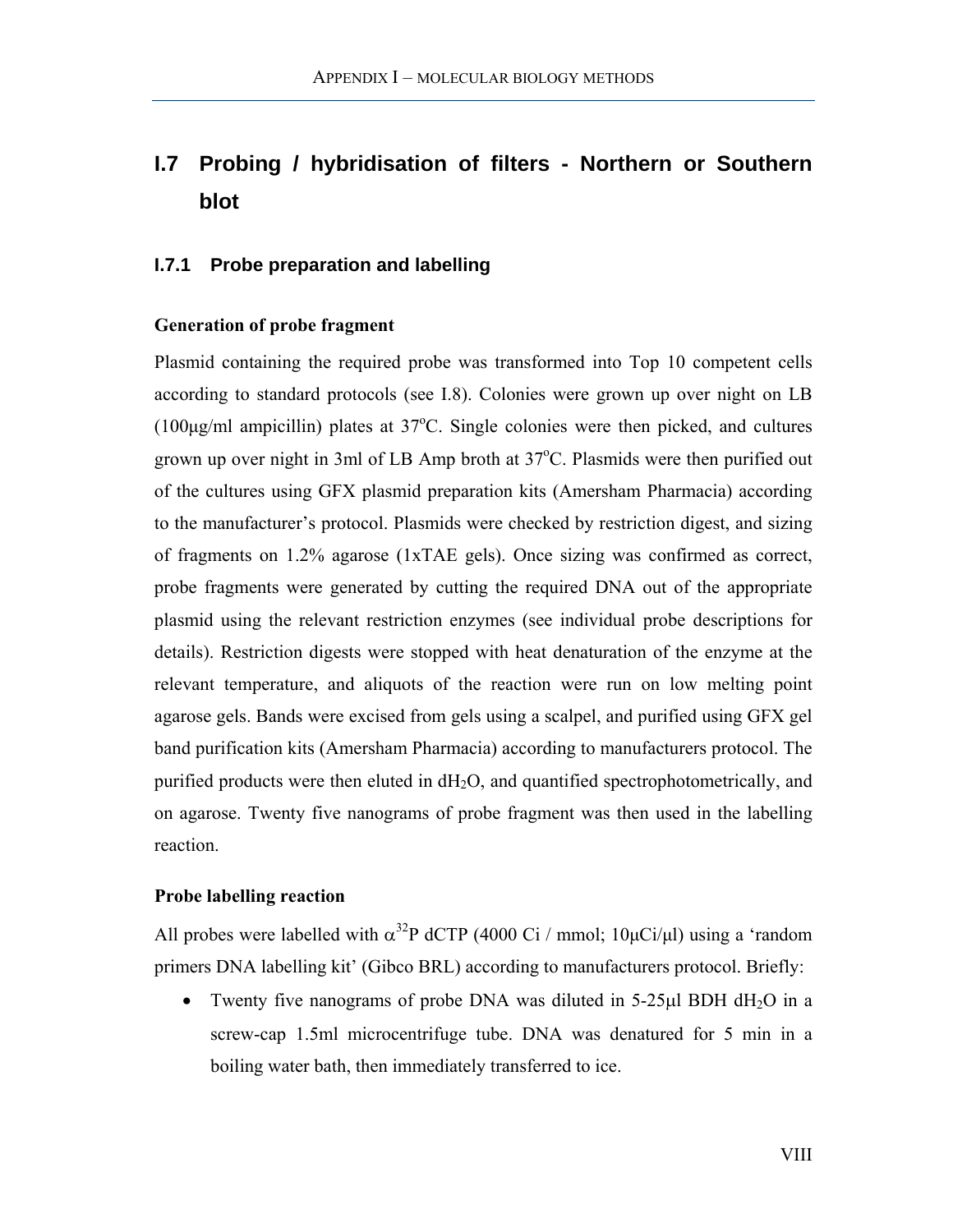## I.7 Probing / hybridisation of filters - Northern or Southern blot

### I.7.1 Probe preparation and labelling

**Generation of probe fragment**

Plasmid containing the required probe was transformed into Top 10 competent cells according to standard protocols (see I.8). Colonies were grown up over night on LB (100µg/ml ampicillin) plates at 37$^o$C. Single colonies were then picked, and cultures grown up over night in 3ml of LB Amp broth at 37$^o$C. Plasmids were then purified out of the cultures using GFX plasmid preparation kits (Amersham Pharmacia) according to the manufacturer's protocol. Plasmids were checked by restriction digest, and sizing of fragments on 1.2% agarose (1xTAE gels). Once sizing was confirmed as correct, probe fragments were generated by cutting the required DNA out of the appropriate plasmid using the relevant restriction enzymes (see individual probe descriptions for details). Restriction digests were stopped with heat denaturation of the enzyme at the relevant temperature, and aliquots of the reaction were run on low melting point agarose gels. Bands were excised from gels using a scalpel, and purified using GFX gel band purification kits (Amersham Pharmacia) according to manufacturers protocol. The purified products were then eluted in $dH_2O$, and quantified spectrophotometrically, and on agarose. Twenty five nanograms of probe fragment was then used in the labelling reaction.

**Probe labelling reaction**

All probes were labelled with $\alpha^{32}$P dCTP (4000 Ci / mmol; 10µCi/µl) using a 'random primers DNA labelling kit' (Gibco BRL) according to manufacturers protocol. Briefly:

- Twenty five nanograms of probe DNA was diluted in 5-25µl BDH $dH_2O$ in a screw-cap 1.5ml microcentrifuge tube. DNA was denatured for 5 min in a boiling water bath, then immediately transferred to ice.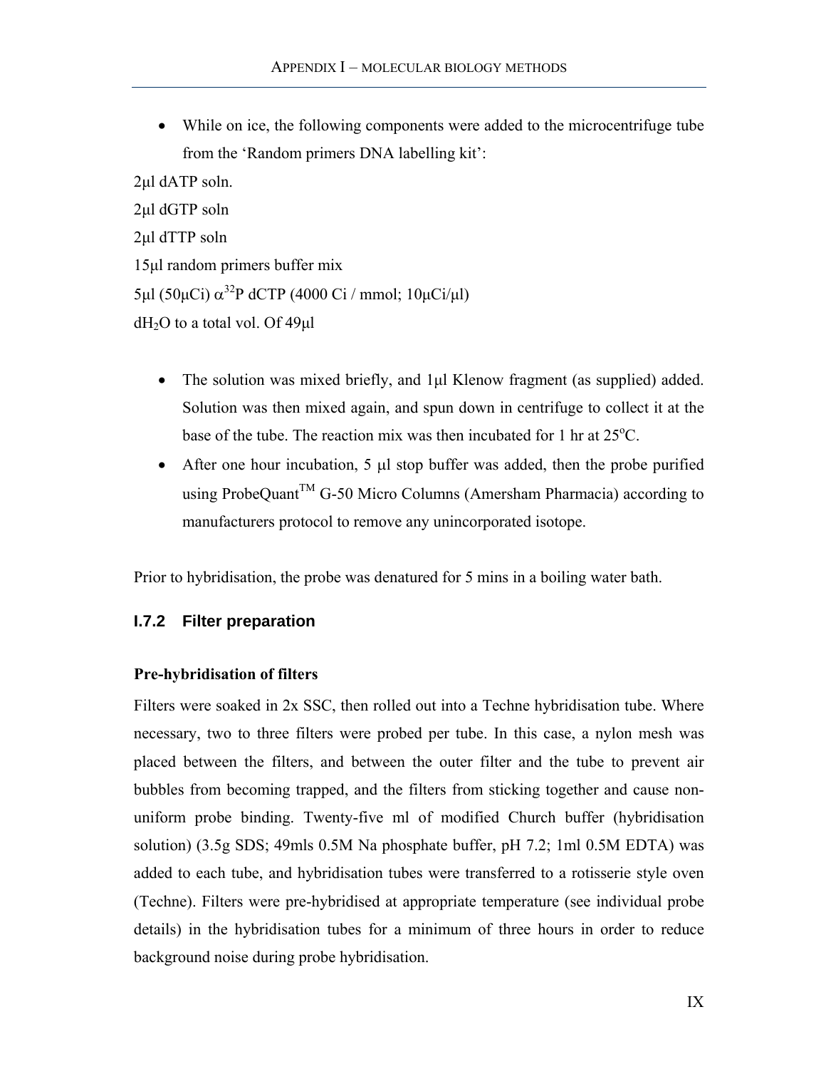- While on ice, the following components were added to the microcentrifuge tube from the 'Random primers DNA labelling kit':

2μl dATP soln.

2μl dGTP soln

2μl dTTP soln

15μl random primers buffer mix

5μl (50μCi) $\alpha^{32}$P dCTP (4000 Ci / mmol; 10μCi/μl)

$dH_2O$ to a total vol. Of 49μl

- The solution was mixed briefly, and 1μl Klenow fragment (as supplied) added. Solution was then mixed again, and spun down in centrifuge to collect it at the base of the tube. The reaction mix was then incubated for 1 hr at 25°C.
- After one hour incubation, 5 μl stop buffer was added, then the probe purified using ProbeQuant™ G-50 Micro Columns (Amersham Pharmacia) according to manufacturers protocol to remove any unincorporated isotope.

Prior to hybridisation, the probe was denatured for 5 mins in a boiling water bath.

### I.7.2 Filter preparation

**Pre-hybridisation of filters**

Filters were soaked in 2x SSC, then rolled out into a Techne hybridisation tube. Where necessary, two to three filters were probed per tube. In this case, a nylon mesh was placed between the filters, and between the outer filter and the tube to prevent air bubbles from becoming trapped, and the filters from sticking together and cause non-uniform probe binding. Twenty-five ml of modified Church buffer (hybridisation solution) (3.5g SDS; 49mls 0.5M Na phosphate buffer, pH 7.2; 1ml 0.5M EDTA) was added to each tube, and hybridisation tubes were transferred to a rotisserie style oven (Techne). Filters were pre-hybridised at appropriate temperature (see individual probe details) in the hybridisation tubes for a minimum of three hours in order to reduce background noise during probe hybridisation.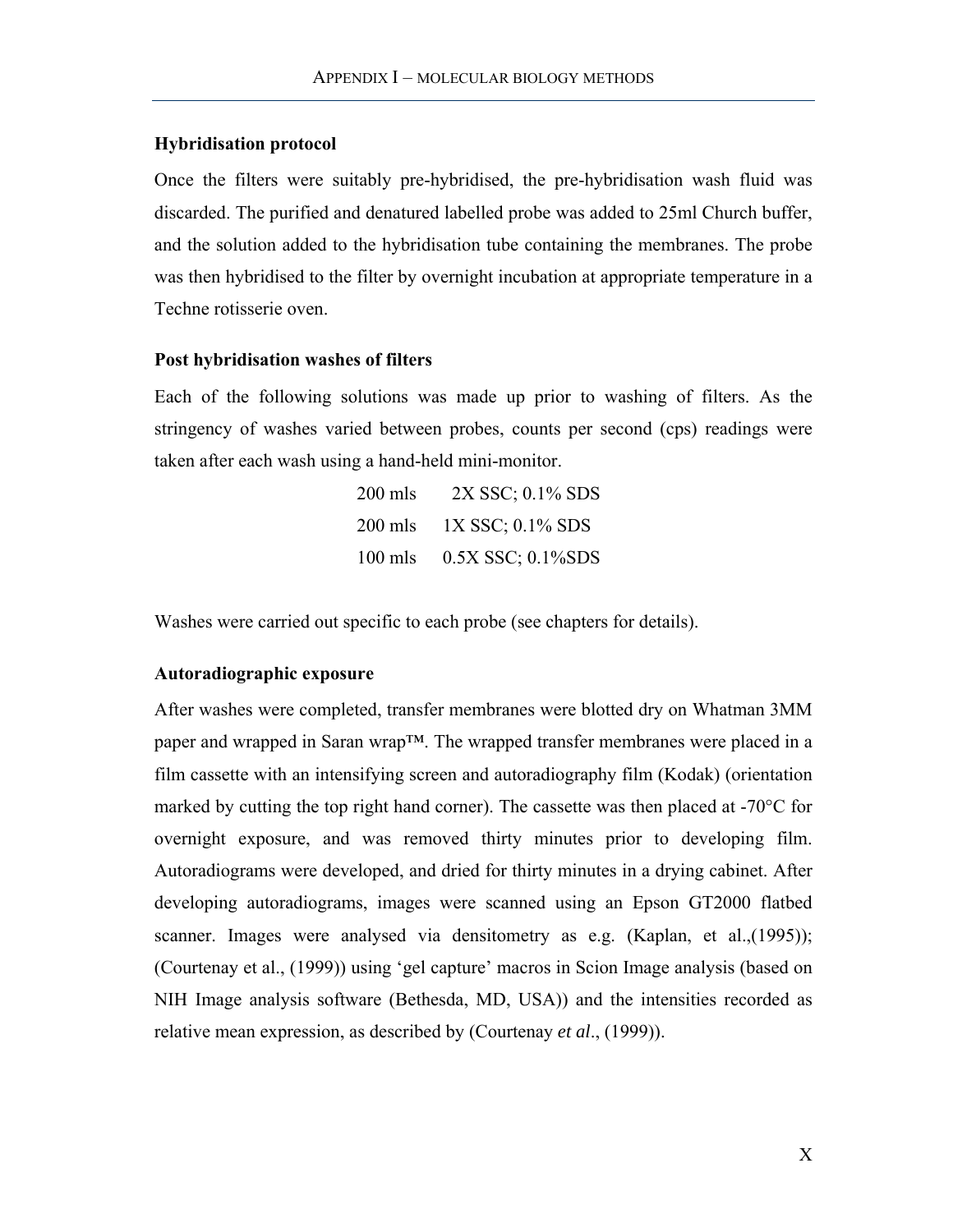### Hybridisation protocol

Once the filters were suitably pre-hybridised, the pre-hybridisation wash fluid was discarded. The purified and denatured labelled probe was added to 25ml Church buffer, and the solution added to the hybridisation tube containing the membranes. The probe was then hybridised to the filter by overnight incubation at appropriate temperature in a Techne rotisserie oven.

### Post hybridisation washes of filters

Each of the following solutions was made up prior to washing of filters. As the stringency of washes varied between probes, counts per second (cps) readings were taken after each wash using a hand-held mini-monitor.

200 mls 2X SSC; 0.1% SDS

200 mls 1X SSC; 0.1% SDS

100 mls 0.5X SSC; 0.1%SDS

Washes were carried out specific to each probe (see chapters for details).

### Autoradiographic exposure

After washes were completed, transfer membranes were blotted dry on Whatman 3MM paper and wrapped in Saran wrap™. The wrapped transfer membranes were placed in a film cassette with an intensifying screen and autoradiography film (Kodak) (orientation marked by cutting the top right hand corner). The cassette was then placed at -70°C for overnight exposure, and was removed thirty minutes prior to developing film. Autoradiograms were developed, and dried for thirty minutes in a drying cabinet. After developing autoradiograms, images were scanned using an Epson GT2000 flatbed scanner. Images were analysed via densitometry as e.g. (Kaplan, et al.,(1995)); (Courtenay et al., (1999)) using 'gel capture' macros in Scion Image analysis (based on NIH Image analysis software (Bethesda, MD, USA)) and the intensities recorded as relative mean expression, as described by (Courtenay *et al*., (1999)).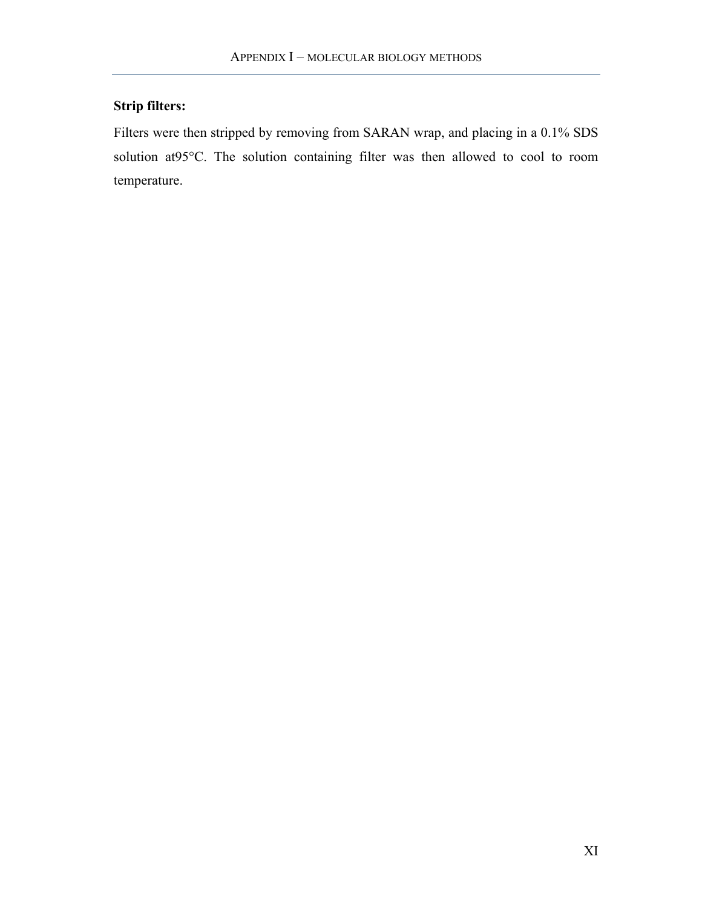**Strip filters:**

Filters were then stripped by removing from SARAN wrap, and placing in a 0.1% SDS solution at95°C. The solution containing filter was then allowed to cool to room temperature.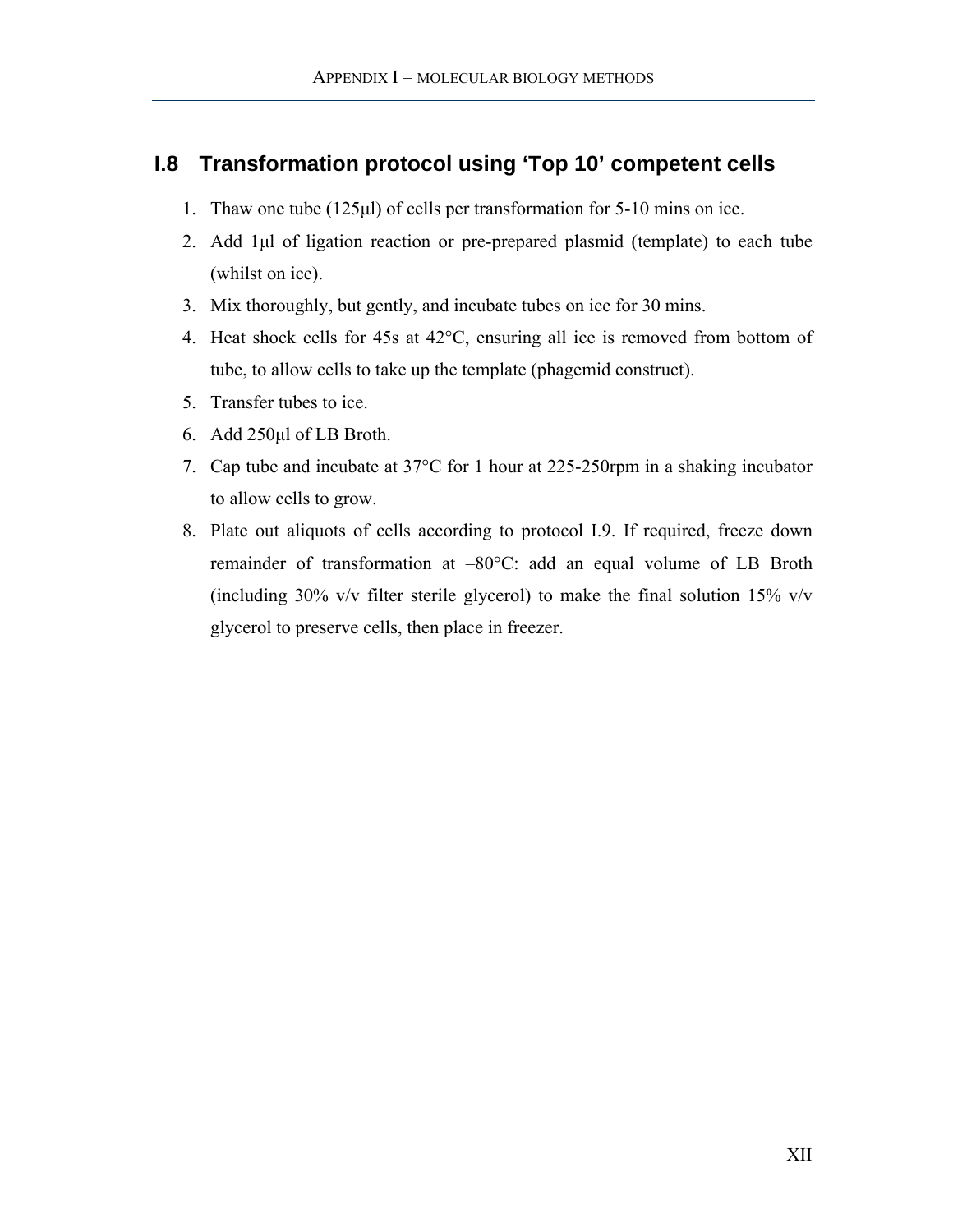## I.8 Transformation protocol using 'Top 10' competent cells

1. Thaw one tube (125µl) of cells per transformation for 5-10 mins on ice.
2. Add 1µl of ligation reaction or pre-prepared plasmid (template) to each tube (whilst on ice).
3. Mix thoroughly, but gently, and incubate tubes on ice for 30 mins.
4. Heat shock cells for 45s at 42°C, ensuring all ice is removed from bottom of tube, to allow cells to take up the template (phagemid construct).
5. Transfer tubes to ice.
6. Add 250µl of LB Broth.
7. Cap tube and incubate at 37°C for 1 hour at 225-250rpm in a shaking incubator to allow cells to grow.
8. Plate out aliquots of cells according to protocol I.9. If required, freeze down remainder of transformation at –80°C: add an equal volume of LB Broth (including 30% v/v filter sterile glycerol) to make the final solution 15% v/v glycerol to preserve cells, then place in freezer.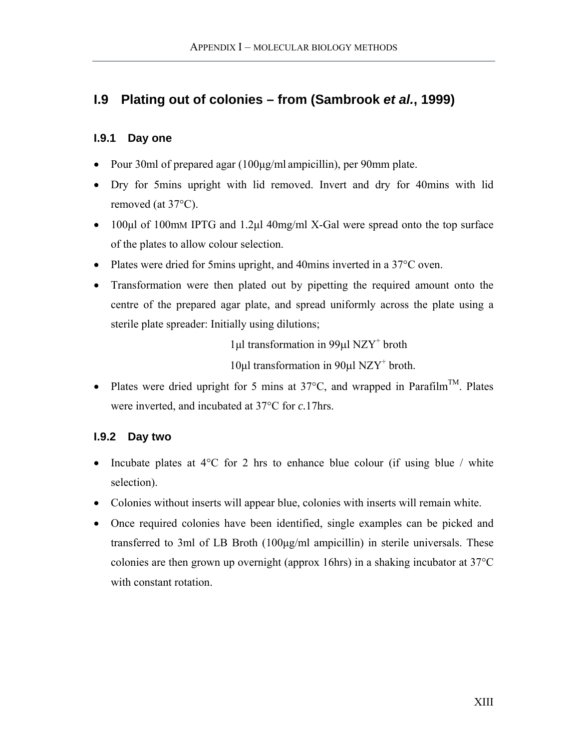## I.9 Plating out of colonies – from (Sambrook *et al.*, 1999)

### I.9.1 Day one

- Pour 30ml of prepared agar (100µg/ml ampicillin), per 90mm plate.
- Dry for 5mins upright with lid removed. Invert and dry for 40mins with lid removed (at 37°C).
- 100µl of 100mM IPTG and 1.2µl 40mg/ml X-Gal were spread onto the top surface of the plates to allow colour selection.
- Plates were dried for 5mins upright, and 40mins inverted in a 37°C oven.
- Transformation were then plated out by pipetting the required amount onto the centre of the prepared agar plate, and spread uniformly across the plate using a sterile plate spreader: Initially using dilutions;

  1µl transformation in 99µl $NZY^+$ broth

  10µl transformation in 90µl $NZY^+$ broth.

- Plates were dried upright for 5 mins at 37°C, and wrapped in Parafilm™. Plates were inverted, and incubated at 37°C for *c.*17hrs.

### I.9.2 Day two

- Incubate plates at 4°C for 2 hrs to enhance blue colour (if using blue / white selection).
- Colonies without inserts will appear blue, colonies with inserts will remain white.
- Once required colonies have been identified, single examples can be picked and transferred to 3ml of LB Broth (100µg/ml ampicillin) in sterile universals. These colonies are then grown up overnight (approx 16hrs) in a shaking incubator at 37°C with constant rotation.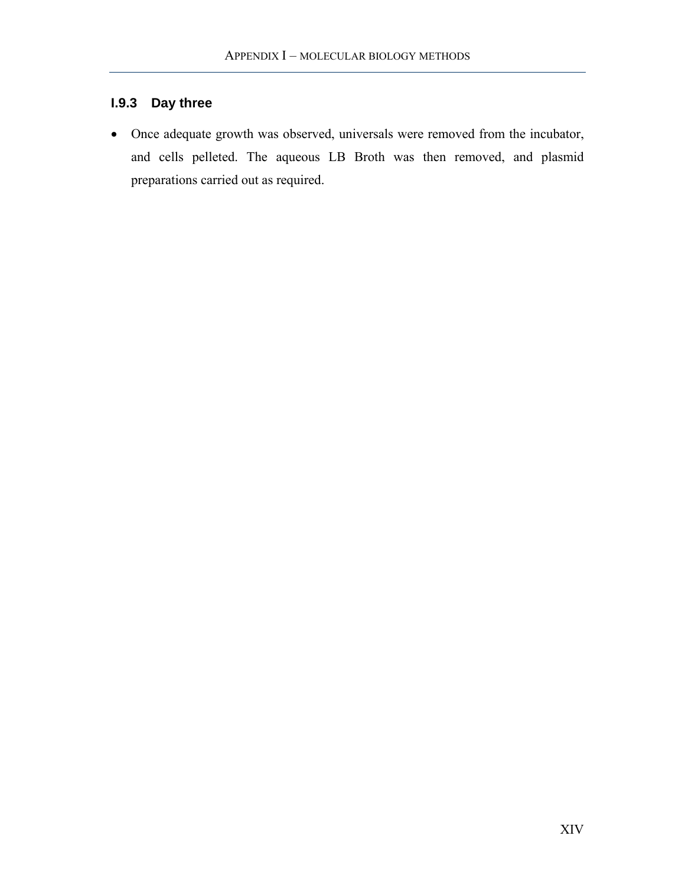### I.9.3 Day three

- Once adequate growth was observed, universals were removed from the incubator, and cells pelleted. The aqueous LB Broth was then removed, and plasmid preparations carried out as required.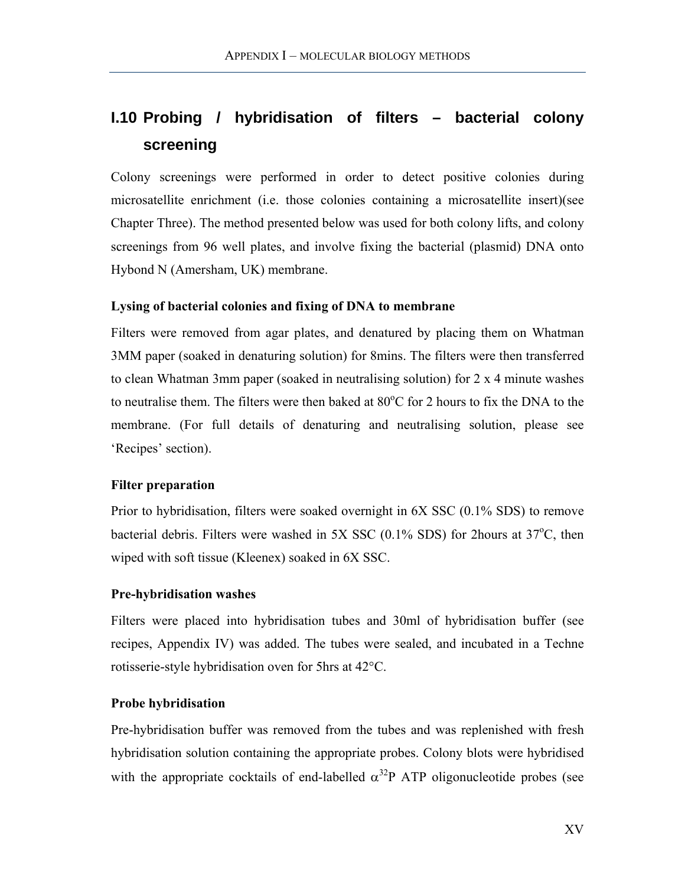## I.10 Probing / hybridisation of filters – bacterial colony screening

Colony screenings were performed in order to detect positive colonies during microsatellite enrichment (i.e. those colonies containing a microsatellite insert)(see Chapter Three). The method presented below was used for both colony lifts, and colony screenings from 96 well plates, and involve fixing the bacterial (plasmid) DNA onto Hybond N (Amersham, UK) membrane.

**Lysing of bacterial colonies and fixing of DNA to membrane**

Filters were removed from agar plates, and denatured by placing them on Whatman 3MM paper (soaked in denaturing solution) for 8mins. The filters were then transferred to clean Whatman 3mm paper (soaked in neutralising solution) for 2 x 4 minute washes to neutralise them. The filters were then baked at 80°C for 2 hours to fix the DNA to the membrane. (For full details of denaturing and neutralising solution, please see ‘Recipes’ section).

**Filter preparation**

Prior to hybridisation, filters were soaked overnight in 6X SSC (0.1% SDS) to remove bacterial debris. Filters were washed in 5X SSC (0.1% SDS) for 2hours at 37°C, then wiped with soft tissue (Kleenex) soaked in 6X SSC.

**Pre-hybridisation washes**

Filters were placed into hybridisation tubes and 30ml of hybridisation buffer (see recipes, Appendix IV) was added. The tubes were sealed, and incubated in a Techne rotisserie-style hybridisation oven for 5hrs at 42°C.

**Probe hybridisation**

Pre-hybridisation buffer was removed from the tubes and was replenished with fresh hybridisation solution containing the appropriate probes. Colony blots were hybridised with the appropriate cocktails of end-labelled $\alpha^{32}$P ATP oligonucleotide probes (see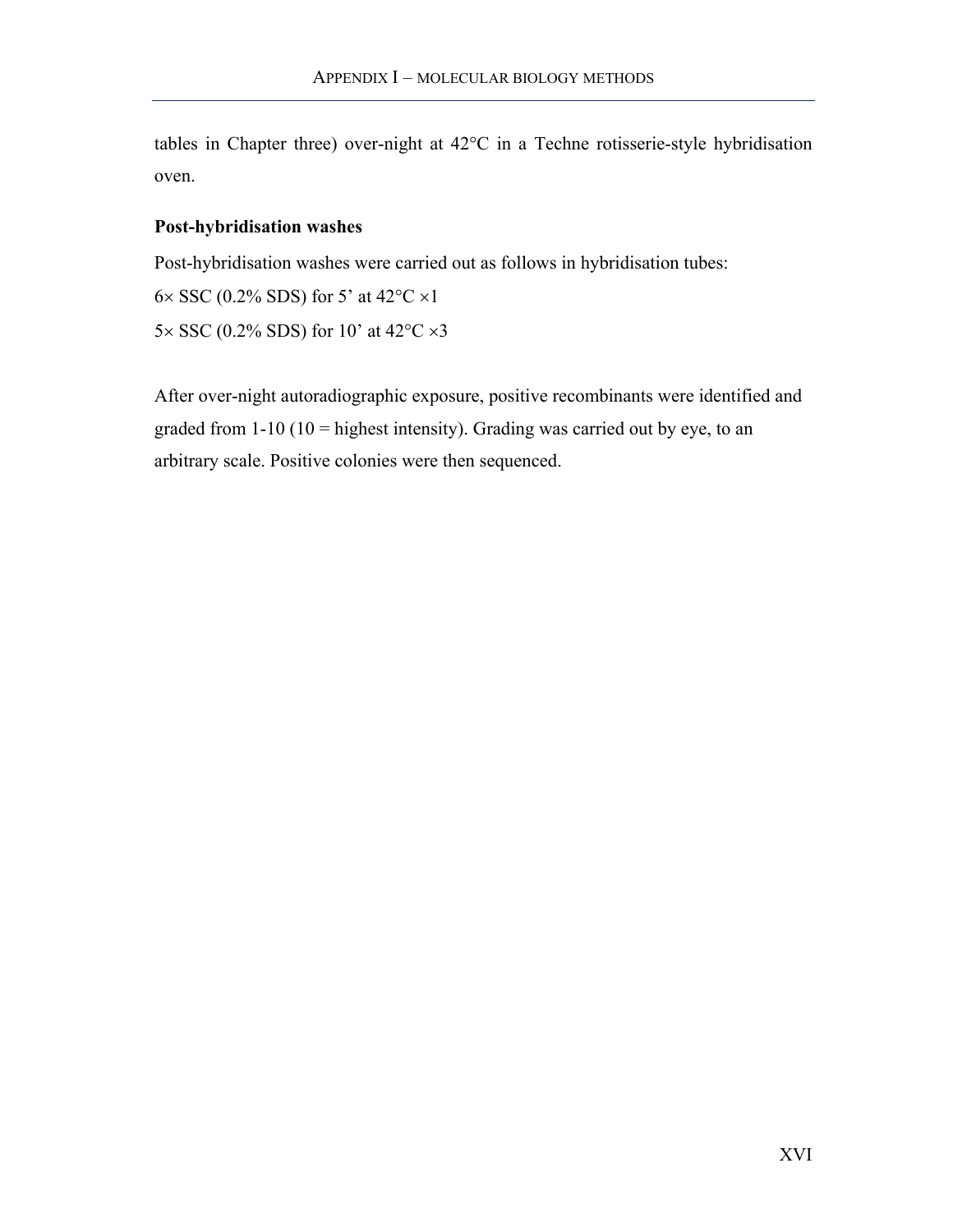tables in Chapter three) over-night at 42°C in a Techne rotisserie-style hybridisation oven.

**Post-hybridisation washes**

Post-hybridisation washes were carried out as follows in hybridisation tubes:

6× SSC (0.2% SDS) for 5' at 42°C ×1

5× SSC (0.2% SDS) for 10' at 42°C ×3

After over-night autoradiographic exposure, positive recombinants were identified and graded from 1-10 (10 = highest intensity). Grading was carried out by eye, to an arbitrary scale. Positive colonies were then sequenced.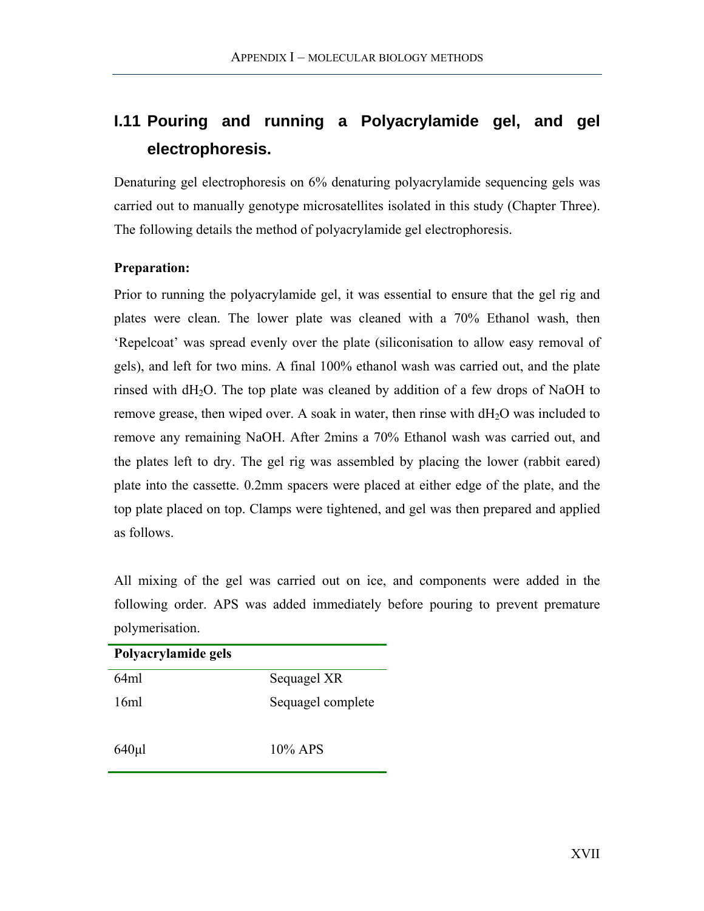## I.11 Pouring and running a Polyacrylamide gel, and gel electrophoresis.

Denaturing gel electrophoresis on 6% denaturing polyacrylamide sequencing gels was carried out to manually genotype microsatellites isolated in this study (Chapter Three). The following details the method of polyacrylamide gel electrophoresis.

**Preparation:**

Prior to running the polyacrylamide gel, it was essential to ensure that the gel rig and plates were clean. The lower plate was cleaned with a 70% Ethanol wash, then 'Repelcoat' was spread evenly over the plate (siliconisation to allow easy removal of gels), and left for two mins. A final 100% ethanol wash was carried out, and the plate rinsed with $dH_2O$. The top plate was cleaned by addition of a few drops of NaOH to remove grease, then wiped over. A soak in water, then rinse with $dH_2O$ was included to remove any remaining NaOH. After 2mins a 70% Ethanol wash was carried out, and the plates left to dry. The gel rig was assembled by placing the lower (rabbit eared) plate into the cassette. 0.2mm spacers were placed at either edge of the plate, and the top plate placed on top. Clamps were tightened, and gel was then prepared and applied as follows.

All mixing of the gel was carried out on ice, and components were added in the following order. APS was added immediately before pouring to prevent premature polymerisation.

| Polyacrylamide gels | |
|---|---|
| 64ml | Sequagel XR |
| 16ml | Sequagel complete |
| | |
| 640μl | 10% APS |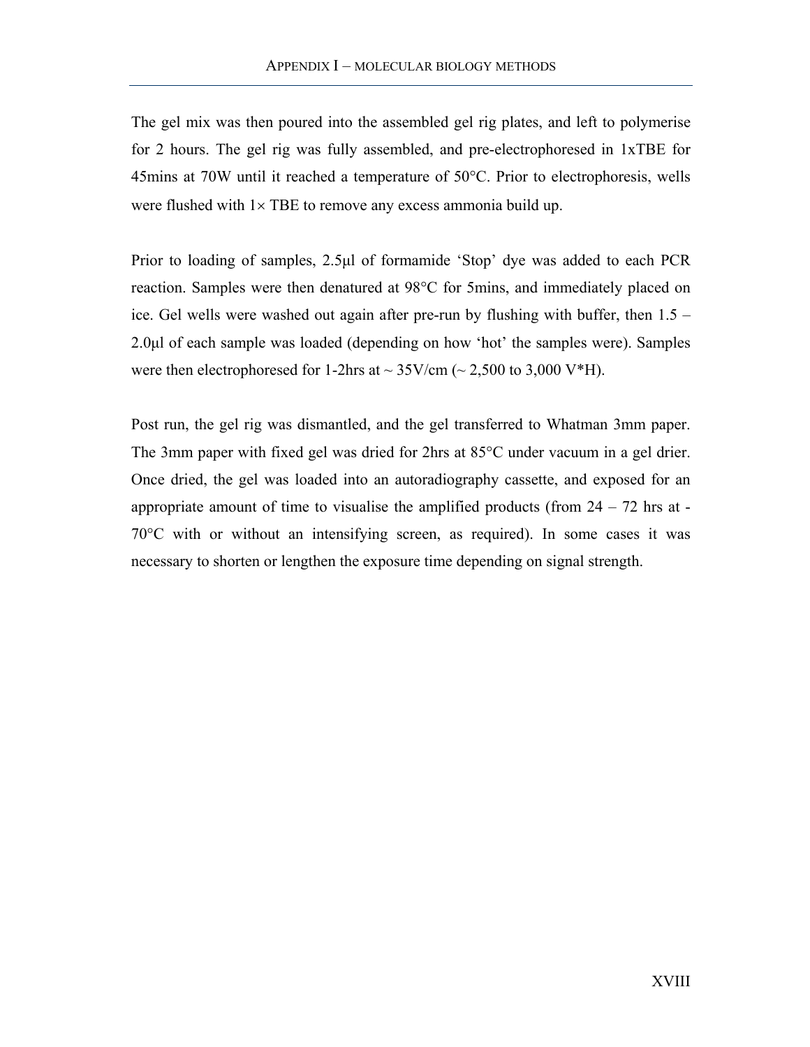The gel mix was then poured into the assembled gel rig plates, and left to polymerise for 2 hours. The gel rig was fully assembled, and pre-electrophoresed in 1xTBE for 45mins at 70W until it reached a temperature of 50°C. Prior to electrophoresis, wells were flushed with 1× TBE to remove any excess ammonia build up.

Prior to loading of samples, 2.5μl of formamide 'Stop' dye was added to each PCR reaction. Samples were then denatured at 98°C for 5mins, and immediately placed on ice. Gel wells were washed out again after pre-run by flushing with buffer, then 1.5 – 2.0μl of each sample was loaded (depending on how 'hot' the samples were). Samples were then electrophoresed for 1-2hrs at ~ 35V/cm (~ 2,500 to 3,000 V*H).

Post run, the gel rig was dismantled, and the gel transferred to Whatman 3mm paper. The 3mm paper with fixed gel was dried for 2hrs at 85°C under vacuum in a gel drier. Once dried, the gel was loaded into an autoradiography cassette, and exposed for an appropriate amount of time to visualise the amplified products (from 24 – 72 hrs at -70°C with or without an intensifying screen, as required). In some cases it was necessary to shorten or lengthen the exposure time depending on signal strength.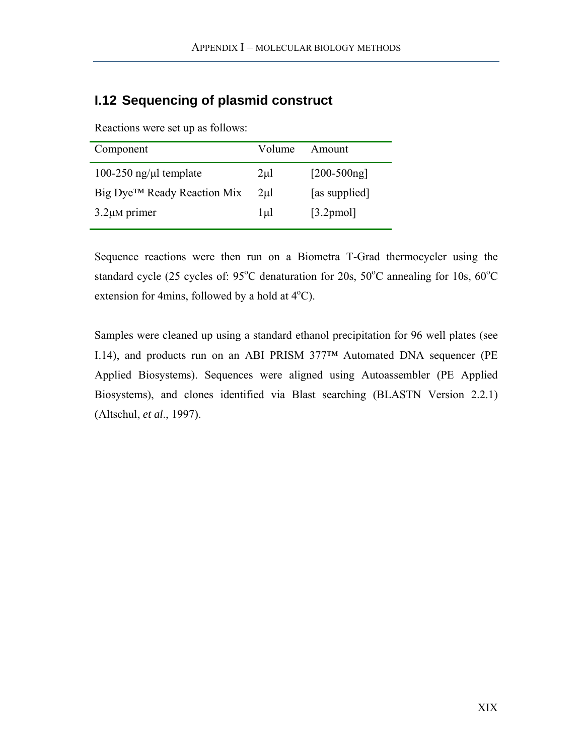## I.12 Sequencing of plasmid construct

Reactions were set up as follows:

| Component | Volume | Amount |
|---|---|---|
| 100-250 ng/μl template | 2μl | [200-500ng] |
| Big Dye™ Ready Reaction Mix | 2μl | [as supplied] |
| 3.2μM primer | 1μl | [3.2pmol] |

Sequence reactions were then run on a Biometra T-Grad thermocycler using the standard cycle (25 cycles of: 95°C denaturation for 20s, 50°C annealing for 10s, 60°C extension for 4mins, followed by a hold at 4°C).

Samples were cleaned up using a standard ethanol precipitation for 96 well plates (see I.14), and products run on an ABI PRISM 377™ Automated DNA sequencer (PE Applied Biosystems). Sequences were aligned using Autoassembler (PE Applied Biosystems), and clones identified via Blast searching (BLASTN Version 2.2.1) (Altschul, *et al*., 1997).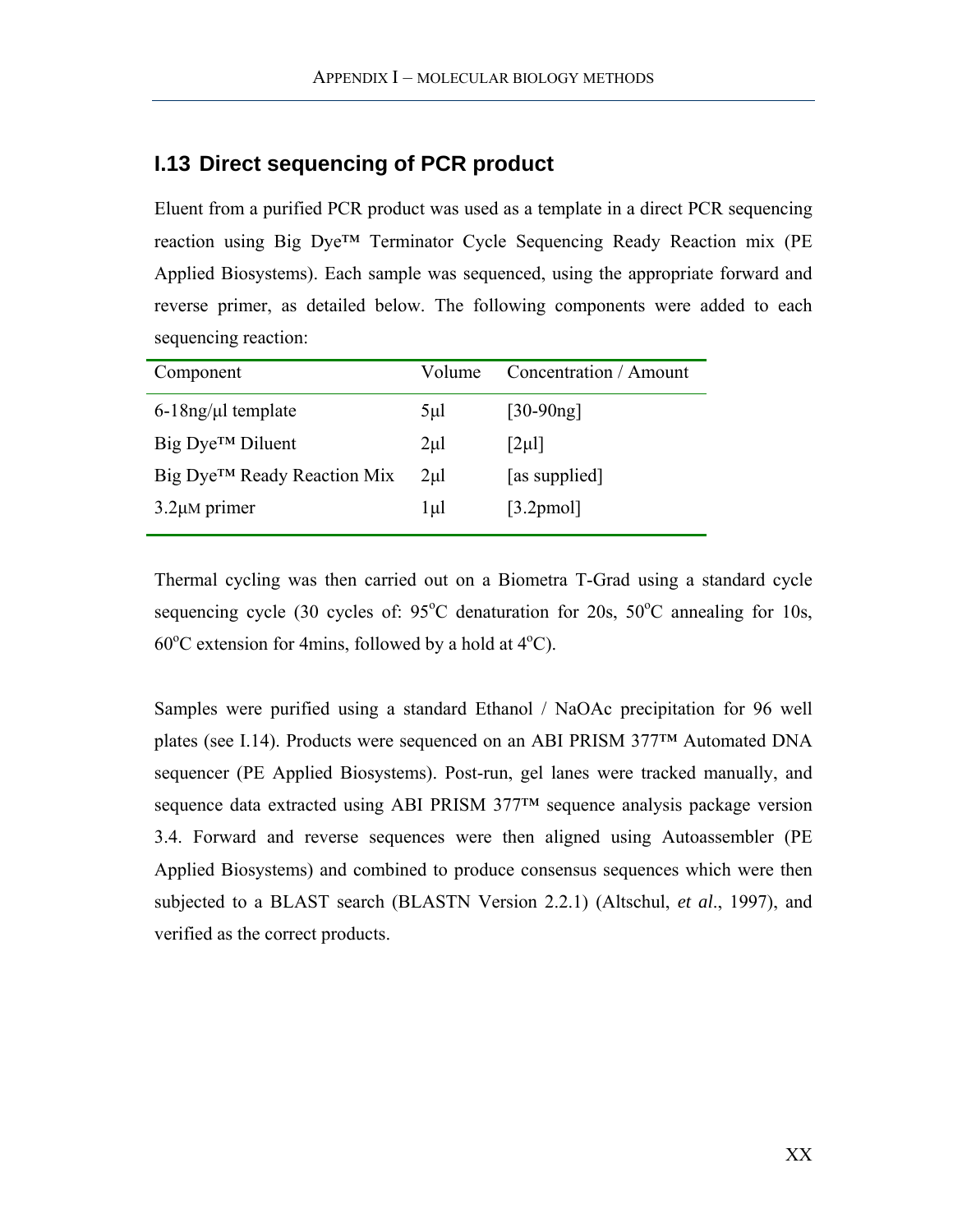## I.13 Direct sequencing of PCR product

Eluent from a purified PCR product was used as a template in a direct PCR sequencing reaction using Big Dye™ Terminator Cycle Sequencing Ready Reaction mix (PE Applied Biosystems). Each sample was sequenced, using the appropriate forward and reverse primer, as detailed below. The following components were added to each sequencing reaction:

| Component | Volume | Concentration / Amount |
|---|---|---|
| 6-18ng/μl template | 5μl | [30-90ng] |
| Big Dye™ Diluent | 2μl | [2μl] |
| Big Dye™ Ready Reaction Mix | 2μl | [as supplied] |
| 3.2μM primer | 1μl | [3.2pmol] |

Thermal cycling was then carried out on a Biometra T-Grad using a standard cycle sequencing cycle (30 cycles of: 95$^{o}$C denaturation for 20s, 50$^{o}$C annealing for 10s, 60$^{o}$C extension for 4mins, followed by a hold at 4$^{o}$C).

Samples were purified using a standard Ethanol / NaOAc precipitation for 96 well plates (see I.14). Products were sequenced on an ABI PRISM 377™ Automated DNA sequencer (PE Applied Biosystems). Post-run, gel lanes were tracked manually, and sequence data extracted using ABI PRISM 377™ sequence analysis package version 3.4. Forward and reverse sequences were then aligned using Autoassembler (PE Applied Biosystems) and combined to produce consensus sequences which were then subjected to a BLAST search (BLASTN Version 2.2.1) (Altschul, *et al*., 1997), and verified as the correct products.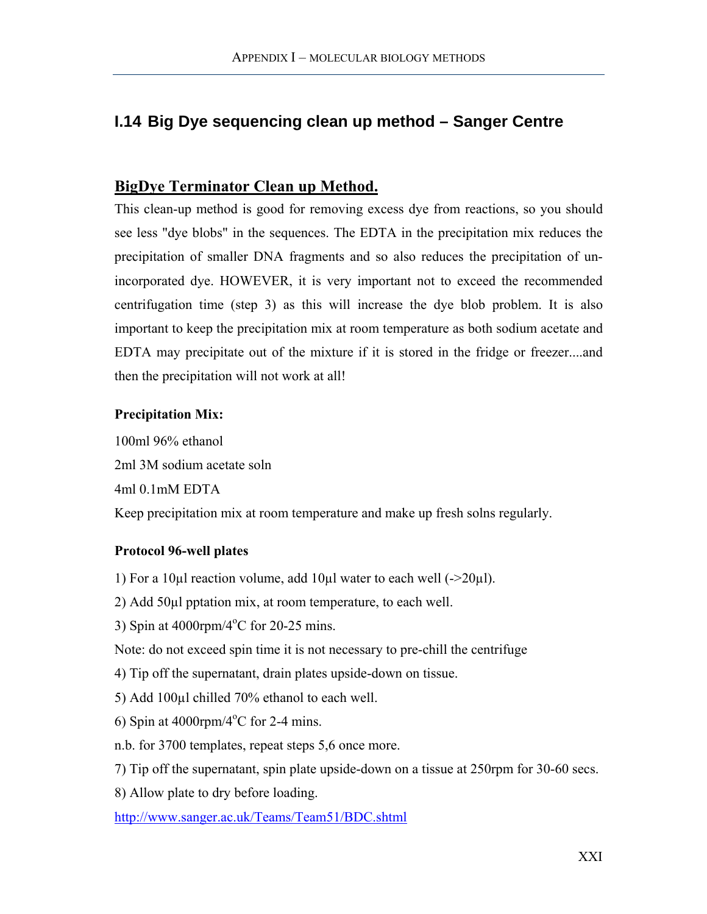## I.14 Big Dye sequencing clean up method – Sanger Centre

### BigDye Terminator Clean up Method.

This clean-up method is good for removing excess dye from reactions, so you should see less "dye blobs" in the sequences. The EDTA in the precipitation mix reduces the precipitation of smaller DNA fragments and so also reduces the precipitation of un-incorporated dye. HOWEVER, it is very important not to exceed the recommended centrifugation time (step 3) as this will increase the dye blob problem. It is also important to keep the precipitation mix at room temperature as both sodium acetate and EDTA may precipitate out of the mixture if it is stored in the fridge or freezer....and then the precipitation will not work at all!

**Precipitation Mix:**

100ml 96% ethanol

2ml 3M sodium acetate soln

4ml 0.1mM EDTA

Keep precipitation mix at room temperature and make up fresh solns regularly.

**Protocol 96-well plates**

1) For a 10µl reaction volume, add 10µl water to each well (->20µl).

2) Add 50µl pptation mix, at room temperature, to each well.

3) Spin at 4000rpm/4°C for 20-25 mins.

Note: do not exceed spin time it is not necessary to pre-chill the centrifuge

4) Tip off the supernatant, drain plates upside-down on tissue.

5) Add 100µl chilled 70% ethanol to each well.

6) Spin at 4000rpm/4°C for 2-4 mins.

n.b. for 3700 templates, repeat steps 5,6 once more.

7) Tip off the supernatant, spin plate upside-down on a tissue at 250rpm for 30-60 secs.

8) Allow plate to dry before loading.

http://www.sanger.ac.uk/Teams/Team51/BDC.shtml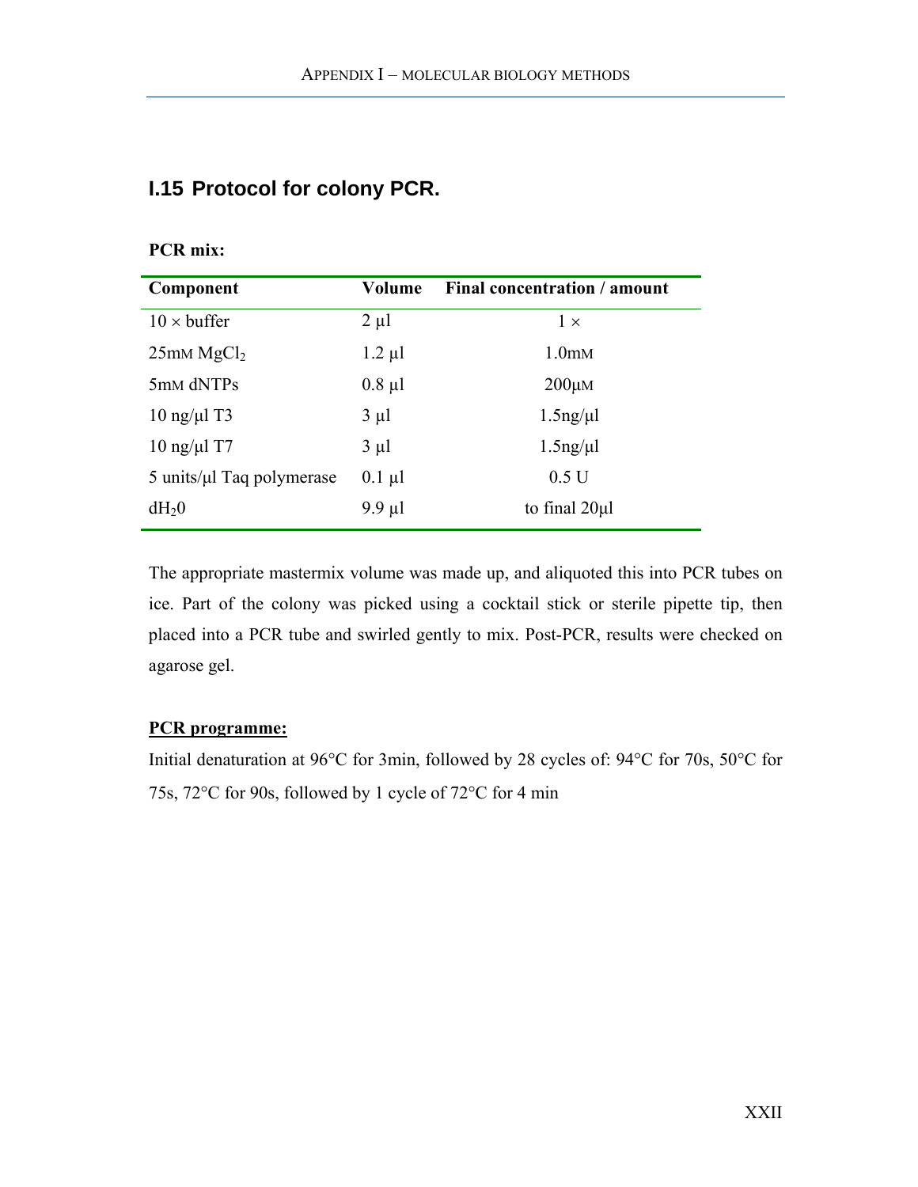## I.15 Protocol for colony PCR.

**PCR mix:**

| Component | Volume | Final concentration / amount |
|---|---|---|
| 10 × buffer | 2 µl | 1 × |
| 25mM $MgCl_2$ | 1.2 µl | 1.0mM |
| 5mM dNTPs | 0.8 µl | 200µM |
| 10 ng/µl T3 | 3 µl | 1.5ng/µl |
| 10 ng/µl T7 | 3 µl | 1.5ng/µl |
| 5 units/µl Taq polymerase | 0.1 µl | 0.5 U |
| $dH_20$ | 9.9 µl | to final 20µl |

The appropriate mastermix volume was made up, and aliquoted this into PCR tubes on ice. Part of the colony was picked using a cocktail stick or sterile pipette tip, then placed into a PCR tube and swirled gently to mix. Post-PCR, results were checked on agarose gel.

**<u>PCR programme:</u>**

Initial denaturation at 96°C for 3min, followed by 28 cycles of: 94°C for 70s, 50°C for 75s, 72°C for 90s, followed by 1 cycle of 72°C for 4 min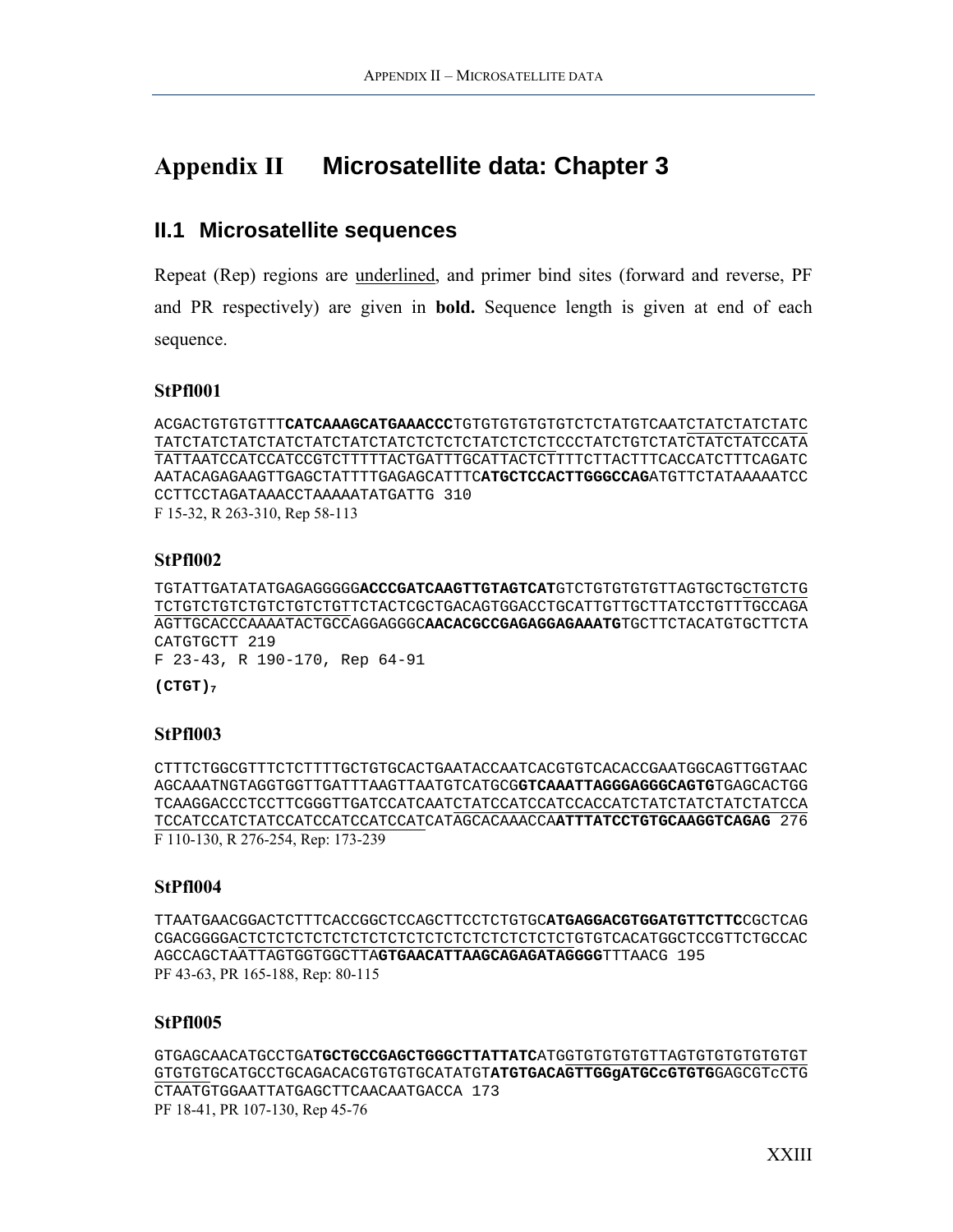# Appendix II Microsatellite data: Chapter 3

## II.1 Microsatellite sequences

Repeat (Rep) regions are underlined, and primer bind sites (forward and reverse, PF and PR respectively) are given in **bold.** Sequence length is given at end of each sequence.

### StPfl001

ACGACTGTGTGTTT**CATCAAAGCATGAAACCC**TGTGTGTGTGTCTCTATGTCAATCTATCTATCTATC TATCTATCTATCTATCTATCTATCTATCTCTCTCTATCTCTCTCCCTATCTGTCTATCTATCTATCCATA TATTAATCCATCCATCCGTCTTTTTACTGATTTGCATTACTCTTTTCTTACTTTCACCATCTTTCAGATC AATACAGAGAAGTTGAGCTATTTTGAGAGCATTTC**ATGCTCCACTTGGGCCAG**ATGTTCTATAAAAATCC CCTTCCTAGATAAACCTAAAAATATGATTG 310

F 15-32, R 263-310, Rep 58-113

### StPfl002

TGTATTGATATATGAGAGGGGG**ACCCGATCAAGTTGTAGTCAT**GTCTGTGTGTGTTAGTGCTGCTGTCTG TCTGTCTGTCTGTCTGTCTGTTCTACTCGCTGACAGTGGACCTGCATTGTTGCTTATCCTGTTTGCCAGA AGTTGCACCCAAAATACTGCCAGGAGGGC**AACACGCCGAGAGGAGAAATG**TGCTTCTACATGTGCTTCTA CATGTGCTT 219

F 23-43, R 190-170, Rep 64-91

**(CTGT)$_7$**

### StPfl003

CTTTCTGGCGTTTCTCTTTTGCTGTGCACTGAATACCAATCACGTGTCACACCGAATGGCAGTTGGTAAC AGCAAATNGTAGGTGGTTGATTTAAGTTAATGTCATGCG**GTCAAATTAGGGAGGGCAGTG**TGAGCACTGG TCAAGGACCCTCCTTCGGGTTGATCCATCAATCTATCCATCCATCCACCATCTATCTATCTATCTATCCA TCCATCCATCTATCCATCCATCCATCCATCATAGCACAAACCA**ATTTATCCTGTGCAAGGTCAGAG** 276

F 110-130, R 276-254, Rep: 173-239

### StPfl004

TTAATGAACGGACTCTTTCACCGGCTCCAGCTTCCTCTGTGC**ATGAGGACGTGGATGTTCTTC**CGCTCAG CGACGGGGACTCTCTCTCTCTCTCTCTCTCTCTCTCTCTCTCTCTGTGTCACATGGCTCCGTTCTGCCAC AGCCAGCTAATTAGTGGTGGCTTA**GTGAACATTAAGCAGAGATAGGGG**TTTAACG 195

PF 43-63, PR 165-188, Rep: 80-115

### StPfl005

GTGAGCAACATGCCTGA**TGCTGCCGAGCTGGGCTTATTATC**ATGGTGTGTGTGTTAGTGTGTGTGTGTGT GTGTGTGCATGCCTGCAGACACGTGTGTGCATATGT**ATGTGACAGTTGGgATGCcGTGTG**GAGCGTcCTG CTAATGTGGAATTATGAGCTTCAACAATGACCA 173

PF 18-41, PR 107-130, Rep 45-76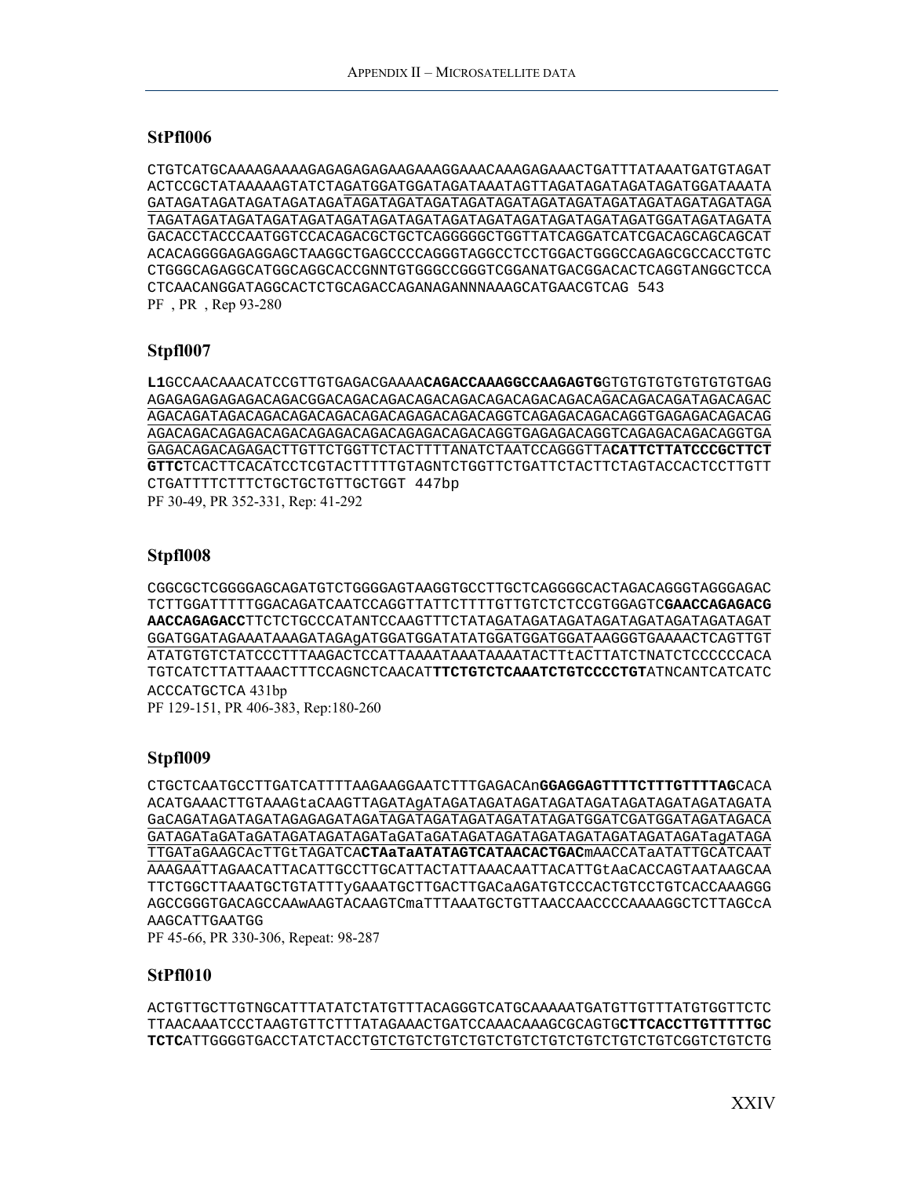### StPfl006

CTGTCATGCAAAAGAAAAGAGAGAGAGAAGAAAGGAAACAAAGAGAAACTGATTTATAAATGATGTAGAT
ACTCCGCTATAAAAAGTATCTAGATGGATGGATAGATAAATAGTTAGATAGATAGATAGATGGATAAATA
GATAGATAGATAGATAGATAGATAGATAGATAGATAGATAGATAGATAGATAGATAGATAGATAGATAGA
TAGATAGATAGATAGATAGATAGATAGATAGATAGATAGATAGATAGATAGATAGATGGATAGATAGATA
GACACCTACCCAATGGTCCACAGACGCTGCTCAGGGGGCTGGTTATCAGGATCATCGACAGCAGCAGCAT
ACACAGGGGAGAGGAGCTAAGGCTGAGCCCCAGGGTAGGCCTCCTGGACTGGGCCAGAGCGCCACCTGTC
CTGGGCAGAGGCATGGCAGGCACCGNNTGTGGGCCGGGTCGGANATGACGGACACTCAGGTANGGCTCCA
CTCAACANGGATAGGCACTCTGCAGACCAGANAGANNNAAAGCATGAACGTCAG 543
PF , PR , Rep 93-280

### Stpfl007

**L1**GCCAACAAACATCCGTTGTGAGACGAAAA**CAGACCAAAGGCCAAGAGTG**GTGTGTGTGTGTGTGTGAG
AGAGAGAGAGAGACAGACGGACAGACAGACAGACAGACAGACAGACAGACAGACAGACAGATAGACAGAC
AGACAGATAGACAGACAGACAGACAGACAGACAGAGACAGACAGGTCAGAGACAGACAGGTGAGAGACAGACAG
AGACAGACAGAGACAGACAGAGACAGACAGAGACAGACAGGTGAGAGACAGGTCAGAGACAGACAGGTGA
GAGACAGACAGAGACTTGTTCTGGTTCTACTTTTANATCTAATCCAGGGTTA**CATTCTTATCCCGCTTCT
GTTC**TCACTTCACATCCTCGTACTTTTTGTAGNTCTGGTTCTGATTCTACTTCTAGTACCACTCCTTGTT
CTGATTTTCTTTCTGCTGCTGTTGCTGGT 447bp
PF 30-49, PR 352-331, Rep: 41-292

### Stpfl008

CGGCGCTCGGGGAGCAGATGTCTGGGGAGTAAGGTGCCTTGCTCAGGGGCACTAGACAGGGTAGGGAGAC
TCTTGGATTTTTGGACAGATCAATCCAGGTTATTCTTTTGTTGTCTCTCCGTGGAGTC**GAACCAGAGACG
AACCAGAGACC**TTCTCTGCCCATANTCCAAGTTTCTATAGATAGATAGATAGATAGATAGATAGATAGAT
GGATGGATAGAAATAAAGATAGAgATGGATGGATATATGGATGGATGGATAAGGGTGAAAACTCAGTTGT
ATATGTGTCTATCCCTTTAAGACTCCATTAAAATAAATAAAATACTTtACTTATCTNATCTCCCCCCACA
TGTCATCTTATTAAACTTTCCAGNCTCAACAT**TTCTGTCTCAAATCTGTCCCCTGT**ATNCANTCATCATC
ACCCATGCTCA 431bp
PF 129-151, PR 406-383, Rep:180-260

### Stpfl009

CTGCTCAATGCCTTGATCATTTTAAGAAGGAATCTTTGAGACAn**GGAGGAGTTTTCTTTGTTTTAG**CACA
ACATGAAACTTGTAAAGtaCAAGTTAGATAgATAGATAGATAGATAGATAGATAGATAGATAGATAGATA
GaCAGATAGATAGATAGAGAGATAGATAGATAGATAGATAGATATAGATGGATCGATGGATAGATAGACA
GATAGATaGATaGATAGATAGATAGATaGATaGATAGATAGATAGATAGATAGATAGATAGATagATAGA
TTGATaGAAGCAcTTGtTAGATCA**CTAaTaATATAGTCATAACACTGAC**mAACCATaATATTGCATCAAT
AAAGAATTAGAACATTACATTGCCTTGCATTACTATTAAACAATTACATTGtAaCACCAGTAATAAGCAA
TTCTGGCTTAAATGCTGTATTTyGAAATGCTTGACTTGACaAGATGTCCCACTGTCCTGTCACCAAAGGG
AGCCGGGTGACAGCCAAwAAGTACAAGTCmaTTTAAATGCTGTTAACCAACCCCAAAAGGCTCTTAGCcA
AAGCATTGAATGG
PF 45-66, PR 330-306, Repeat: 98-287

### StPfl010

ACTGTTGCTTGTNGCATTTATATCTATGTTTACAGGGTCATGCAAAAATGATGTTGTTTATGTGGTTCTC
TTAACAAATCCCTAAGTGTTCTTTATAGAAACTGATCCAAACAAAGCGCAGTG**CTTCACCTTGTTTTTGC
TCTC**ATTGGGGTGACCTATCTACCTGTCTGTCTGTCTGTCTGTCTGTCTGTCTGTCTGTCGGTCTGTCTG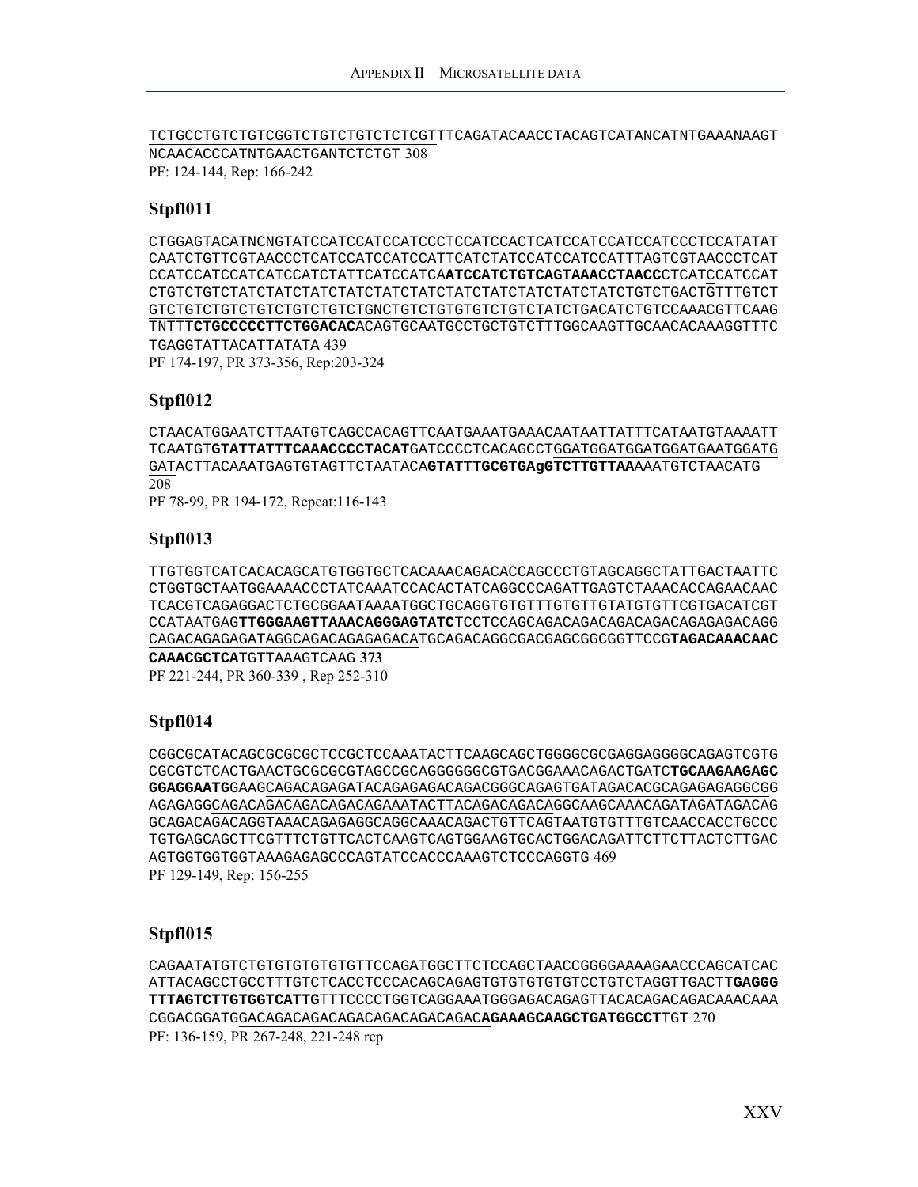TCTGCCTGTCTGTCGGTCTGTCTGTCTCTCGTTTCAGATACAACCTACAGTCATANCATNTGAAANAAGT NCAACACCCATNTGAACTGANTCTCTGT 308

PF: 124-144, Rep: 166-242

## Stpfl011

CTGGAGTACATNCNGTATCCATCCATCCATCCCTCCATCCACTCATCCATCCATCCATCCCTCCATATAT CAATCTGTTCGTAACCCTCATCCATCCATCCATTCATCTATCCATCCATCCATTTAGTCGTAACCCTCAT CCATCCATCCATCATCCATCTATTCATCCATCA**ATCCATCTGTCAGTAAACCTAACC**CTCATCCATCCAT CTGTCTGTCTATCTATCTATCTATCTATCTATCTATCTATCTATCTATCTATCTGTCTGACTGTTTGTCT GTCTGTCTGTCTGTCTGTCTGTCTGNCTGTCTGTGTGTCTGTCTATCTGACATCTGTCCAAACGTTCAAG TNTTT**CTGCCCCCTTCTGGACAC**ACAGTGCAATGCCTGCTGTCTTTGGCAAGTTGCAACACAAAGGTTTC TGAGGTATTACATTATATA 439

PF 174-197, PR 373-356, Rep:203-324

## Stpfl012

CTAACATGGAATCTTAATGTCAGCCACAGTTCAATGAAATGAAACAATAATTATTTCATAATGTAAAATT TCAATGT**GTATTATTTCAAACCCCTACAT**GATCCCCTCACAGCCTGGATGGATGGATGGATGAATGGATG GATACTTACAAATGAGTGTAGTTCTAATACA**GTATTTGCGTGAgGTCTTGTTAA**AAATGTCTAACATG 208

PF 78-99, PR 194-172, Repeat:116-143

## Stpfl013

TTGTGGTCATCACACAGCATGTGGTGCTCACAAACAGACACCAGCCCTGTAGCAGGCTATTGACTAATTC CTGGTGCTAATGGAAAACCCTATCAAATCCACACTATCAGGCCCAGATTGAGTCTAAACACCAGAACAAC TCACGTCAGAGGACTCTGCGGAATAAAATGGCTGCAGGTGTGTTTGTGTTGTATGTGTTCGTGACATCGT CCATAATGAG**TTGGGAAGTTAAACAGGGAGTATC**TCCTCCAGCAGACAGACAGACAGACAGACAGAGAGACAGG CAGACAGAGAGATAGGCAGACAGAGAGACATGCAGACAGGCGACGAGCGGCGGTTCCG**TAGACAAACAAC CAAACGCTCA**TGTTAAAGTCAAG **373**

PF 221-244, PR 360-339 , Rep 252-310

## Stpfl014

CGGCGCATACAGCGCGCGCTCCGCTCCAAATACTTCAAGCAGCTGGGGCGCGAGGAGGGGCAGAGTCGTG CGCGTCTCACTGAACTGCGCGCGTAGCCGCAGGGGGGCGTGACGGAAACAGACTGATC**TGCAAGAAGAGC GGAGGAATG**GAAGCAGACAGAGATACAGAGAGACAGACGGGCAGAGTGATAGACACGCAGAGAGAGGCGG AGAGAGGCAGACAGACAGACAGACAGAAATACTTACAGACAGACAGGCAAGCAAACAGATAGATAGACAG GCAGACAGACAGGTAAACAGAGAGGCAGGCAAACAGACTGTTCAGTAATGTGTTTGTCAACCACCTGCCC TGTGAGCAGCTTCGTTTCTGTTCACTCAAGTCAGTGGAAGTGCACTGGACAGATTCTTCTTACTCTTGAC AGTGGTGGTGGTAAAGAGAGCCCAGTATCCACCCAAAGTCTCCCAGGTG 469

PF 129-149, Rep: 156-255

## Stpfl015

CAGAATATGTCTGTGTGTGTGTGTTCCAGATGGCTTCTCCAGCTAACCGGGGAAAAGAACCCAGCATCAC ATTACAGCCTGCCTTTGTCTCACCTCCCACAGCAGAGTGTGTGTGTGTCCTGTCTAGGTTGACTT**GAGGG TTTAGTCTTGTGGTCATTG**TTTCCCCTGGTCAGGAAATGGGAGACAGAGTTACACAGACAGACAAACAAA CGGACGGATGGACAGACAGACAGACAGACAGACAGACAGAC**AGAAAGCAAGCTGATGGCCT**TGT 270

PF: 136-159, PR 267-248, 221-248 rep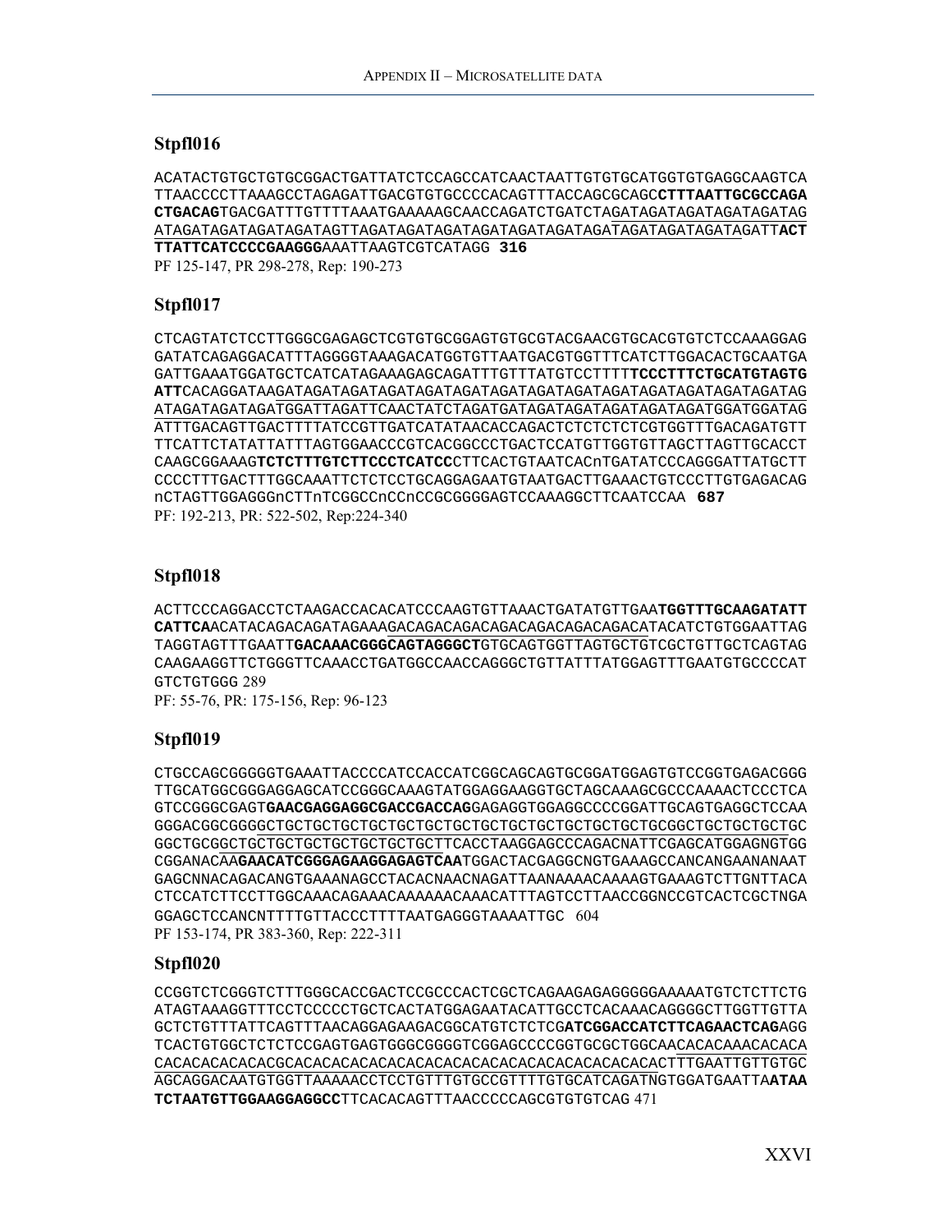### Stpfl016

ACATACTGTGCTGTGCGGACTGATTATCTCCAGCCATCAACTAATTGTGTGCATGGTGTGAGGCAAGTCA TTAACCCCTTAAAGCCTAGAGATTGACGTGTGCCCCACAGTTTACCAGCGCAGC**CTTTAATTGCGCCAGA CTGACAG**TGACGATTTGTTTTAAATGAAAAAGCAACCAGATCTGATCTAGATAGATAGATAGATAGATAG ATAGATAGATAGATAGATAGTTAGATAGATAGATAGATAGATAGATAGATAGATAGATAGATAGATAGATT**ACT TTATTCATCCCCGAAGGG**AAATTAAGTCGTCATAGG **316**

PF 125-147, PR 298-278, Rep: 190-273

### Stpfl017

CTCAGTATCTCCTTGGGCGAGAGCTCGTGTGCGGAGTGTGCGTACGAACGTGCACGTGTCTCCAAAGGAG GATATCAGAGGACATTTAGGGGTAAAGACATGGTGTTAATGACGTGGTTTCATCTTGGACACTGCAATGA GATTGAAATGGATGCTCATCATAGAAAGAGCAGATTTGTTTATGTCCTTTTT**TCCCTTTCTGCATGTAGTG ATT**CACAGGATAAGATAGATAGATAGATAGATAGATAGATAGATAGATAGATAGATAGATAGATAGATAGATAG ATAGATAGATAGATGGATTAGATTCAACTATCTAGATGATAGATAGATAGATAGATAGATGGATGGATAG ATTTGACAGTTGACTTTTATCCGTTGATCATATAACACCAGACTCTCTCTCTCGTGGTTTGACAGATGTT TTCATTCTATATTATTTAGTGGAACCCGTCACGGCCCTGACTCCATGTTGGTGTTAGCTTAGTTGCACCT CAAGCGGAAAG**TCTCTTTGTCTTCCCTCATCC**CTTCACTGTAATCACnTGATATCCCAGGGATTATGCTT CCCCTTTGACTTTGGCAAATTCTCTCCTGCAGGAGAATGTAATGACTTGAAACTGTCCCTTGTGAGACAG nCTAGTTGGAGGGnCTTnTCGGCCnCCnCCGCGGGGAGTCCAAAGGCTTCAATCCAA **687**

PF: 192-213, PR: 522-502, Rep:224-340

### Stpfl018

ACTTCCCAGGACCTCTAAGACCACACATCCCAAGTGTTAAACTGATATGTTGAA**TGGTTTGCAAGATATT CATTCA**ACATACAGACAGATAGAAAGACAGACAGACAGACAGACAGACAGACAGACATACATCTGTGGAATTAG TAGGTAGTTTGAATT**GACAAACGGGCAGTAGGGCT**GTGCAGTGGTTAGTGCTGTCGCTGTTGCTCAGTAG CAAGAAGGTTCTGGGTTCAAACCTGATGGCCAACCAGGGCTGTTATTTATGGAGTTTGAATGTGCCCCAT GTCTGTGGG 289

PF: 55-76, PR: 175-156, Rep: 96-123

### Stpfl019

CTGCCAGCGGGGGTGAAATTACCCCATCCACCATCGGCAGCAGTGCGGATGGAGTGTCCGGTGAGACGGG TTGCATGGCGGGAGGAGCATCCGGGCAAAGTATGGAGGAAGGTGCTAGCAAAGCGCCCAAAACTCCCTCA GTCCGGGCGAGT**GAACGAGGAGGCGACCGACCAG**GAGAGGTGGAGGCCCCGGATTGCAGTGAGGCTCCAA GGGACGGCGGGGCTGCTGCTGCTGCTGCTGCTGCTGCTGCTGCTGCTGCTGCTGCGGCTGCTGCTGCTGC GGCTGCGGCTGCTGCTGCTGCTGCTGCTGCTTCACCTAAGGAGCCCAGACNATTCGAGCATGGAGNGTGG CGGANACAA**GAACATCGGGAGAAGGAGAGTCAA**TGGACTACGAGGCNGTGAAAGCCANCANGAANANAAT GAGCNNACAGACANGTGAAANAGCCTACACNAACNAGATTAANAAAACAAAAGTGAAAGTCTTGNTTACA CTCCATCTTCCTTGGCAAACAGAAACAAAAAAACAAACATTTAGTCCTTAACCGGNCCGTCACTCGCTNGA GGAGCTCCANCNTTTTGTTACCCTTTTAATGAGGGTAAAATTGC 604

PF 153-174, PR 383-360, Rep: 222-311

### Stpfl020

CCGGTCTCGGGTCTTTGGGCACCGACTCCGCCCACTCGCTCAGAAGAGAGGGGGAAAAATGTCTCTTCTG ATAGTAAAGGTTTCCTCCCCCTGCTCACTATGGAGAATACATTGCCTCACAAACAGGGGCTTGGTTGTTA GCTCTGTTTATTCAGTTTAACAGGAGAAGACGGCATGTCTCTCG**ATCGGACCATCTTCAGAACTCAG**AGG TCACTGTGGCTCTCTCCGAGTGAGTGGGCGGGGTCGGAGCCCCGGTGCGCTGGCAACACACAAACACACA CACACACACACGCACACACACACACACACACACACACACACACACACACACTTTGAATTGTTGTGC AGCAGGACAATGTGGTTAAAAACCTCCTGTTTGTGCCGTTTTGTGCATCAGATNGTGGATGAATTA**ATAA TCTAATGTTGGAAGGAGGCC**TTCACACAGTTTAACCCCCAGCGTGTGTCAG 471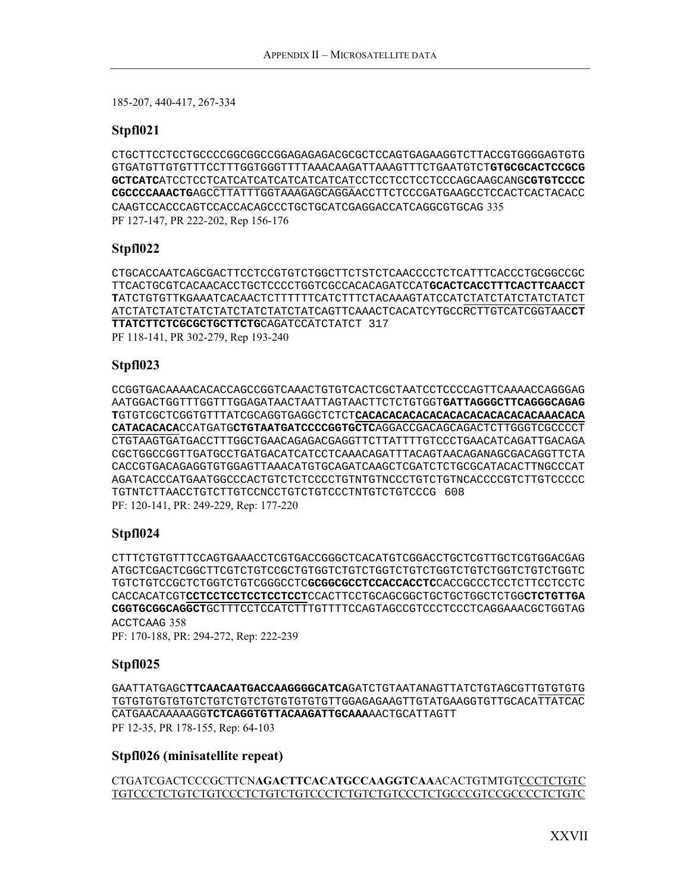185-207, 440-417, 267-334

## Stpfl021

CTGCTTCCTCCTGCCCCGGCGGCCGGAGAGAGACGCGCTCCAGTGAGAAGGTCTTACCGTGGGGAGTGTG GTGATGTTGTGTTTCCTTTGGTGGGTTTTAAACAAGATTAAAGTTTCTGAATGTCT**GTGCGCACTCCGCG GCTCATC**ATCCTCCTCATCATCATCATCATCATCATCCTCCTCCTCCTCCCAGCAAGCANG**CGTGTCCCC CGCCCCAAACTG**AGCCTTATTTGGTAAAGAGCAGGAACCTTCTCCCGATGAAGCCTCCACTCACTACACC CAAGTCCACCCAGTCCACCACAGCCCTGCTGCATCGAGGACCATCAGGCGTGCAG 335

PF 127-147, PR 222-202, Rep 156-176

## Stpfl022

CTGCACCAATCAGCGACTTCCTCCGTGTCTGGCTTCTSTCTCAACCCCTCTCATTTCACCCTGCGGCCGC TTCACTGCGTCACAACACCTGCTCCCCTGGTCGCCACACAGATCCAT**GCACTCACCTTTCACTTCAACCT T**ATCTGTGTTKGAAATCACAACTCTTTTTTCATCTTTCTACAAAGTATCCATCTATCTATCTATCTATCT ATCTATCTATCTATCTATCTATCTATCTATCAGTTCAAACTCACATCYTGCCRCTTGTCATCGGTAAC**CT TTATCTTCTCGCGCTGCTTCTG**CAGATCCATCTATCT 317

PF 118-141, PR 302-279, Rep 193-240

## Stpfl023

CCGGTGACAAAACACACCAGCCGGTCAAACTGTGTCACTCGCTAATCCTCCCCAGTTCAAAACCAGGGAG AATGGACTGGTTTGGTTTGGAGATAACTAATTAGTAACTTCTCTGTGGT**GATTAGGGCTTCAGGGCAGAG T**GTGTCGCTCGGTGTTTATCGCAGGTGAGGCTCTCT**CACACACACACACACACACACACACACAAACACA CATACACACA**CCATGATG**CTGTAATGATCCCCGGTGCTC**AGGACCGACAGCAGACTCTTGGGTCGCCCCT CTGTAAGTGATGACCTTTGGCTGAACAGAGACGAGGTTCTTATTTTGTCCCTGAACATCAGATTGACAGA CGCTGGCCGGTTGATGCCTGATGACATCATCCTCAAACAGATTTACAGTAACAGANAGCGACAGGTTCTA CACCGTGACAGAGGTGTGGAGTTAAACATGTGCAGATCAAGCTCGATCTCTGCGCATACACTTNGCCCAT AGATCACCCATGAATGGCCCACTGTCTCTCCCCTGTNTGTNCCCTGTCTGTNCACCCCGTCTTGTCCCCC TGTNTCTTAACCTGTCTTGTCCNCCTGTCTGTCCCTNTGTCTGTCCCG 608

PF: 120-141, PR: 249-229, Rep: 177-220

## Stpfl024

CTTTCTGTGTTTCCAGTGAAACCTCGTGACCGGGCTCACATGTCGGACCTGCTCGTTGCTCGTGGACGAG ATGCTCGACTCGGCTTCGTCTGTCCGCTGTGGTCTGTCTGGTCTGTCTGGTCTGTCTGGTCTGTCTGGTC TGTCTGTCCGCTCTGGTCTGTCGGGCCTC**GCGGCGCCTCCACCACCTC**CACCGCCCTCCTCTTCCTCCTC CACCACATCGT**CCTCCTCCTCCTCCTCCT**CCACTTCCTGCAGCGGCTGCTGCTGGCTCTGG**CTCTGTTGA CGGTGCGGCAGGCT**GCTTTCCTCCATCTTTGTTTTCCAGTAGCCGTCCCTCCCTCAGGAAACGCTGGTAG ACCTCAAG 358

PF: 170-188, PR: 294-272, Rep: 222-239

## Stpfl025

GAATTATGAGC**TTCAACAATGACCAAGGGGCATCA**GATCTGTAATANAGTTATCTGTAGCGTTGTGTGTG TGTGTGTGTGTGTCTGTCTGTCTGTGTGTGTGTGTTGGAGAGAAGTTGTATGAAGGTGTTGCACATTATCAC CATGAACAAAAAGG**TCTCAGGTGTTACAAGATTGCAAA**AACTGCATTAGTT

PF 12-35, PR 178-155, Rep: 64-103

## Stpfl026 (minisatellite repeat)

CTGATCGACTCCCGCTTCN**AGACTTCACATGCCAAGGTCAA**ACACTGTMTGTCCCTCTGTC TGTCCCTCTGTCTGTCCCTCTGTCTGTCCCTCTGTCTGTCCCTCTGCCCGTCCGCCCCTCTGTC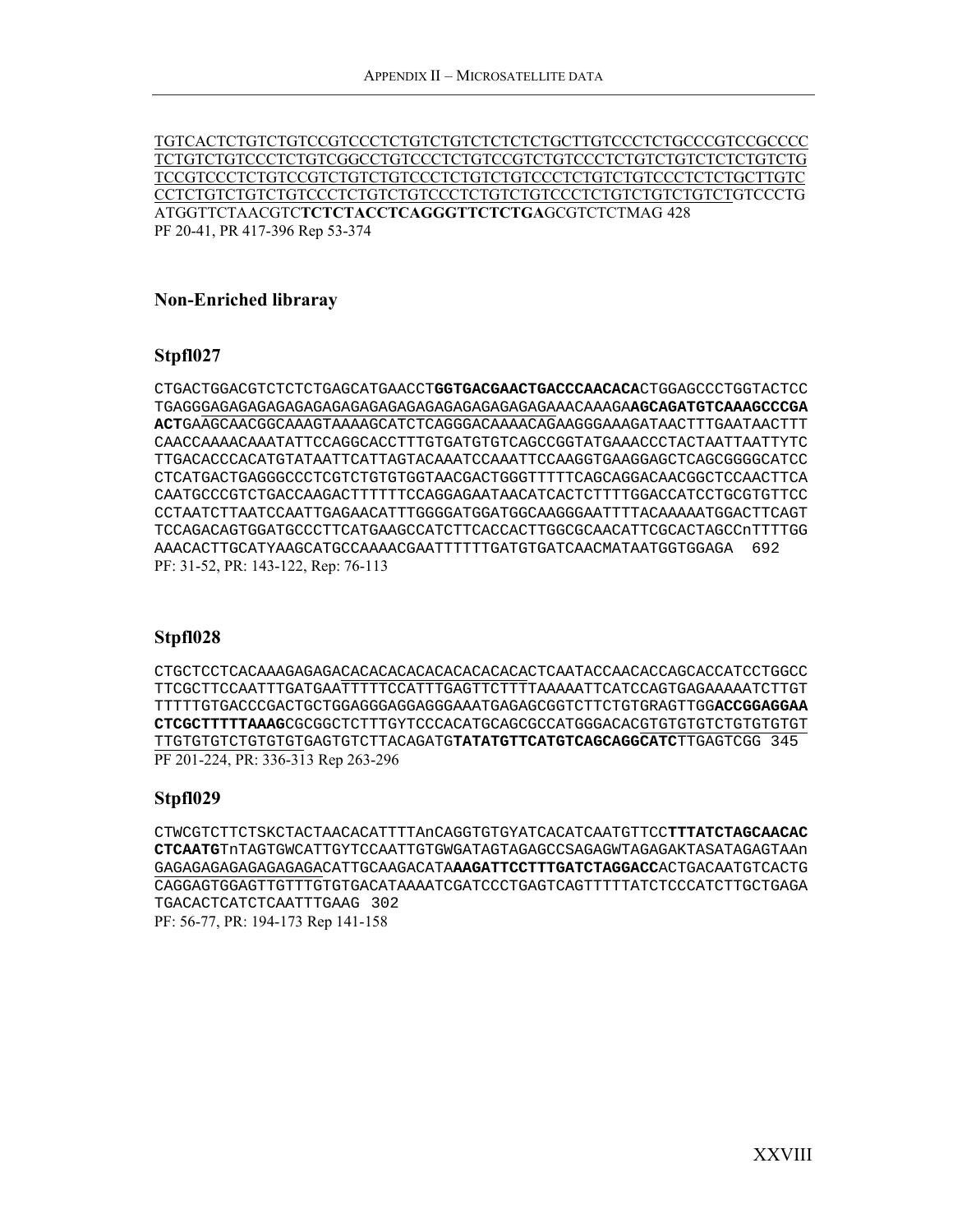TGTCACTCTGTCTGTCCGTCCCTCTGTCTGTCTCTCTCTGCTTGTCCCTCTGCCCGTCCGCCCC
TCTGTCTGTCCCTCTGTCGGCCTGTCCCTCTGTCCGTCTGTCCCTCTGTCTGTCTCTCTGTCTG
TCCGTCCCTCTGTCCGTCTGTCTGTCCCTCTGTCTGTCCCTCTGTCTGTCCCTCTCTGCTTGTC
CCTCTGTCTGTCTGTCCCTCTGTCTGTCCCTCTGTCTGTCCCTCTGTCTGTCTGTCTGTCCCTG
ATGGTTCTAACGTC**TCTCTACCTCAGGGTTCTCTGA**GCGTCTCTMAG 428
PF 20-41, PR 417-396 Rep 53-374

## Non-Enriched libraray

### Stpfl027

CTGACTGGACGTCTCTCTGAGCATGAACCT**GGTGACGAACTGACCCAACACA**CTGGAGCCCTGGTACTCC
TGAGGGAGAGAGAGAGAGAGAGAGAGAGAGAGAGAGAGAGAGAGAAACAAAGA**AGCAGATGTCAAAGCCCGA
ACT**GAAGCAACGGCAAAGTAAAAGCATCTCAGGGACAAAACAGAAGGGAAAGATAACTTTGAATAACTTT
CAACCAAAACAAATATTCCAGGCACCTTTGTGATGTGTCAGCCGGTATGAAACCCTACTAATTAATTYTC
TTGACACCCACATGTATAATTCATTAGTACAAATCCAAATTCCAAGGTGAAGGAGCTCAGCGGGGCATCC
CTCATGACTGAGGGCCCTCGTCTGTGTGGTAACGACTGGGTTTTTCAGCAGGACAACGGCTCCAACTTCA
CAATGCCCGTCTGACCAAGACTTTTTTCCAGGAGAATAACATCACTCTTTTGGACCATCCTGCGTGTTCC
CCTAATCTTAATCCAATTGAGAACATTTGGGGATGGATGGCAAGGGAATTTTACAAAAATGGACTTCAGT
TCCAGACAGTGGATGCCCTTCATGAAGCCATCTTCACCACTTGGCGCAACATTCGCACTAGCCnTTTTGG
AAACACTTGCATYAAGCATGCCAAAACGAATTTTTTGATGTGATCAACMATAATGGTGGAGA 692
PF: 31-52, PR: 143-122, Rep: 76-113

### Stpfl028

CTGCTCCTCACAAAGAGAGACACACACACACACACACACACTCAATACCAACACCAGCACCATCCTGGCC
TTCGCTTCCAATTTGATGAATTTTTCCATTTGAGTTCTTTTAAAAATTCATCCAGTGAGAAAAATCTTGT
TTTTTGTGACCCGACTGCTGGAGGGAGGAGGGAAATGAGAGCGGTCTTCTGTGRAGTTGG**ACCGGAGGAA
CTCGCTTTTTAAAG**CGCGGCTCTTTGYCCCACATGCAGCGCCATGGGACACGTGTGTGTCTGTGTGTGT
TTGTGTGTCTGTGTGTGAGTGTCTTACAGATG**TATATGTTCATGTCAGCAGGCATC**TTGAGTCGG 345
PF 201-224, PR: 336-313 Rep 263-296

### Stpfl029

CTWCGTCTTCTSKCTACTAACACATTTTAnCAGGTGTGYATCACATCAATGTTCC**TTTATCTAGCAACAC
CTCAATG**TnTAGTGWCATTGYTCCAATTGTGWGATAGTAGAGCCSAGAGWTAGAGAKTASATAGAGTAAn
GAGAGAGAGAGAGAGAGACATTGCAAGACATA**AAGATTCCTTTGATCTAGGACC**ACTGACAATGTCACTG
CAGGAGTGGAGTTGTTTGTGTGACATAAAATCGATCCCTGAGTCAGTTTTTATCTCCCATCTTGCTGAGA
TGACACTCATCTCAATTTGAAG 302
PF: 56-77, PR: 194-173 Rep 141-158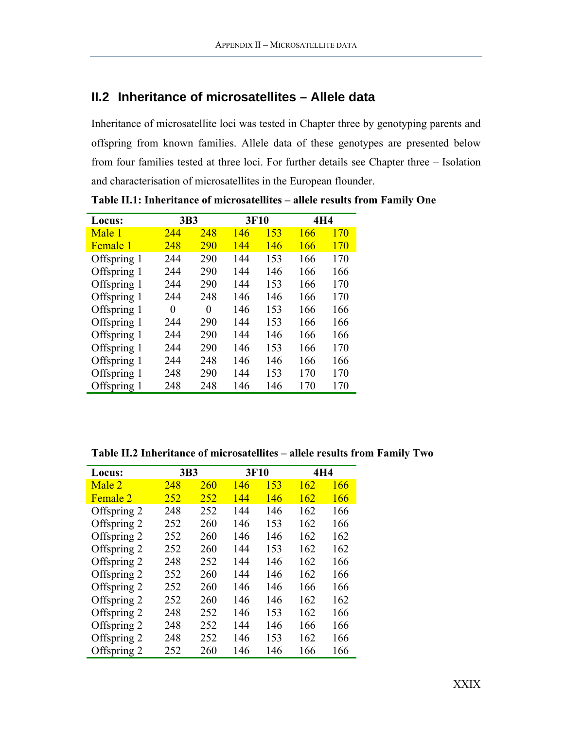## II.2 Inheritance of microsatellites – Allele data

Inheritance of microsatellite loci was tested in Chapter three by genotyping parents and offspring from known families. Allele data of these genotypes are presented below from four families tested at three loci. For further details see Chapter three – Isolation and characterisation of microsatellites in the European flounder.

**Table II.1: Inheritance of microsatellites – allele results from Family One**

| Locus: | 3B3 | | 3F10 | | 4H4 | |
|---|---|---|---|---|---|---|
| Male 1 | 244 | 248 | 146 | 153 | 166 | 170 |
| Female 1 | 248 | 290 | 144 | 146 | 166 | 170 |
| Offspring 1 | 244 | 290 | 144 | 153 | 166 | 170 |
| Offspring 1 | 244 | 290 | 144 | 146 | 166 | 166 |
| Offspring 1 | 244 | 290 | 144 | 153 | 166 | 170 |
| Offspring 1 | 244 | 248 | 146 | 146 | 166 | 170 |
| Offspring 1 | 0 | 0 | 146 | 153 | 166 | 166 |
| Offspring 1 | 244 | 290 | 144 | 153 | 166 | 166 |
| Offspring 1 | 244 | 290 | 144 | 146 | 166 | 166 |
| Offspring 1 | 244 | 290 | 146 | 153 | 166 | 170 |
| Offspring 1 | 244 | 248 | 146 | 146 | 166 | 166 |
| Offspring 1 | 248 | 290 | 144 | 153 | 170 | 170 |
| Offspring 1 | 248 | 248 | 146 | 146 | 170 | 170 |

**Table II.2 Inheritance of microsatellites – allele results from Family Two**

| Locus: | 3B3 | | 3F10 | | 4H4 | |
|---|---|---|---|---|---|---|
| Male 2 | 248 | 260 | 146 | 153 | 162 | 166 |
| Female 2 | 252 | 252 | 144 | 146 | 162 | 166 |
| Offspring 2 | 248 | 252 | 144 | 146 | 162 | 166 |
| Offspring 2 | 252 | 260 | 146 | 153 | 162 | 166 |
| Offspring 2 | 252 | 260 | 146 | 146 | 162 | 162 |
| Offspring 2 | 252 | 260 | 144 | 153 | 162 | 162 |
| Offspring 2 | 248 | 252 | 144 | 146 | 162 | 166 |
| Offspring 2 | 252 | 260 | 144 | 146 | 162 | 166 |
| Offspring 2 | 252 | 260 | 146 | 146 | 166 | 166 |
| Offspring 2 | 252 | 260 | 146 | 146 | 162 | 162 |
| Offspring 2 | 248 | 252 | 146 | 153 | 162 | 166 |
| Offspring 2 | 248 | 252 | 144 | 146 | 166 | 166 |
| Offspring 2 | 248 | 252 | 146 | 153 | 162 | 166 |
| Offspring 2 | 252 | 260 | 146 | 146 | 166 | 166 |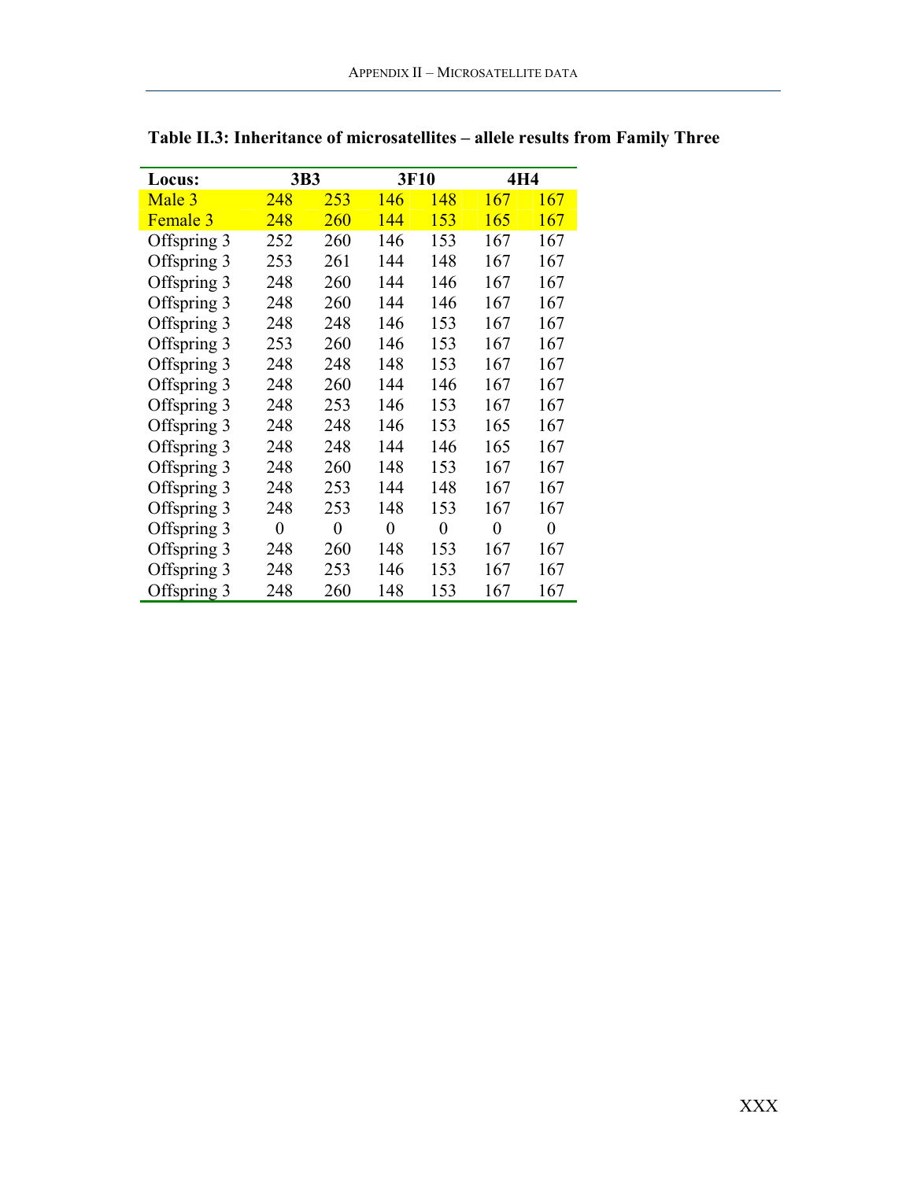**Table II.3: Inheritance of microsatellites – allele results from Family Three**

| Locus: | 3B3 | | 3F10 | | 4H4 | |
|---|---|---|---|---|---|---|
| Male 3 | 248 | 253 | 146 | 148 | 167 | 167 |
| Female 3 | 248 | 260 | 144 | 153 | 165 | 167 |
| Offspring 3 | 252 | 260 | 146 | 153 | 167 | 167 |
| Offspring 3 | 253 | 261 | 144 | 148 | 167 | 167 |
| Offspring 3 | 248 | 260 | 144 | 146 | 167 | 167 |
| Offspring 3 | 248 | 260 | 144 | 146 | 167 | 167 |
| Offspring 3 | 248 | 248 | 146 | 153 | 167 | 167 |
| Offspring 3 | 253 | 260 | 146 | 153 | 167 | 167 |
| Offspring 3 | 248 | 248 | 148 | 153 | 167 | 167 |
| Offspring 3 | 248 | 260 | 144 | 146 | 167 | 167 |
| Offspring 3 | 248 | 253 | 146 | 153 | 167 | 167 |
| Offspring 3 | 248 | 248 | 146 | 153 | 165 | 167 |
| Offspring 3 | 248 | 248 | 144 | 146 | 165 | 167 |
| Offspring 3 | 248 | 260 | 148 | 153 | 167 | 167 |
| Offspring 3 | 248 | 253 | 144 | 148 | 167 | 167 |
| Offspring 3 | 248 | 253 | 148 | 153 | 167 | 167 |
| Offspring 3 | 0 | 0 | 0 | 0 | 0 | 0 |
| Offspring 3 | 248 | 260 | 148 | 153 | 167 | 167 |
| Offspring 3 | 248 | 253 | 146 | 153 | 167 | 167 |
| Offspring 3 | 248 | 260 | 148 | 153 | 167 | 167 |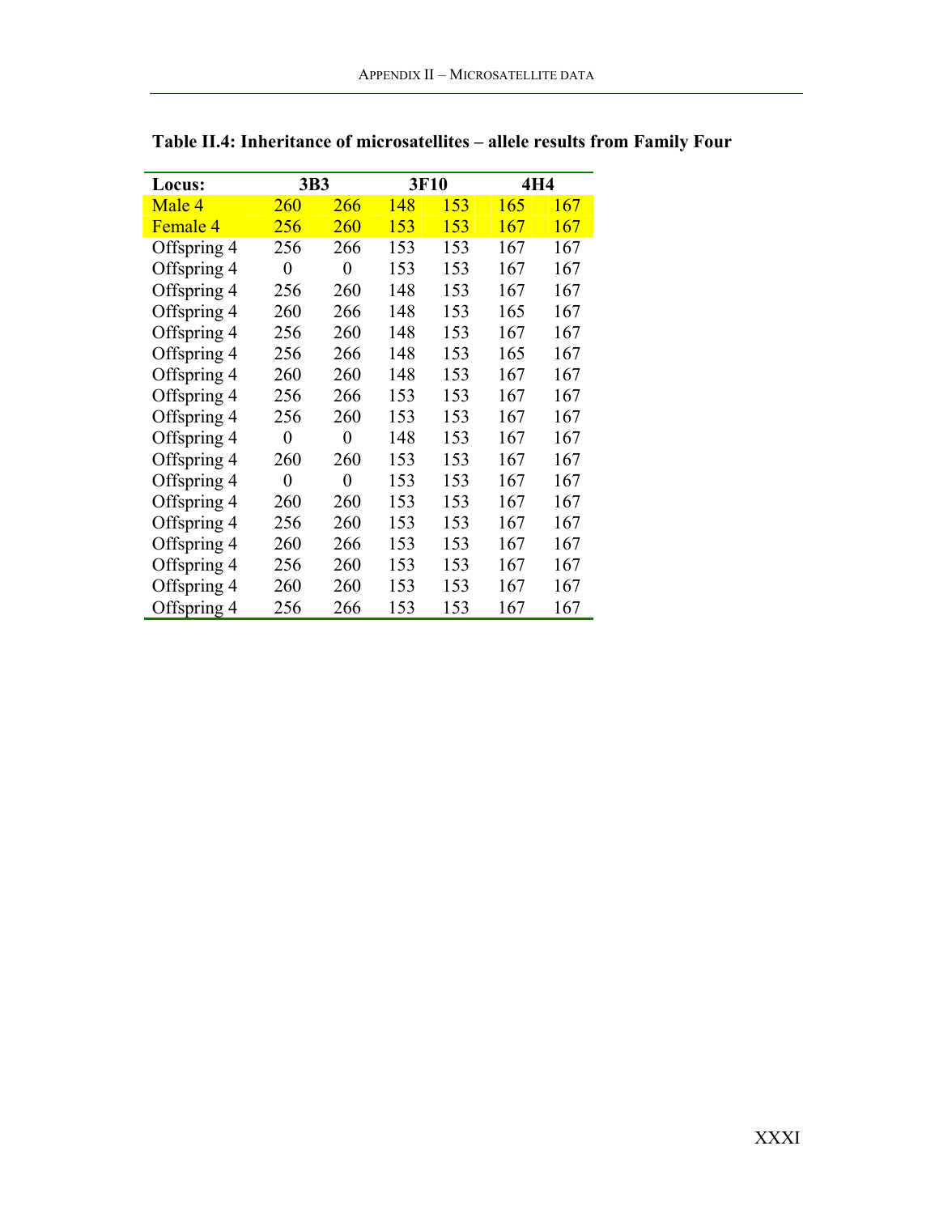**Table II.4: Inheritance of microsatellites – allele results from Family Four**

| Locus: | 3B3 | | 3F10 | | 4H4 | |
|---|---|---|---|---|---|---|
| Male 4 | 260 | 266 | 148 | 153 | 165 | 167 |
| Female 4 | 256 | 260 | 153 | 153 | 167 | 167 |
| Offspring 4 | 256 | 266 | 153 | 153 | 167 | 167 |
| Offspring 4 | 0 | 0 | 153 | 153 | 167 | 167 |
| Offspring 4 | 256 | 260 | 148 | 153 | 167 | 167 |
| Offspring 4 | 260 | 266 | 148 | 153 | 165 | 167 |
| Offspring 4 | 256 | 260 | 148 | 153 | 167 | 167 |
| Offspring 4 | 256 | 266 | 148 | 153 | 165 | 167 |
| Offspring 4 | 260 | 260 | 148 | 153 | 167 | 167 |
| Offspring 4 | 256 | 266 | 153 | 153 | 167 | 167 |
| Offspring 4 | 256 | 260 | 153 | 153 | 167 | 167 |
| Offspring 4 | 0 | 0 | 148 | 153 | 167 | 167 |
| Offspring 4 | 260 | 260 | 153 | 153 | 167 | 167 |
| Offspring 4 | 0 | 0 | 153 | 153 | 167 | 167 |
| Offspring 4 | 260 | 260 | 153 | 153 | 167 | 167 |
| Offspring 4 | 256 | 260 | 153 | 153 | 167 | 167 |
| Offspring 4 | 260 | 266 | 153 | 153 | 167 | 167 |
| Offspring 4 | 256 | 260 | 153 | 153 | 167 | 167 |
| Offspring 4 | 260 | 260 | 153 | 153 | 167 | 167 |
| Offspring 4 | 256 | 266 | 153 | 153 | 167 | 167 |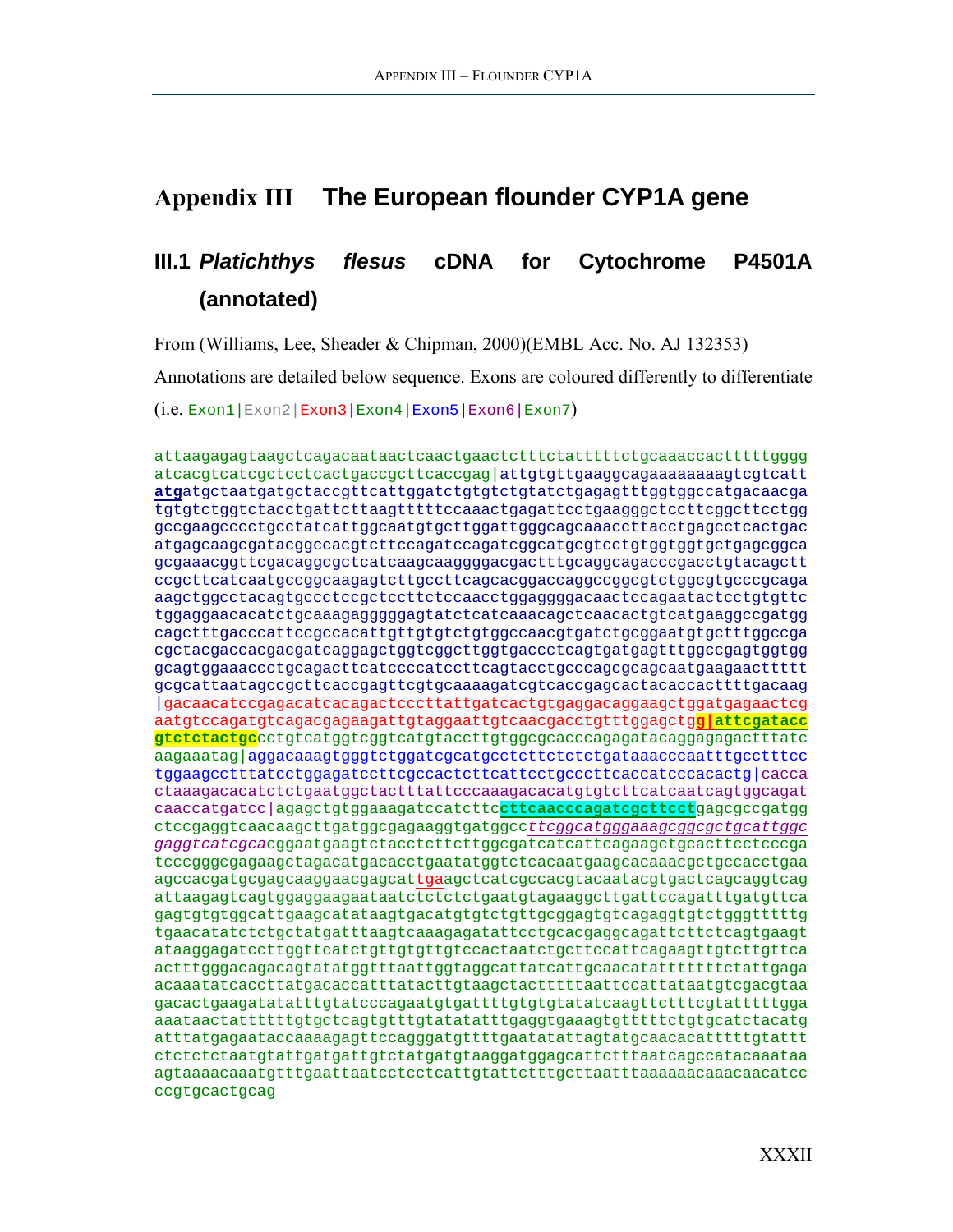# Appendix III  The European flounder CYP1A gene

## III.1 *Platichthys flesus* cDNA for Cytochrome P4501A (annotated)

From (Williams, Lee, Sheader & Chipman, 2000)(EMBL Acc. No. AJ 132353)

Annotations are detailed below sequence. Exons are coloured differently to differentiate

(i.e. Exon1|Exon2|Exon3|Exon4|Exon5|Exon6|Exon7)

```
attaagagagtaagctcagacaataactcaactgaactctttctatttttctgcaaaccactttttgggg
atcacgtcatcgctcctcactgaccgcttcaccgag|attgtgttgaaggcagaaaaaaaagtcgtcatt
atgatgctaatgatgctaccgttcattggatctgtgtctgtatctgagagtttggtggccatgacaacga
tgtgtctggtctacctgattcttaagtttttccaaactgagattcctgaagggctccttcggcttcctgg
gccgaagcccctgcctatcattggcaatgtgcttggattgggcagcaaaccttacctgagcctcactgac
atgagcaagcgatacggccacgtcttccagatccagatcggcatgcgtcctgtggtggtgctgagcggca
gcgaaacggttcgacaggcgctcatcaagcaaggggacgactttgcaggcagacccgacctgtacagctt
ccgcttcatcaatgccggcaagagtcttgccttcagcacggaccaggccggcgtctggcgtgcccgcaga
aagctggcctacagtgccctccgctccttctccaacctggaggggacaactccagaatactcctgtgttc
tggaggaacacatctgcaaagagggggagtatctcatcaaacagctcaacactgtcatgaaggccgatgg
cagctttgacccattccgccacattgttgtgtctgtggccaacgtgatctgcggaatgtgctttggccga
cgctacgaccacgacgatcaggagctggtcggcttggtgaccctcagtgatgagtttggccgagtggtgg
gcagtggaaaccctgcagacttcatccccatccttcagtacctgcccagcgcagcaatgaagaacttttt
gcgcattaatagccgcttcaccgagttcgtgcaaaagatcgtcaccgagcactacaccacttttgacaag
|gacaacatccgagacatcacagactcccttattgatcactgtgaggacaggaagctggatgagaactcg
aatgtccagatgtcagacgagaagattgtaggaattgtcaacgacctgtttggagctgg|attcgatacc
gtctctactgccctgtcatggtcggtcatgtaccttgtggcgcacccagagatacaggagagactttatc
aagaaatag|aggacaaagtgggtctggatcgcatgcctcttctctctgataaacccaatttgcctttcc
tggaagcctttatcctggagatccttcgccactcttcattcctgcccttcaccatcccacactg|cacca
ctaaagacacatctctgaatggctactttattcccaaagacacatgtgtcttcatcaatcagtggcagat
caaccatgatcc|agagctgtggaaagatccatcttccttcaacccagatcgcttcctgagcgccgatgg
ctccgaggtcaacaagcttgatggcgagaaggtgatggccttcggcatgggaaagcggcgctgcattggc
gaggtcatcgcacggaatgaagtctacctcttcttggcgatcatcattcagaagctgcacttcctcccga
tcccgggcgagaagctagacatgacacctgaatatggtctcacaatgaagcacaaacgctgccacctgaa
agccacgatgcgagcaaggaacgagcattgaagctcatcgccacgtacaatacgtgactcagcaggtcag
attaagagtcagtggaggaagaataatctctctgaatgtagaaggcttgattccagatttgatgttca
gagtgtgtggcattgaagcatataagtgacatgtgtctgttgcggagtgtcagaggtgtctgggtttttg
tgaacatatctctgctatgatttaagtcaaagagatattcctgcacgaggcagattcttctcagtgaagt
ataaggagatccttggttcatctgttgtgttgttccactaatctgcttccattcagaagttgtcttgttca
actttgggacagacagtatatggtttaattggtaggcattatcattgcaacatattttttctattgaga
acaaatatcaccttatgacaccatttatacttgtaagctactttttaattccattataatgtcgacgtaa
gacactgaagatatatttgtatcccagaatgtgattttgtgtgtatatcaagttctttcgtattttgga
aaataactattttttgtgctcagtgtttgtatatatttgaggtgaaagtgtttttctgtgcatctacatg
atttatgagaataccaaaagagttccagggatgttttgaatatattagtatgcaacacattttttgtattt
ctctctctaatgtattgatgattgtctatgatgtaaggatggagcattctttaatcagccatacaaataa
agtaaaacaaatgtttgaattaatcctcctcattgtattctttgcttaatttaaaaaacaaacaacatcc
ccgtgcactgcag
```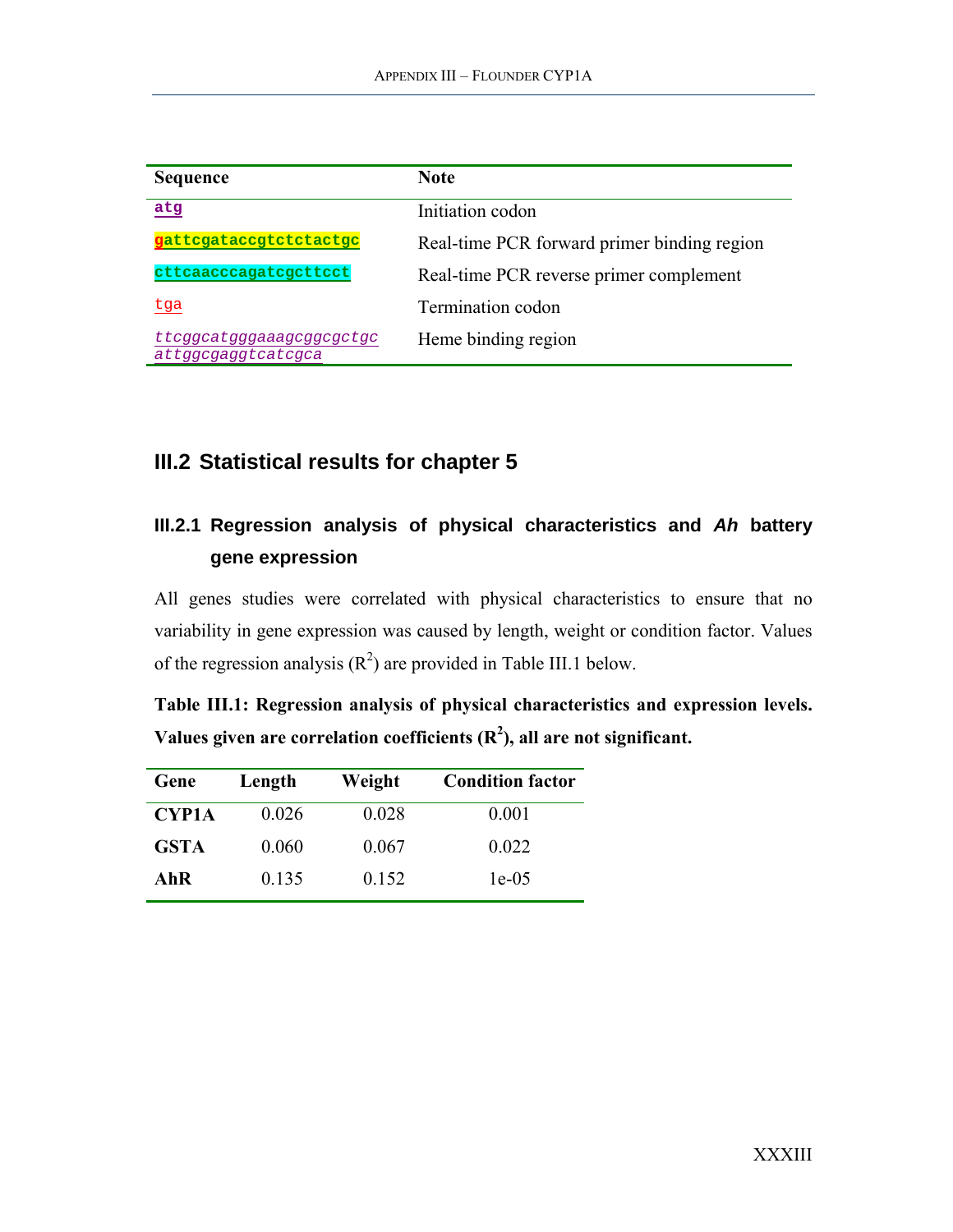| Sequence | Note |
|---|---|
| atg | Initiation codon |
| gattcgataccgtctctactgc | Real-time PCR forward primer binding region |
| cttcaacccagatcgcttcct | Real-time PCR reverse primer complement |
| tga | Termination codon |
| *ttcggcatgggaaagcggcgctgc attggcgaggtcatcgca* | Heme binding region |

## III.2 Statistical results for chapter 5

### III.2.1 Regression analysis of physical characteristics and *Ah* battery gene expression

All genes studies were correlated with physical characteristics to ensure that no variability in gene expression was caused by length, weight or condition factor. Values of the regression analysis ($R^2$) are provided in Table III.1 below.

**Table III.1: Regression analysis of physical characteristics and expression levels. Values given are correlation coefficients ($R^2$), all are not significant.**

| Gene | Length | Weight | Condition factor |
|---|---|---|---|
| **CYP1A** | 0.026 | 0.028 | 0.001 |
| **GSTA** | 0.060 | 0.067 | 0.022 |
| **AhR** | 0.135 | 0.152 | 1e-05 |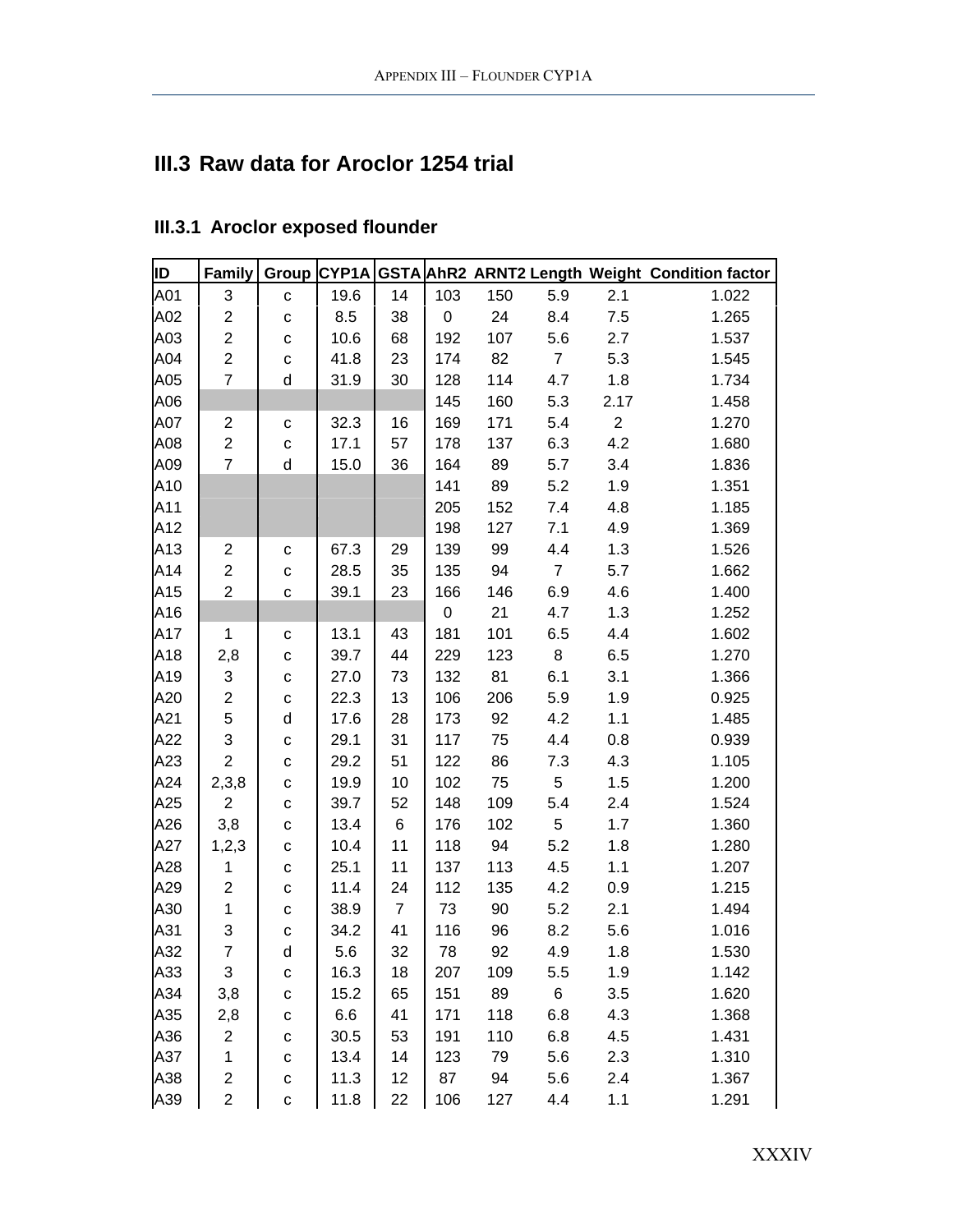## III.3 Raw data for Aroclor 1254 trial

### III.3.1 Aroclor exposed flounder

| ID | Family | Group | CYP1A | GSTA | AhR2 | ARNT2 | Length | Weight | Condition factor |
|---|---|---|---|---|---|---|---|---|---|
| A01 | 3 | c | 19.6 | 14 | 103 | 150 | 5.9 | 2.1 | 1.022 |
| A02 | 2 | c | 8.5 | 38 | 0 | 24 | 8.4 | 7.5 | 1.265 |
| A03 | 2 | c | 10.6 | 68 | 192 | 107 | 5.6 | 2.7 | 1.537 |
| A04 | 2 | c | 41.8 | 23 | 174 | 82 | 7 | 5.3 | 1.545 |
| A05 | 7 | d | 31.9 | 30 | 128 | 114 | 4.7 | 1.8 | 1.734 |
| A06 | | | | | 145 | 160 | 5.3 | 2.17 | 1.458 |
| A07 | 2 | c | 32.3 | 16 | 169 | 171 | 5.4 | 2 | 1.270 |
| A08 | 2 | c | 17.1 | 57 | 178 | 137 | 6.3 | 4.2 | 1.680 |
| A09 | 7 | d | 15.0 | 36 | 164 | 89 | 5.7 | 3.4 | 1.836 |
| A10 | | | | | 141 | 89 | 5.2 | 1.9 | 1.351 |
| A11 | | | | | 205 | 152 | 7.4 | 4.8 | 1.185 |
| A12 | | | | | 198 | 127 | 7.1 | 4.9 | 1.369 |
| A13 | 2 | c | 67.3 | 29 | 139 | 99 | 4.4 | 1.3 | 1.526 |
| A14 | 2 | c | 28.5 | 35 | 135 | 94 | 7 | 5.7 | 1.662 |
| A15 | 2 | c | 39.1 | 23 | 166 | 146 | 6.9 | 4.6 | 1.400 |
| A16 | | | | | 0 | 21 | 4.7 | 1.3 | 1.252 |
| A17 | 1 | c | 13.1 | 43 | 181 | 101 | 6.5 | 4.4 | 1.602 |
| A18 | 2,8 | c | 39.7 | 44 | 229 | 123 | 8 | 6.5 | 1.270 |
| A19 | 3 | c | 27.0 | 73 | 132 | 81 | 6.1 | 3.1 | 1.366 |
| A20 | 2 | c | 22.3 | 13 | 106 | 206 | 5.9 | 1.9 | 0.925 |
| A21 | 5 | d | 17.6 | 28 | 173 | 92 | 4.2 | 1.1 | 1.485 |
| A22 | 3 | c | 29.1 | 31 | 117 | 75 | 4.4 | 0.8 | 0.939 |
| A23 | 2 | c | 29.2 | 51 | 122 | 86 | 7.3 | 4.3 | 1.105 |
| A24 | 2,3,8 | c | 19.9 | 10 | 102 | 75 | 5 | 1.5 | 1.200 |
| A25 | 2 | c | 39.7 | 52 | 148 | 109 | 5.4 | 2.4 | 1.524 |
| A26 | 3,8 | c | 13.4 | 6 | 176 | 102 | 5 | 1.7 | 1.360 |
| A27 | 1,2,3 | c | 10.4 | 11 | 118 | 94 | 5.2 | 1.8 | 1.280 |
| A28 | 1 | c | 25.1 | 11 | 137 | 113 | 4.5 | 1.1 | 1.207 |
| A29 | 2 | c | 11.4 | 24 | 112 | 135 | 4.2 | 0.9 | 1.215 |
| A30 | 1 | c | 38.9 | 7 | 73 | 90 | 5.2 | 2.1 | 1.494 |
| A31 | 3 | c | 34.2 | 41 | 116 | 96 | 8.2 | 5.6 | 1.016 |
| A32 | 7 | d | 5.6 | 32 | 78 | 92 | 4.9 | 1.8 | 1.530 |
| A33 | 3 | c | 16.3 | 18 | 207 | 109 | 5.5 | 1.9 | 1.142 |
| A34 | 3,8 | c | 15.2 | 65 | 151 | 89 | 6 | 3.5 | 1.620 |
| A35 | 2,8 | c | 6.6 | 41 | 171 | 118 | 6.8 | 4.3 | 1.368 |
| A36 | 2 | c | 30.5 | 53 | 191 | 110 | 6.8 | 4.5 | 1.431 |
| A37 | 1 | c | 13.4 | 14 | 123 | 79 | 5.6 | 2.3 | 1.310 |
| A38 | 2 | c | 11.3 | 12 | 87 | 94 | 5.6 | 2.4 | 1.367 |
| A39 | 2 | c | 11.8 | 22 | 106 | 127 | 4.4 | 1.1 | 1.291 |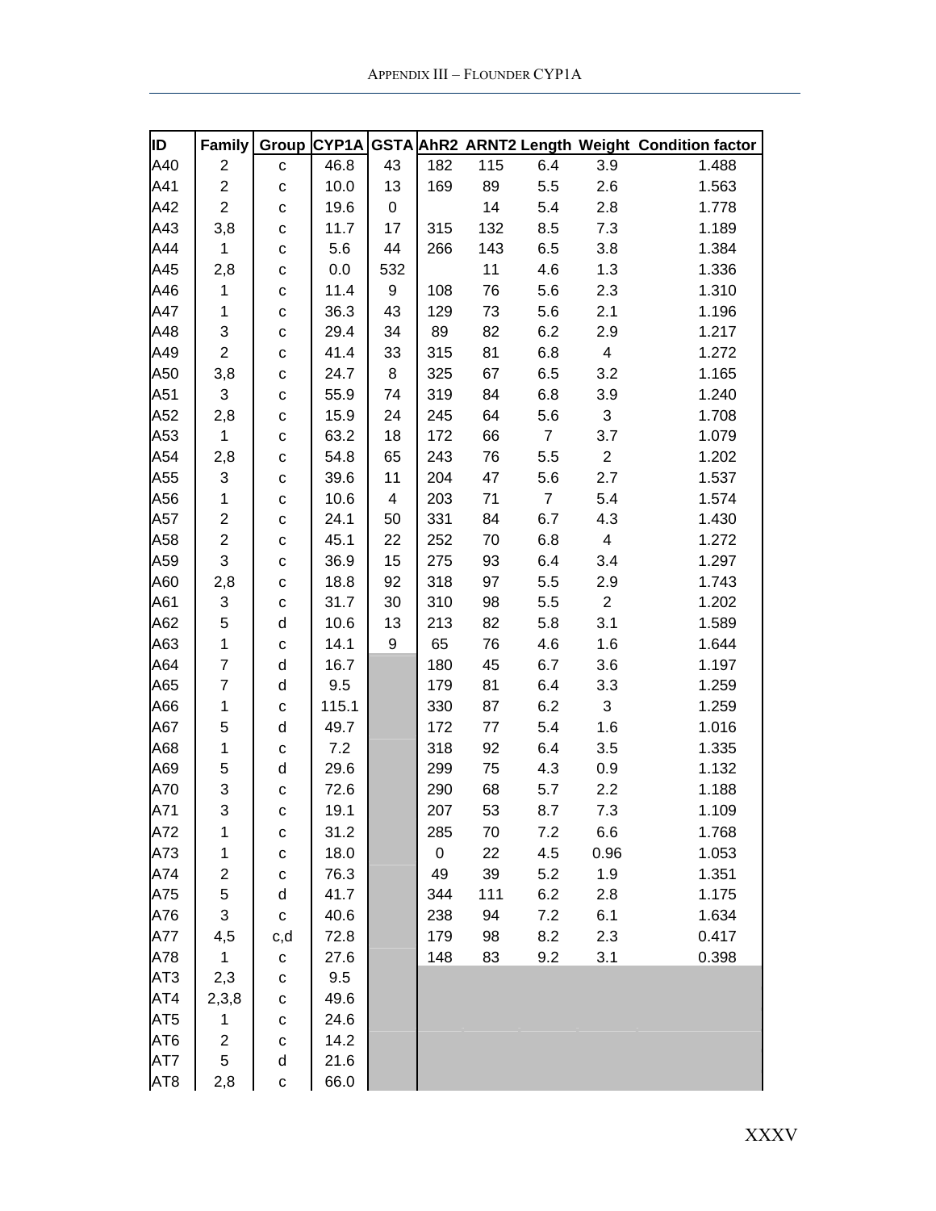| ID | Family | Group | CYP1A | GSTA | AhR2 | ARNT2 | Length | Weight | Condition factor |
|---|---|---|---|---|---|---|---|---|---|
| A40 | 2 | c | 46.8 | 43 | 182 | 115 | 6.4 | 3.9 | 1.488 |
| A41 | 2 | c | 10.0 | 13 | 169 | 89 | 5.5 | 2.6 | 1.563 |
| A42 | 2 | c | 19.6 | 0 | | 14 | 5.4 | 2.8 | 1.778 |
| A43 | 3,8 | c | 11.7 | 17 | 315 | 132 | 8.5 | 7.3 | 1.189 |
| A44 | 1 | c | 5.6 | 44 | 266 | 143 | 6.5 | 3.8 | 1.384 |
| A45 | 2,8 | c | 0.0 | 532 | | 11 | 4.6 | 1.3 | 1.336 |
| A46 | 1 | c | 11.4 | 9 | 108 | 76 | 5.6 | 2.3 | 1.310 |
| A47 | 1 | c | 36.3 | 43 | 129 | 73 | 5.6 | 2.1 | 1.196 |
| A48 | 3 | c | 29.4 | 34 | 89 | 82 | 6.2 | 2.9 | 1.217 |
| A49 | 2 | c | 41.4 | 33 | 315 | 81 | 6.8 | 4 | 1.272 |
| A50 | 3,8 | c | 24.7 | 8 | 325 | 67 | 6.5 | 3.2 | 1.165 |
| A51 | 3 | c | 55.9 | 74 | 319 | 84 | 6.8 | 3.9 | 1.240 |
| A52 | 2,8 | c | 15.9 | 24 | 245 | 64 | 5.6 | 3 | 1.708 |
| A53 | 1 | c | 63.2 | 18 | 172 | 66 | 7 | 3.7 | 1.079 |
| A54 | 2,8 | c | 54.8 | 65 | 243 | 76 | 5.5 | 2 | 1.202 |
| A55 | 3 | c | 39.6 | 11 | 204 | 47 | 5.6 | 2.7 | 1.537 |
| A56 | 1 | c | 10.6 | 4 | 203 | 71 | 7 | 5.4 | 1.574 |
| A57 | 2 | c | 24.1 | 50 | 331 | 84 | 6.7 | 4.3 | 1.430 |
| A58 | 2 | c | 45.1 | 22 | 252 | 70 | 6.8 | 4 | 1.272 |
| A59 | 3 | c | 36.9 | 15 | 275 | 93 | 6.4 | 3.4 | 1.297 |
| A60 | 2,8 | c | 18.8 | 92 | 318 | 97 | 5.5 | 2.9 | 1.743 |
| A61 | 3 | c | 31.7 | 30 | 310 | 98 | 5.5 | 2 | 1.202 |
| A62 | 5 | d | 10.6 | 13 | 213 | 82 | 5.8 | 3.1 | 1.589 |
| A63 | 1 | c | 14.1 | 9 | 65 | 76 | 4.6 | 1.6 | 1.644 |
| A64 | 7 | d | 16.7 | | 180 | 45 | 6.7 | 3.6 | 1.197 |
| A65 | 7 | d | 9.5 | | 179 | 81 | 6.4 | 3.3 | 1.259 |
| A66 | 1 | c | 115.1 | | 330 | 87 | 6.2 | 3 | 1.259 |
| A67 | 5 | d | 49.7 | | 172 | 77 | 5.4 | 1.6 | 1.016 |
| A68 | 1 | c | 7.2 | | 318 | 92 | 6.4 | 3.5 | 1.335 |
| A69 | 5 | d | 29.6 | | 299 | 75 | 4.3 | 0.9 | 1.132 |
| A70 | 3 | c | 72.6 | | 290 | 68 | 5.7 | 2.2 | 1.188 |
| A71 | 3 | c | 19.1 | | 207 | 53 | 8.7 | 7.3 | 1.109 |
| A72 | 1 | c | 31.2 | | 285 | 70 | 7.2 | 6.6 | 1.768 |
| A73 | 1 | c | 18.0 | | 0 | 22 | 4.5 | 0.96 | 1.053 |
| A74 | 2 | c | 76.3 | | 49 | 39 | 5.2 | 1.9 | 1.351 |
| A75 | 5 | d | 41.7 | | 344 | 111 | 6.2 | 2.8 | 1.175 |
| A76 | 3 | c | 40.6 | | 238 | 94 | 7.2 | 6.1 | 1.634 |
| A77 | 4,5 | c,d | 72.8 | | 179 | 98 | 8.2 | 2.3 | 0.417 |
| A78 | 1 | c | 27.6 | | 148 | 83 | 9.2 | 3.1 | 0.398 |
| AT3 | 2,3 | c | 9.5 | | | | | | |
| AT4 | 2,3,8 | c | 49.6 | | | | | | |
| AT5 | 1 | c | 24.6 | | | | | | |
| AT6 | 2 | c | 14.2 | | | | | | |
| AT7 | 5 | d | 21.6 | | | | | | |
| AT8 | 2,8 | c | 66.0 | | | | | | |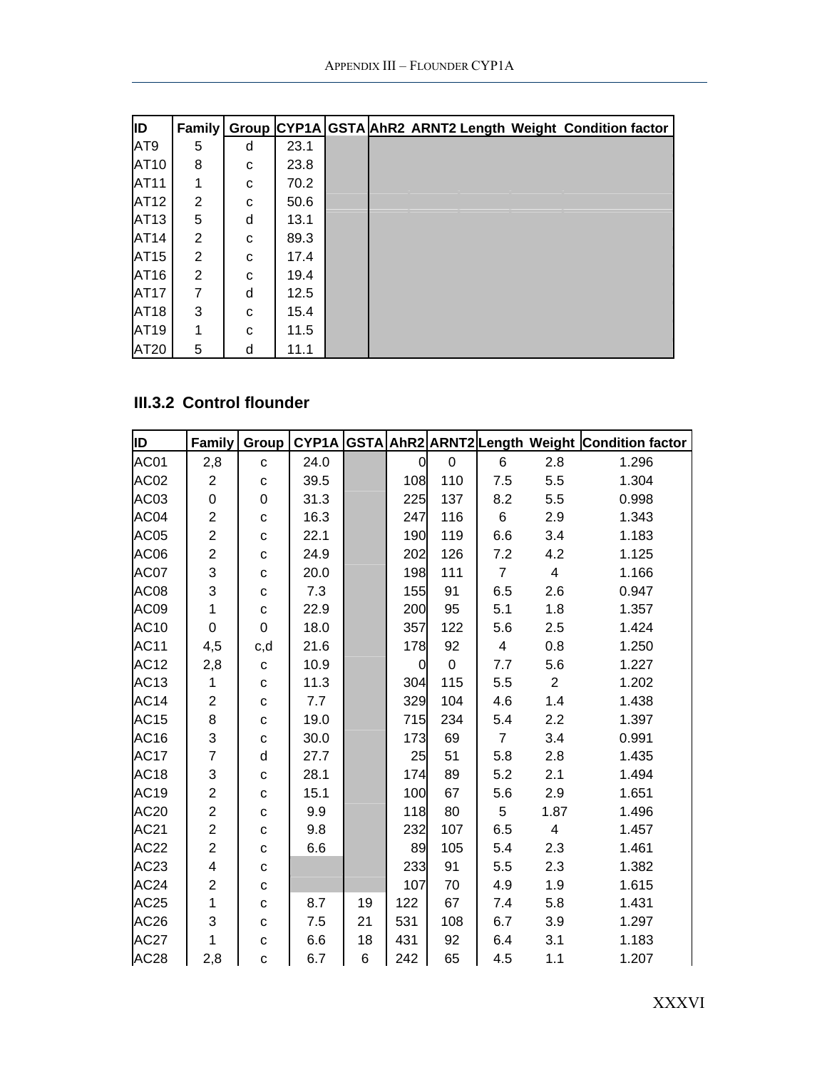| ID | Family | Group | CYP1A | GSTA | AhR2 | ARNT2 | Length | Weight | Condition factor |
|---|---|---|---|---|---|---|---|---|---|
| AT9 | 5 | d | 23.1 | | | | | | |
| AT10 | 8 | c | 23.8 | | | | | | |
| AT11 | 1 | c | 70.2 | | | | | | |
| AT12 | 2 | c | 50.6 | | | | | | |
| AT13 | 5 | d | 13.1 | | | | | | |
| AT14 | 2 | c | 89.3 | | | | | | |
| AT15 | 2 | c | 17.4 | | | | | | |
| AT16 | 2 | c | 19.4 | | | | | | |
| AT17 | 7 | d | 12.5 | | | | | | |
| AT18 | 3 | c | 15.4 | | | | | | |
| AT19 | 1 | c | 11.5 | | | | | | |
| AT20 | 5 | d | 11.1 | | | | | | |

### III.3.2 Control flounder

| ID | Family | Group | CYP1A | GSTA | AhR2 | ARNT2 | Length | Weight | Condition factor |
|---|---|---|---|---|---|---|---|---|---|
| AC01 | 2,8 | c | 24.0 | | 0 | 0 | 6 | 2.8 | 1.296 |
| AC02 | 2 | c | 39.5 | | 108 | 110 | 7.5 | 5.5 | 1.304 |
| AC03 | 0 | 0 | 31.3 | | 225 | 137 | 8.2 | 5.5 | 0.998 |
| AC04 | 2 | c | 16.3 | | 247 | 116 | 6 | 2.9 | 1.343 |
| AC05 | 2 | c | 22.1 | | 190 | 119 | 6.6 | 3.4 | 1.183 |
| AC06 | 2 | c | 24.9 | | 202 | 126 | 7.2 | 4.2 | 1.125 |
| AC07 | 3 | c | 20.0 | | 198 | 111 | 7 | 4 | 1.166 |
| AC08 | 3 | c | 7.3 | | 155 | 91 | 6.5 | 2.6 | 0.947 |
| AC09 | 1 | c | 22.9 | | 200 | 95 | 5.1 | 1.8 | 1.357 |
| AC10 | 0 | 0 | 18.0 | | 357 | 122 | 5.6 | 2.5 | 1.424 |
| AC11 | 4,5 | c,d | 21.6 | | 178 | 92 | 4 | 0.8 | 1.250 |
| AC12 | 2,8 | c | 10.9 | | 0 | 0 | 7.7 | 5.6 | 1.227 |
| AC13 | 1 | c | 11.3 | | 304 | 115 | 5.5 | 2 | 1.202 |
| AC14 | 2 | c | 7.7 | | 329 | 104 | 4.6 | 1.4 | 1.438 |
| AC15 | 8 | c | 19.0 | | 715 | 234 | 5.4 | 2.2 | 1.397 |
| AC16 | 3 | c | 30.0 | | 173 | 69 | 7 | 3.4 | 0.991 |
| AC17 | 7 | d | 27.7 | | 25 | 51 | 5.8 | 2.8 | 1.435 |
| AC18 | 3 | c | 28.1 | | 174 | 89 | 5.2 | 2.1 | 1.494 |
| AC19 | 2 | c | 15.1 | | 100 | 67 | 5.6 | 2.9 | 1.651 |
| AC20 | 2 | c | 9.9 | | 118 | 80 | 5 | 1.87 | 1.496 |
| AC21 | 2 | c | 9.8 | | 232 | 107 | 6.5 | 4 | 1.457 |
| AC22 | 2 | c | 6.6 | | 89 | 105 | 5.4 | 2.3 | 1.461 |
| AC23 | 4 | c | | | 233 | 91 | 5.5 | 2.3 | 1.382 |
| AC24 | 2 | c | | | 107 | 70 | 4.9 | 1.9 | 1.615 |
| AC25 | 1 | c | 8.7 | 19 | 122 | 67 | 7.4 | 5.8 | 1.431 |
| AC26 | 3 | c | 7.5 | 21 | 531 | 108 | 6.7 | 3.9 | 1.297 |
| AC27 | 1 | c | 6.6 | 18 | 431 | 92 | 6.4 | 3.1 | 1.183 |
| AC28 | 2,8 | c | 6.7 | 6 | 242 | 65 | 4.5 | 1.1 | 1.207 |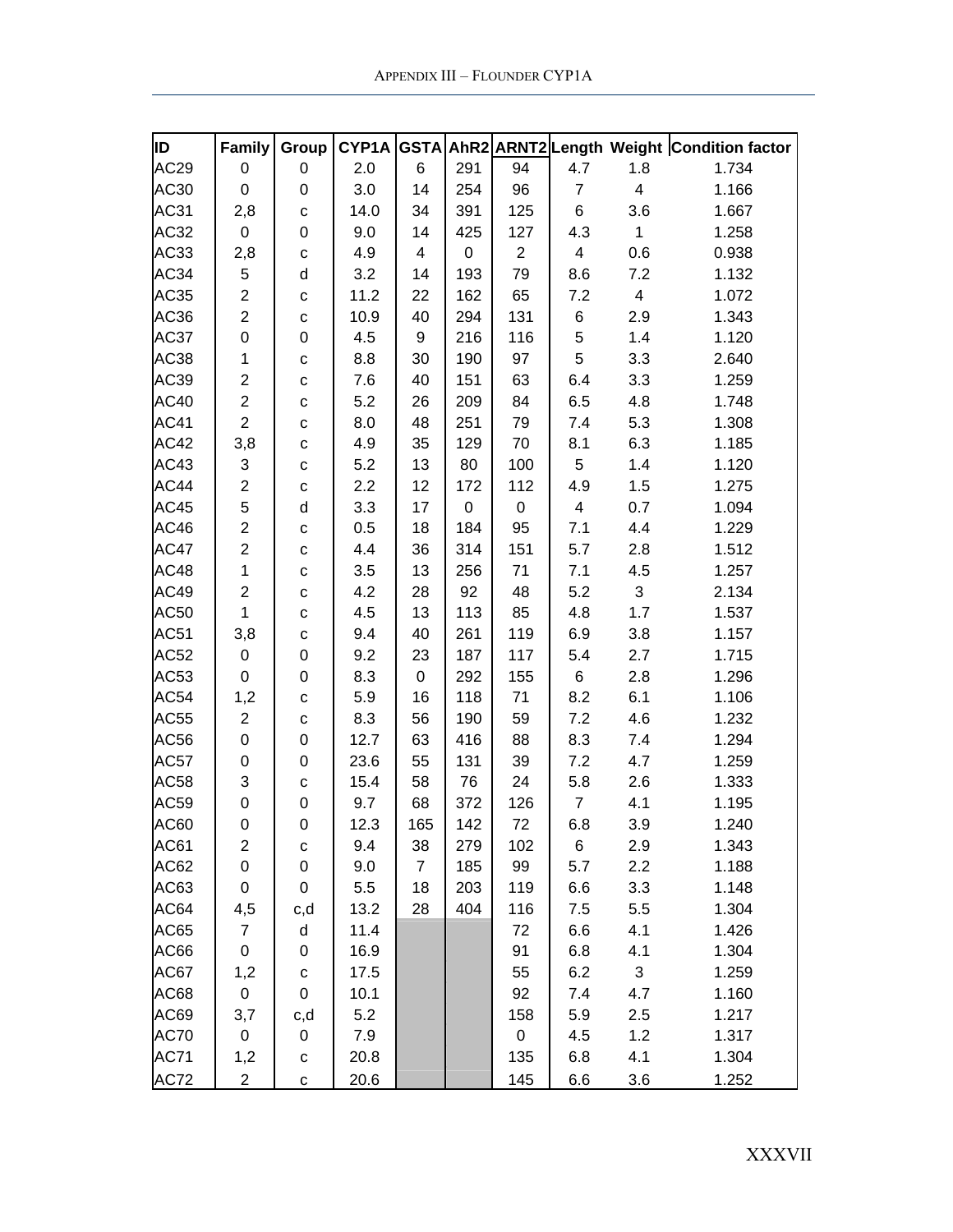| ID | Family | Group | CYP1A | GSTA | AhR2 | ARNT2 | Length | Weight | Condition factor |
|---|---|---|---|---|---|---|---|---|---|
| AC29 | 0 | 0 | 2.0 | 6 | 291 | 94 | 4.7 | 1.8 | 1.734 |
| AC30 | 0 | 0 | 3.0 | 14 | 254 | 96 | 7 | 4 | 1.166 |
| AC31 | 2,8 | c | 14.0 | 34 | 391 | 125 | 6 | 3.6 | 1.667 |
| AC32 | 0 | 0 | 9.0 | 14 | 425 | 127 | 4.3 | 1 | 1.258 |
| AC33 | 2,8 | c | 4.9 | 4 | 0 | 2 | 4 | 0.6 | 0.938 |
| AC34 | 5 | d | 3.2 | 14 | 193 | 79 | 8.6 | 7.2 | 1.132 |
| AC35 | 2 | c | 11.2 | 22 | 162 | 65 | 7.2 | 4 | 1.072 |
| AC36 | 2 | c | 10.9 | 40 | 294 | 131 | 6 | 2.9 | 1.343 |
| AC37 | 0 | 0 | 4.5 | 9 | 216 | 116 | 5 | 1.4 | 1.120 |
| AC38 | 1 | c | 8.8 | 30 | 190 | 97 | 5 | 3.3 | 2.640 |
| AC39 | 2 | c | 7.6 | 40 | 151 | 63 | 6.4 | 3.3 | 1.259 |
| AC40 | 2 | c | 5.2 | 26 | 209 | 84 | 6.5 | 4.8 | 1.748 |
| AC41 | 2 | c | 8.0 | 48 | 251 | 79 | 7.4 | 5.3 | 1.308 |
| AC42 | 3,8 | c | 4.9 | 35 | 129 | 70 | 8.1 | 6.3 | 1.185 |
| AC43 | 3 | c | 5.2 | 13 | 80 | 100 | 5 | 1.4 | 1.120 |
| AC44 | 2 | c | 2.2 | 12 | 172 | 112 | 4.9 | 1.5 | 1.275 |
| AC45 | 5 | d | 3.3 | 17 | 0 | 0 | 4 | 0.7 | 1.094 |
| AC46 | 2 | c | 0.5 | 18 | 184 | 95 | 7.1 | 4.4 | 1.229 |
| AC47 | 2 | c | 4.4 | 36 | 314 | 151 | 5.7 | 2.8 | 1.512 |
| AC48 | 1 | c | 3.5 | 13 | 256 | 71 | 7.1 | 4.5 | 1.257 |
| AC49 | 2 | c | 4.2 | 28 | 92 | 48 | 5.2 | 3 | 2.134 |
| AC50 | 1 | c | 4.5 | 13 | 113 | 85 | 4.8 | 1.7 | 1.537 |
| AC51 | 3,8 | c | 9.4 | 40 | 261 | 119 | 6.9 | 3.8 | 1.157 |
| AC52 | 0 | 0 | 9.2 | 23 | 187 | 117 | 5.4 | 2.7 | 1.715 |
| AC53 | 0 | 0 | 8.3 | 0 | 292 | 155 | 6 | 2.8 | 1.296 |
| AC54 | 1,2 | c | 5.9 | 16 | 118 | 71 | 8.2 | 6.1 | 1.106 |
| AC55 | 2 | c | 8.3 | 56 | 190 | 59 | 7.2 | 4.6 | 1.232 |
| AC56 | 0 | 0 | 12.7 | 63 | 416 | 88 | 8.3 | 7.4 | 1.294 |
| AC57 | 0 | 0 | 23.6 | 55 | 131 | 39 | 7.2 | 4.7 | 1.259 |
| AC58 | 3 | c | 15.4 | 58 | 76 | 24 | 5.8 | 2.6 | 1.333 |
| AC59 | 0 | 0 | 9.7 | 68 | 372 | 126 | 7 | 4.1 | 1.195 |
| AC60 | 0 | 0 | 12.3 | 165 | 142 | 72 | 6.8 | 3.9 | 1.240 |
| AC61 | 2 | c | 9.4 | 38 | 279 | 102 | 6 | 2.9 | 1.343 |
| AC62 | 0 | 0 | 9.0 | 7 | 185 | 99 | 5.7 | 2.2 | 1.188 |
| AC63 | 0 | 0 | 5.5 | 18 | 203 | 119 | 6.6 | 3.3 | 1.148 |
| AC64 | 4,5 | c,d | 13.2 | 28 | 404 | 116 | 7.5 | 5.5 | 1.304 |
| AC65 | 7 | d | 11.4 | | | 72 | 6.6 | 4.1 | 1.426 |
| AC66 | 0 | 0 | 16.9 | | | 91 | 6.8 | 4.1 | 1.304 |
| AC67 | 1,2 | c | 17.5 | | | 55 | 6.2 | 3 | 1.259 |
| AC68 | 0 | 0 | 10.1 | | | 92 | 7.4 | 4.7 | 1.160 |
| AC69 | 3,7 | c,d | 5.2 | | | 158 | 5.9 | 2.5 | 1.217 |
| AC70 | 0 | 0 | 7.9 | | | 0 | 4.5 | 1.2 | 1.317 |
| AC71 | 1,2 | c | 20.8 | | | 135 | 6.8 | 4.1 | 1.304 |
| AC72 | 2 | c | 20.6 | | | 145 | 6.6 | 3.6 | 1.252 |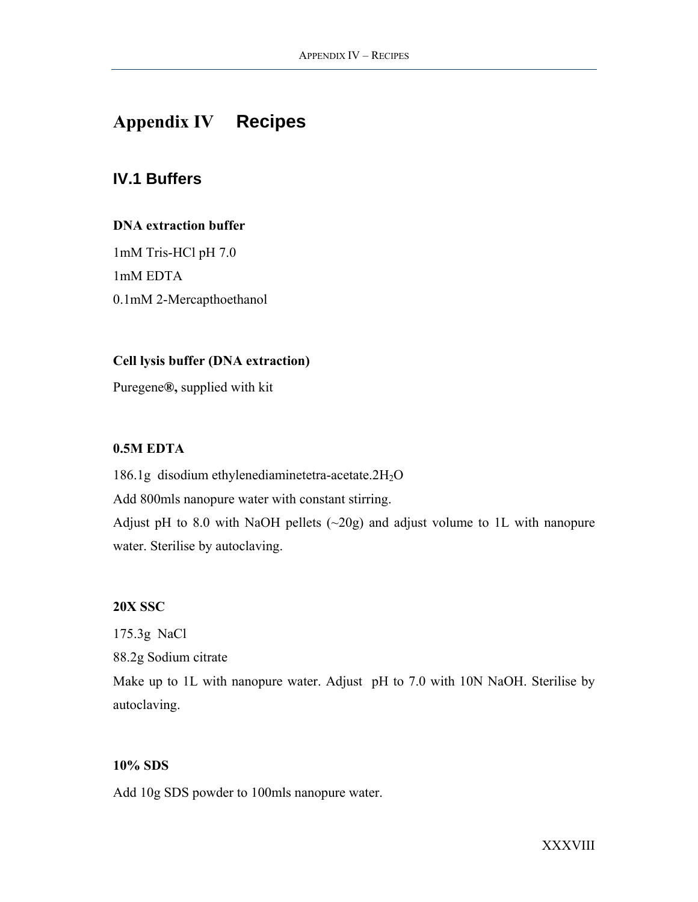# Appendix IV Recipes

## IV.1 Buffers

**DNA extraction buffer**

1mM Tris-HCl pH 7.0

1mM EDTA

0.1mM 2-Mercapthoethanol

**Cell lysis buffer (DNA extraction)**

Puregene**®,** supplied with kit

**0.5M EDTA**

186.1g disodium ethylenediaminetetra-acetate.$2H_2O$

Add 800mls nanopure water with constant stirring.

Adjust pH to 8.0 with NaOH pellets (~20g) and adjust volume to 1L with nanopure water. Sterilise by autoclaving.

**20X SSC**

175.3g NaCl

88.2g Sodium citrate

Make up to 1L with nanopure water. Adjust pH to 7.0 with 10N NaOH. Sterilise by autoclaving.

**10% SDS**

Add 10g SDS powder to 100mls nanopure water.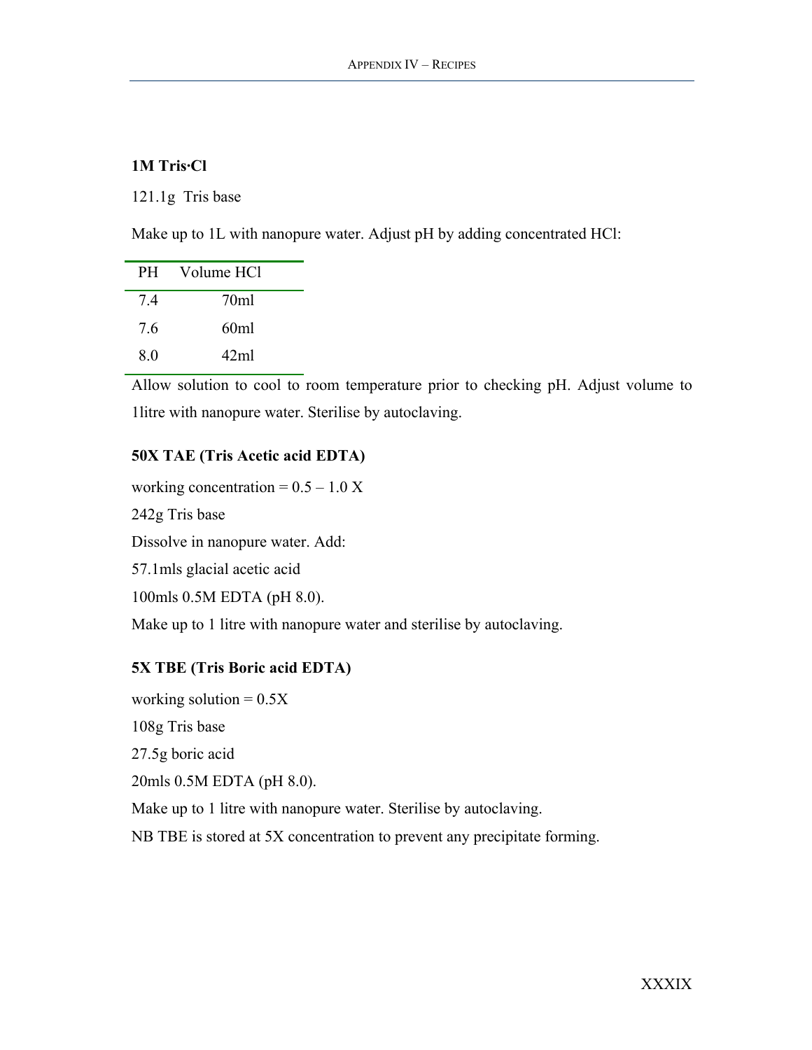**1M Tris·Cl**

121.1g  Tris base

Make up to 1L with nanopure water. Adjust pH by adding concentrated HCl:

| PH | Volume HCl |
|---|---|
| 7.4 | 70ml |
| 7.6 | 60ml |
| 8.0 | 42ml |

Allow solution to cool to room temperature prior to checking pH. Adjust volume to 1litre with nanopure water. Sterilise by autoclaving.

**50X TAE (Tris Acetic acid EDTA)**

working concentration = 0.5 – 1.0 X

242g Tris base

Dissolve in nanopure water. Add:

57.1mls glacial acetic acid

100mls 0.5M EDTA (pH 8.0).

Make up to 1 litre with nanopure water and sterilise by autoclaving.

**5X TBE (Tris Boric acid EDTA)**

working solution = 0.5X

108g Tris base

27.5g boric acid

20mls 0.5M EDTA (pH 8.0).

Make up to 1 litre with nanopure water. Sterilise by autoclaving.

NB TBE is stored at 5X concentration to prevent any precipitate forming.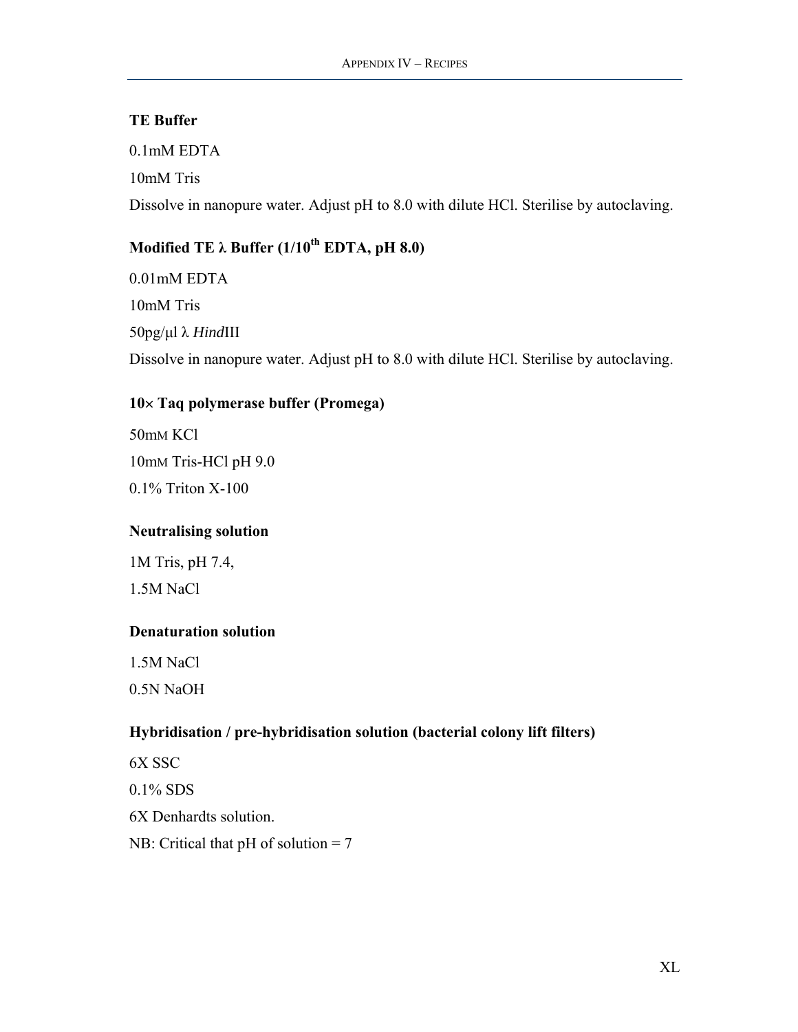### TE Buffer

0.1mM EDTA

10mM Tris

Dissolve in nanopure water. Adjust pH to 8.0 with dilute HCl. Sterilise by autoclaving.

### Modified TE λ Buffer (1/10$^{th}$ EDTA, pH 8.0)

0.01mM EDTA

10mM Tris

50pg/µl λ *Hind*III

Dissolve in nanopure water. Adjust pH to 8.0 with dilute HCl. Sterilise by autoclaving.

### 10× Taq polymerase buffer (Promega)

50mM KCl

10mM Tris-HCl pH 9.0

0.1% Triton X-100

### Neutralising solution

1M Tris, pH 7.4,

1.5M NaCl

### Denaturation solution

1.5M NaCl

0.5N NaOH

### Hybridisation / pre-hybridisation solution (bacterial colony lift filters)

6X SSC

0.1% SDS

6X Denhardts solution.

NB: Critical that pH of solution = 7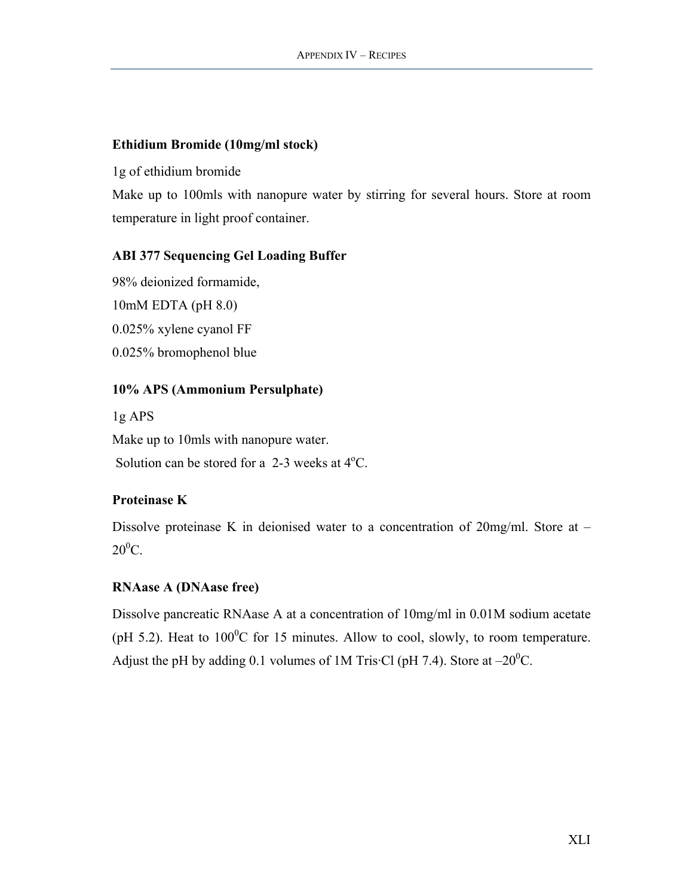**Ethidium Bromide (10mg/ml stock)**

1g of ethidium bromide

Make up to 100mls with nanopure water by stirring for several hours. Store at room temperature in light proof container.

**ABI 377 Sequencing Gel Loading Buffer**

98% deionized formamide,

10mM EDTA (pH 8.0)

0.025% xylene cyanol FF

0.025% bromophenol blue

**10% APS (Ammonium Persulphate)**

1g APS

Make up to 10mls with nanopure water.

Solution can be stored for a 2-3 weeks at $4^{o}$C.

**Proteinase K**

Dissolve proteinase K in deionised water to a concentration of 20mg/ml. Store at –$20^{0}$C.

**RNAase A (DNAase free)**

Dissolve pancreatic RNAase A at a concentration of 10mg/ml in 0.01M sodium acetate (pH 5.2). Heat to $100^{0}$C for 15 minutes. Allow to cool, slowly, to room temperature. Adjust the pH by adding 0.1 volumes of 1M Tris·Cl (pH 7.4). Store at –$20^{0}$C.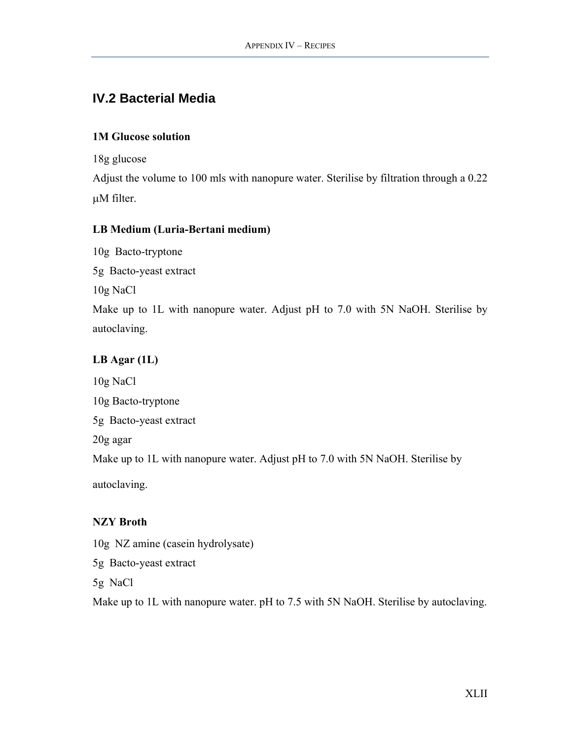## IV.2 Bacterial Media

**1M Glucose solution**

18g glucose

Adjust the volume to 100 mls with nanopure water. Sterilise by filtration through a 0.22 μM filter.

**LB Medium (Luria-Bertani medium)**

10g Bacto-tryptone

5g Bacto-yeast extract

10g NaCl

Make up to 1L with nanopure water. Adjust pH to 7.0 with 5N NaOH. Sterilise by autoclaving.

**LB Agar (1L)**

10g NaCl

10g Bacto-tryptone

5g Bacto-yeast extract

20g agar

Make up to 1L with nanopure water. Adjust pH to 7.0 with 5N NaOH. Sterilise by autoclaving.

**NZY Broth**

10g NZ amine (casein hydrolysate)

5g Bacto-yeast extract

5g NaCl

Make up to 1L with nanopure water. pH to 7.5 with 5N NaOH. Sterilise by autoclaving.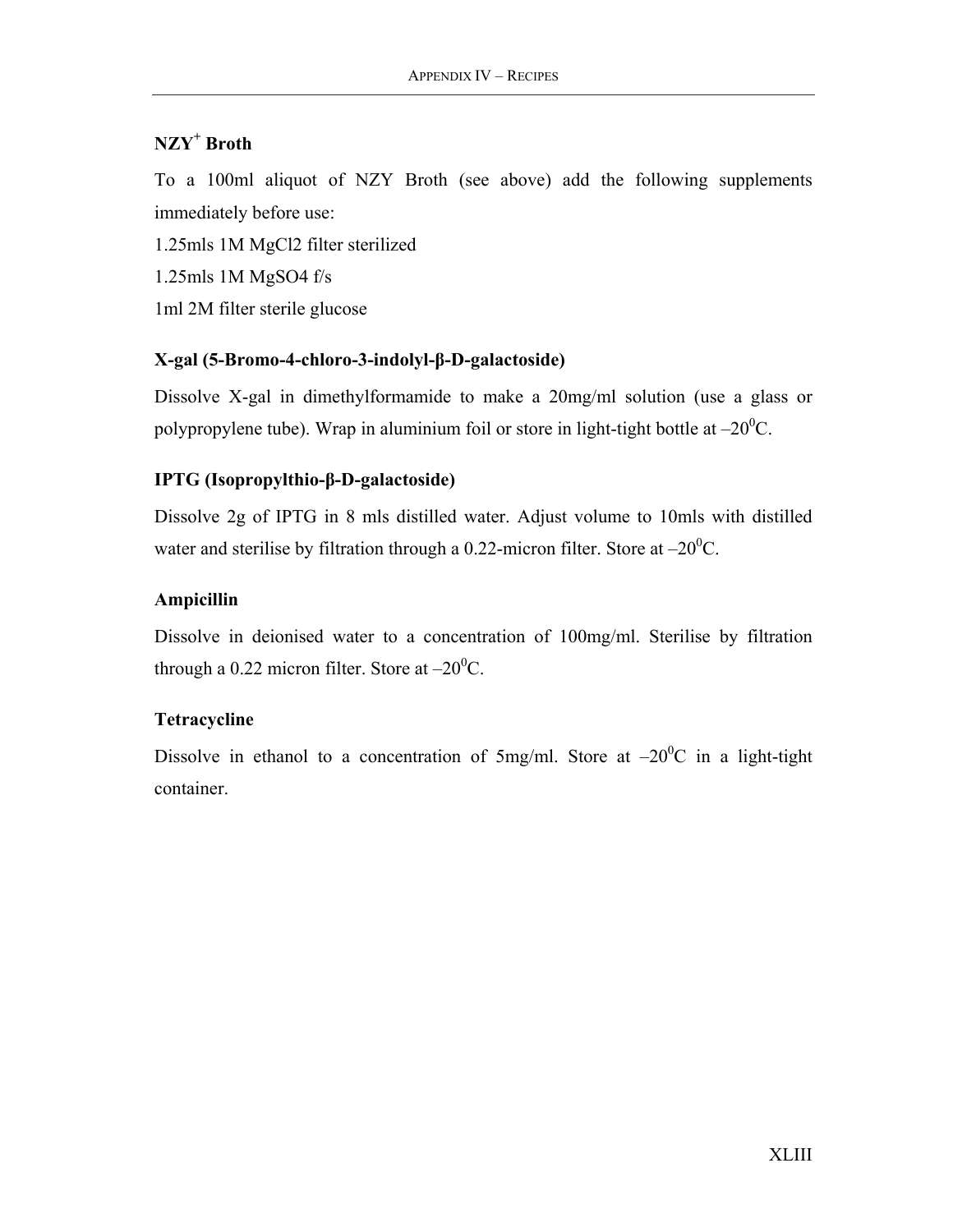### $NZY^+$ Broth

To a 100ml aliquot of NZY Broth (see above) add the following supplements immediately before use:

1.25mls 1M $MgCl_2$ filter sterilized

1.25mls 1M $MgSO_4$ f/s

1ml 2M filter sterile glucose

### X-gal (5-Bromo-4-chloro-3-indolyl-β-D-galactoside)

Dissolve X-gal in dimethylformamide to make a 20mg/ml solution (use a glass or polypropylene tube). Wrap in aluminium foil or store in light-tight bottle at $-20^0$C.

### IPTG (Isopropylthio-β-D-galactoside)

Dissolve 2g of IPTG in 8 mls distilled water. Adjust volume to 10mls with distilled water and sterilise by filtration through a 0.22-micron filter. Store at $-20^0$C.

### Ampicillin

Dissolve in deionised water to a concentration of 100mg/ml. Sterilise by filtration through a 0.22 micron filter. Store at $-20^0$C.

### Tetracycline

Dissolve in ethanol to a concentration of 5mg/ml. Store at $-20^0$C in a light-tight container.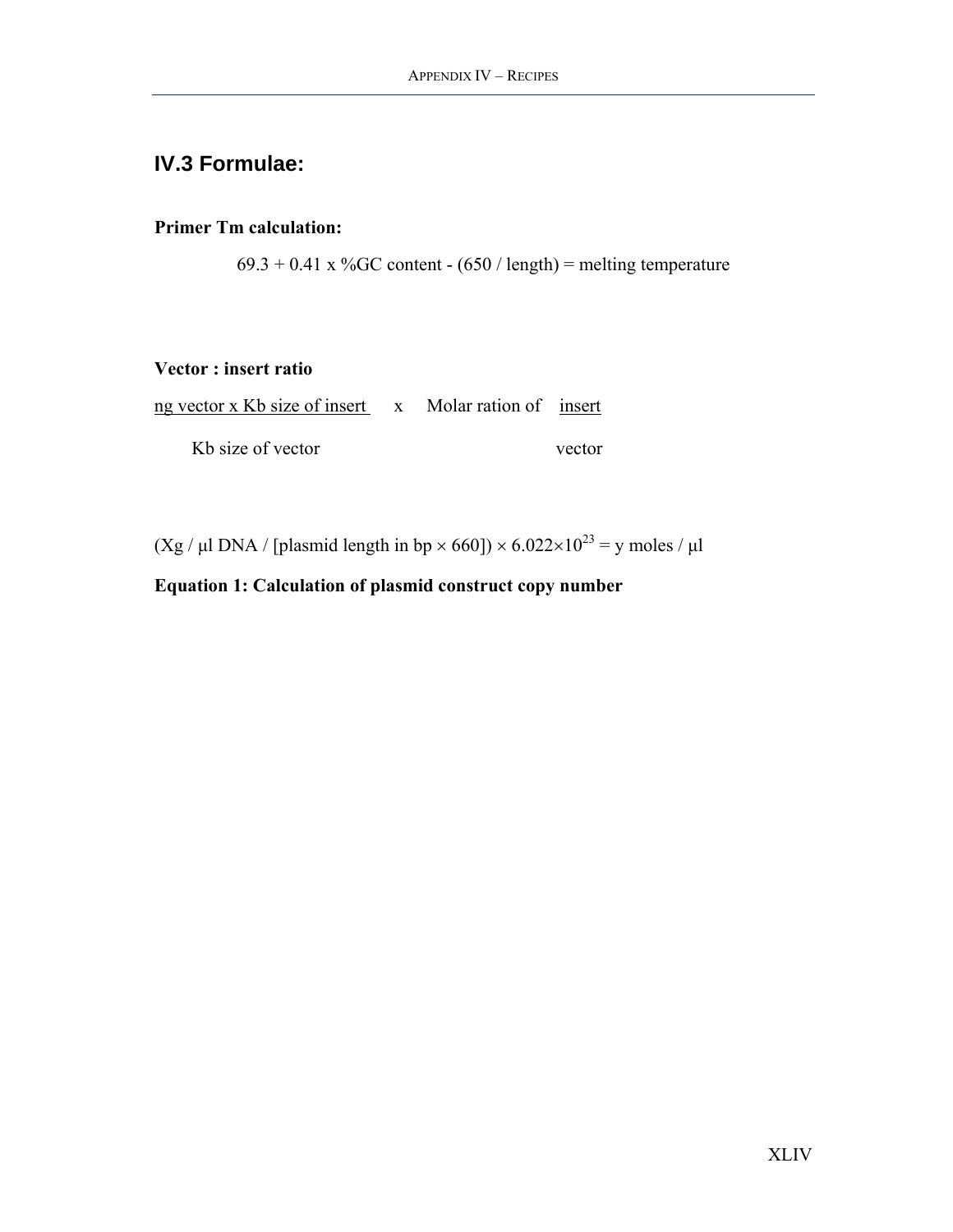## IV.3 Formulae:

**Primer Tm calculation:**

$$69.3 + 0.41 \times \%GC\ content - (650 / length) = melting\ temperature$$

**Vector : insert ratio**

$$\frac{\text{ng vector} \times \text{Kb size of insert}}{\text{Kb size of vector}} \times \text{Molar ration of } \frac{\text{insert}}{\text{vector}}$$

$$(Xg / \mu l\ DNA / [plasmid\ length\ in\ bp \times 660]) \times 6.022 \times 10^{23} = y\ moles / \mu l$$

**Equation 1: Calculation of plasmid construct copy number**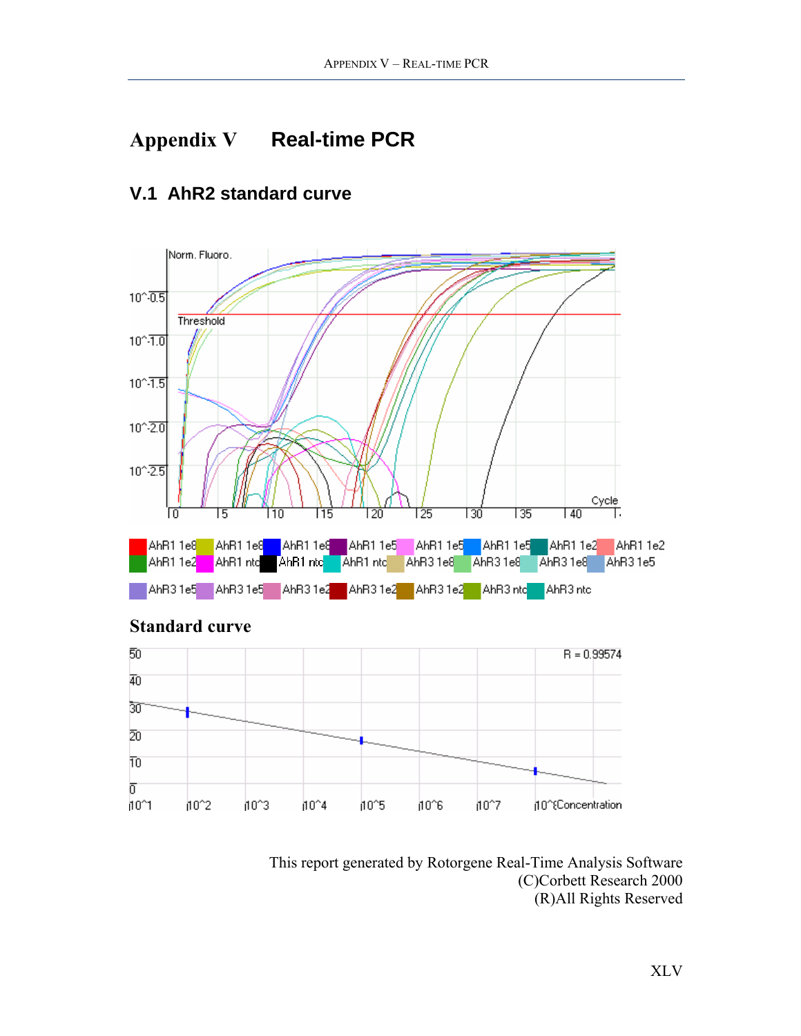# Appendix V Real-time PCR

## V.1 AhR2 standard curve

### Standard curve

This report generated by Rotorgene Real-Time Analysis Software
(C)Corbett Research 2000
(R)All Rights Reserved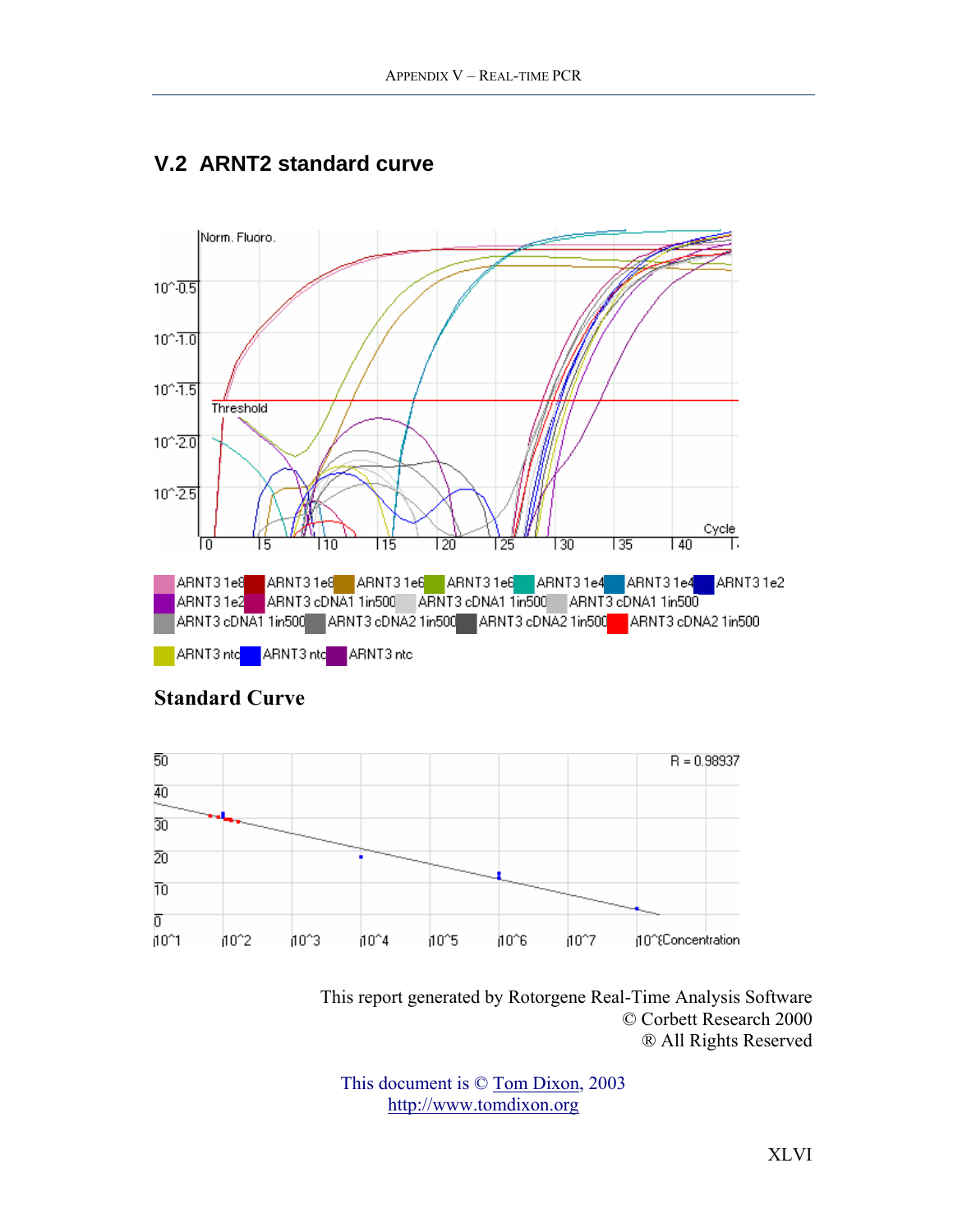## V.2 ARNT2 standard curve

Norm. Fluoro.

10^-0.5

10^-1.0

10^-1.5

10^-2.0

10^-2.5

Threshold

Cycle

0 5 10 15 20 25 30 35 40

ARNT3 1e8 ARNT3 1e8 ARNT3 1e6 ARNT3 1e6 ARNT3 1e6 ARNT3 1e4 ARNT3 1e4 ARNT3 1e2
ARNT3 1e2 ARNT3 cDNA1 1in500 ARNT3 cDNA1 1in500 ARNT3 cDNA1 1in500
ARNT3 cDNA1 1in500 ARNT3 cDNA2 1in500 ARNT3 cDNA2 1in500 ARNT3 cDNA2 1in500

ARNT3 ntc ARNT3 ntc ARNT3 ntc

### Standard Curve

50

40

30

20

10

0

R = 0.98937

10^1 10^2 10^3 10^4 10^5 10^6 10^7 10^8 Concentration

This report generated by Rotorgene Real-Time Analysis Software
© Corbett Research 2000
® All Rights Reserved

This document is © Tom Dixon, 2003
http://www.tomdixon.org